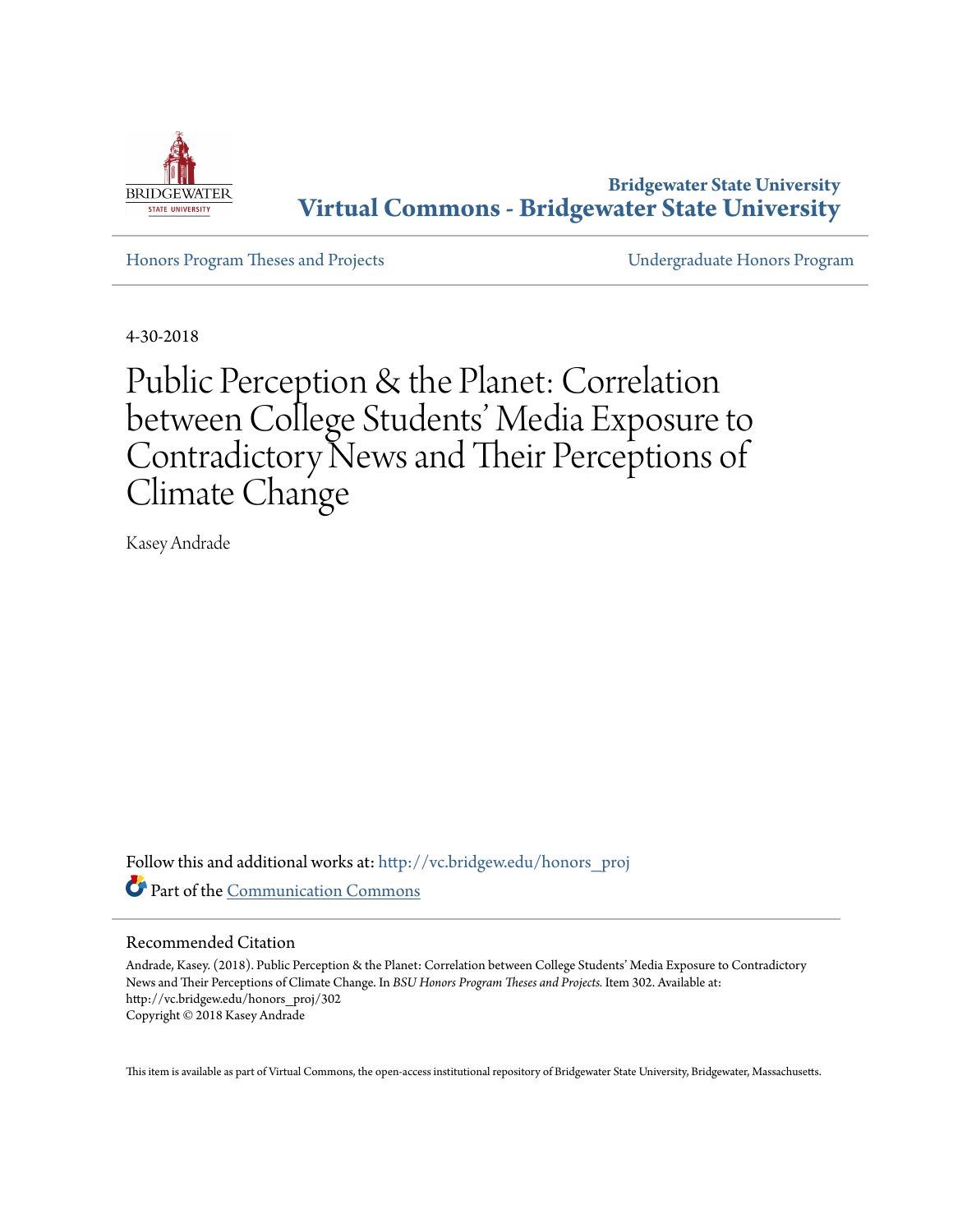Bridgewater State University
# Virtual Commons - Bridgewater State University

Honors Program Theses and Projects    Undergraduate Honors Program

4-30-2018

# Public Perception & the Planet: Correlation between College Students' Media Exposure to Contradictory News and Their Perceptions of Climate Change

Kasey Andrade

Follow this and additional works at: http://vc.bridgew.edu/honors_proj

Part of the Communication Commons

## Recommended Citation

Andrade, Kasey. (2018). Public Perception & the Planet: Correlation between College Students' Media Exposure to Contradictory News and Their Perceptions of Climate Change. In *BSU Honors Program Theses and Projects.* Item 302. Available at: http://vc.bridgew.edu/honors_proj/302
Copyright © 2018 Kasey Andrade

This item is available as part of Virtual Commons, the open-access institutional repository of Bridgewater State University, Bridgewater, Massachusetts.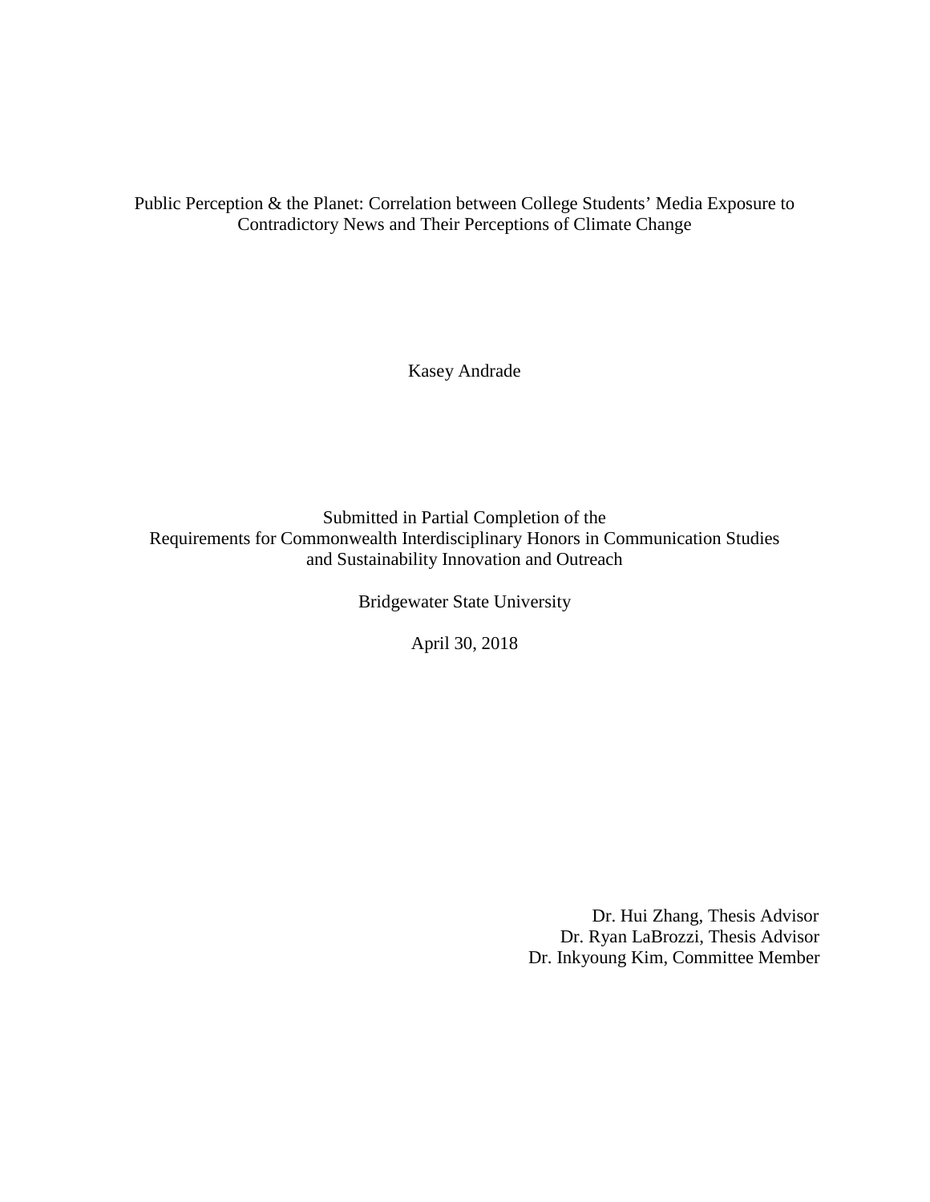Public Perception & the Planet: Correlation between College Students' Media Exposure to Contradictory News and Their Perceptions of Climate Change

Kasey Andrade

Submitted in Partial Completion of the
Requirements for Commonwealth Interdisciplinary Honors in Communication Studies
and Sustainability Innovation and Outreach

Bridgewater State University

April 30, 2018

Dr. Hui Zhang, Thesis Advisor
Dr. Ryan LaBrozzi, Thesis Advisor
Dr. Inkyoung Kim, Committee Member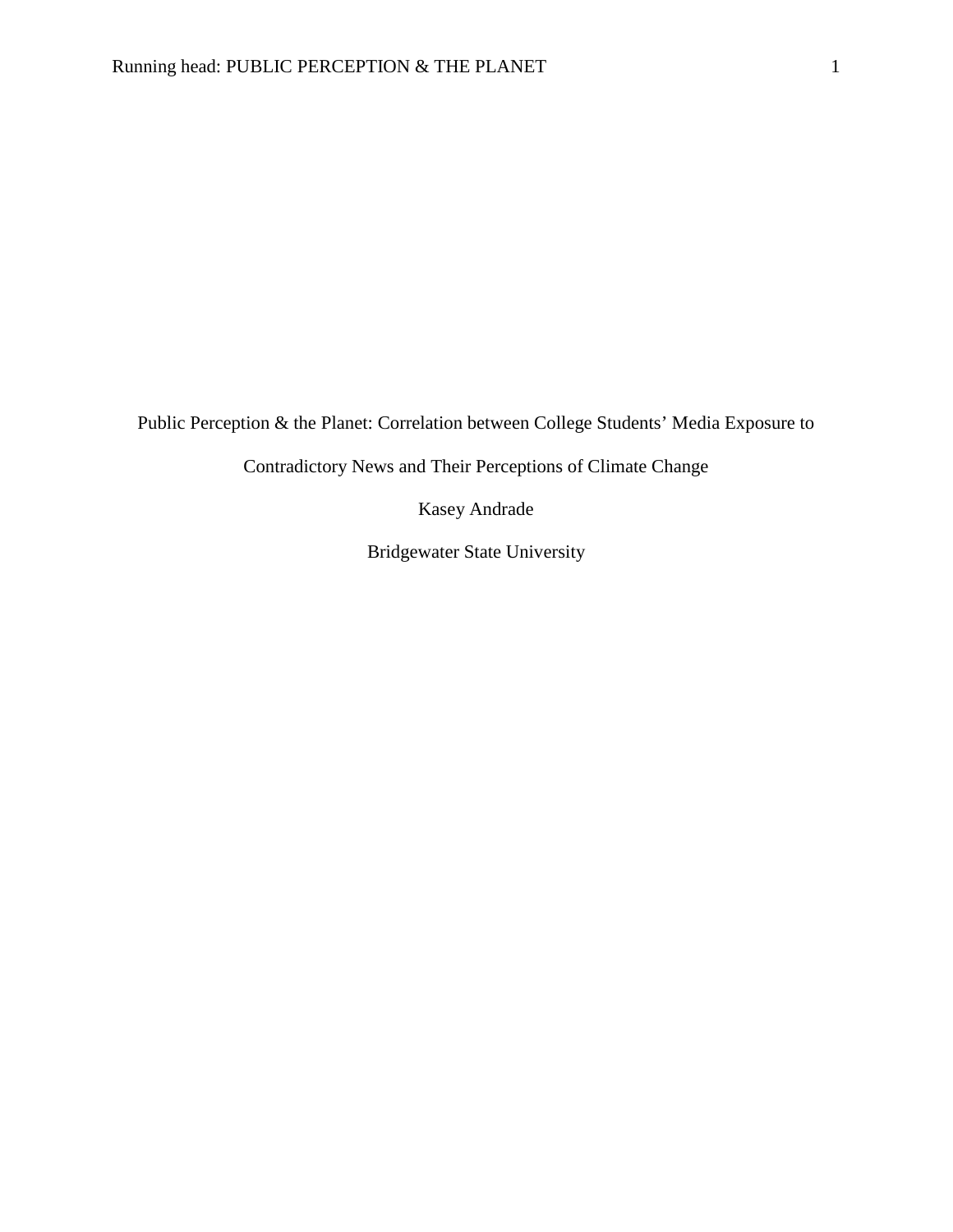Public Perception & the Planet: Correlation between College Students' Media Exposure to Contradictory News and Their Perceptions of Climate Change

Kasey Andrade

Bridgewater State University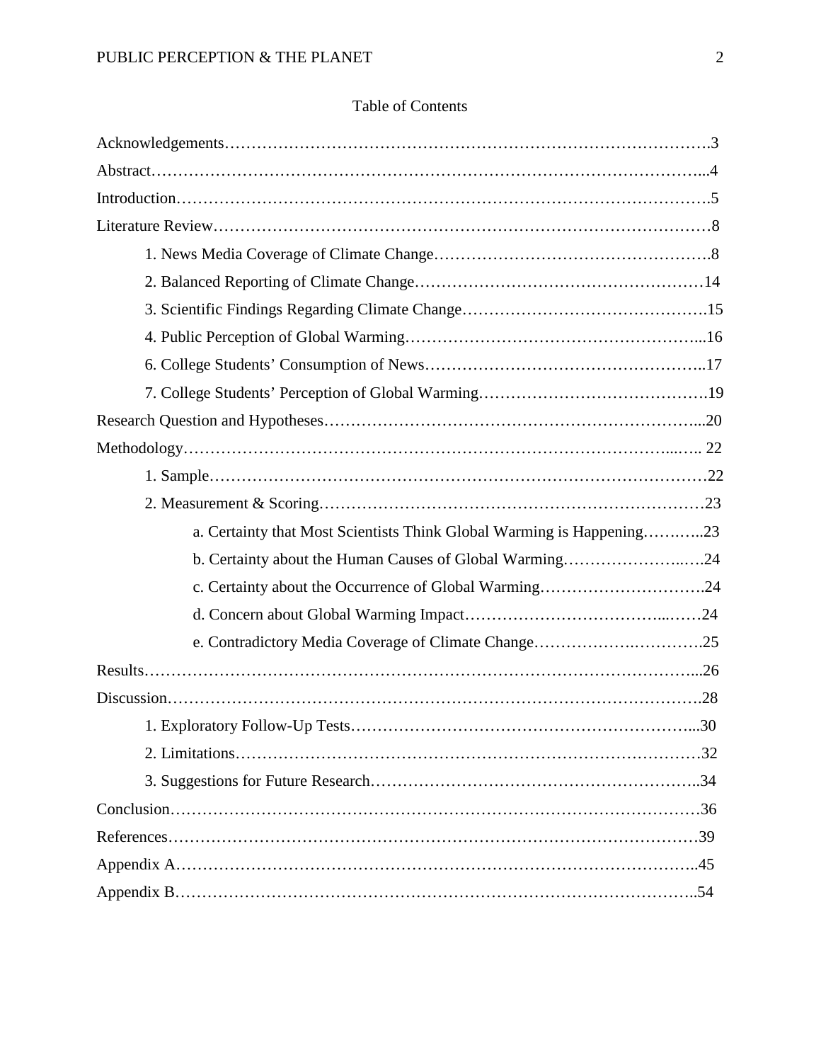# Table of Contents

Acknowledgements……………………………………………………………………………….3

Abstract…………………………………………………………………………………………...4

Introduction……………………………………………………………………………………….5

Literature Review…………………………………………………………………………………8

- 1. News Media Coverage of Climate Change…………………………………………….8
- 2. Balanced Reporting of Climate Change………………………………………………14
- 3. Scientific Findings Regarding Climate Change……………………………………….15
- 4. Public Perception of Global Warming………………………………………………...16
- 6. College Students' Consumption of News……………………………………………..17
- 7. College Students' Perception of Global Warming…………………………………….19

Research Question and Hypotheses……………………………………………………………...20

Methodology……………………………………………………………………………...….. 22

- 1. Sample…………………………………………………………………………………22
- 2. Measurement & Scoring………………………………………………………………23
  - a. Certainty that Most Scientists Think Global Warming is Happening……..…..23
  - b. Certainty about the Human Causes of Global Warming…………………..….24
  - c. Certainty about the Occurrence of Global Warming………………………….24
  - d. Concern about Global Warming Impact……………………………...……24
  - e. Contradictory Media Coverage of Climate Change…………….………….25

Results…………………………………………………………………………………………...26

Discussion……………………………………………………………………………………….28

- 1. Exploratory Follow-Up Tests………………………………………………………...30
- 2. Limitations……………………………………………………………………………32
- 3. Suggestions for Future Research……………………………………………………..34

Conclusion……………………………………………………………………………………36

References……………………………………………………………………………………39

Appendix A……………………………………………………………………………………..45

Appendix B……………………………………………………………………………………..54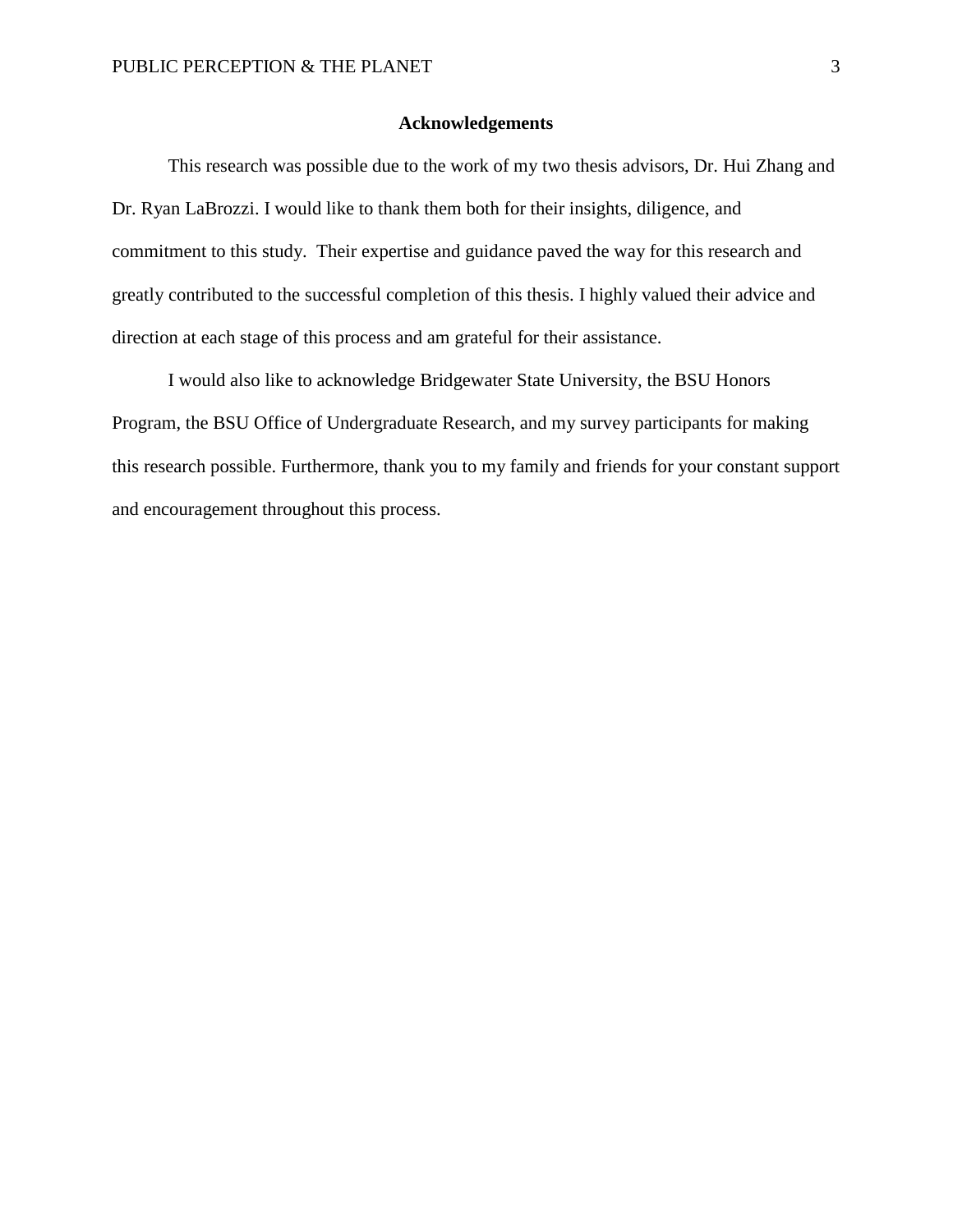## Acknowledgements

This research was possible due to the work of my two thesis advisors, Dr. Hui Zhang and Dr. Ryan LaBrozzi. I would like to thank them both for their insights, diligence, and commitment to this study. Their expertise and guidance paved the way for this research and greatly contributed to the successful completion of this thesis. I highly valued their advice and direction at each stage of this process and am grateful for their assistance.

I would also like to acknowledge Bridgewater State University, the BSU Honors Program, the BSU Office of Undergraduate Research, and my survey participants for making this research possible. Furthermore, thank you to my family and friends for your constant support and encouragement throughout this process.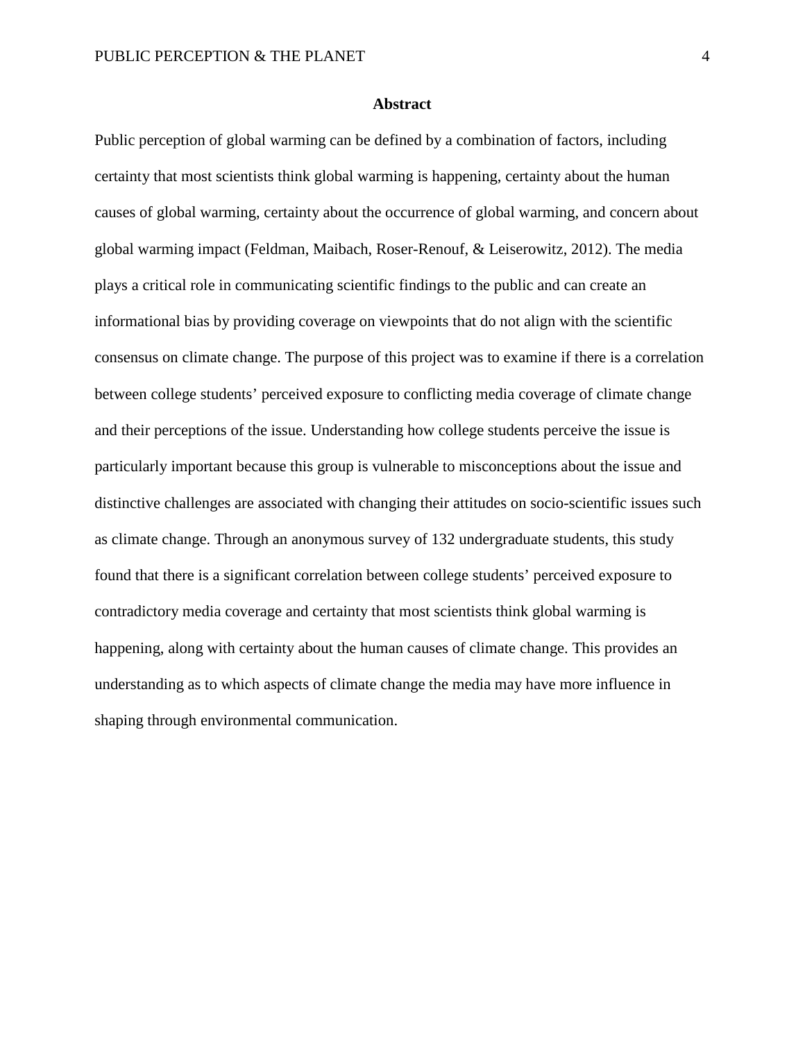## Abstract

Public perception of global warming can be defined by a combination of factors, including certainty that most scientists think global warming is happening, certainty about the human causes of global warming, certainty about the occurrence of global warming, and concern about global warming impact (Feldman, Maibach, Roser-Renouf, & Leiserowitz, 2012). The media plays a critical role in communicating scientific findings to the public and can create an informational bias by providing coverage on viewpoints that do not align with the scientific consensus on climate change. The purpose of this project was to examine if there is a correlation between college students' perceived exposure to conflicting media coverage of climate change and their perceptions of the issue. Understanding how college students perceive the issue is particularly important because this group is vulnerable to misconceptions about the issue and distinctive challenges are associated with changing their attitudes on socio-scientific issues such as climate change. Through an anonymous survey of 132 undergraduate students, this study found that there is a significant correlation between college students' perceived exposure to contradictory media coverage and certainty that most scientists think global warming is happening, along with certainty about the human causes of climate change. This provides an understanding as to which aspects of climate change the media may have more influence in shaping through environmental communication.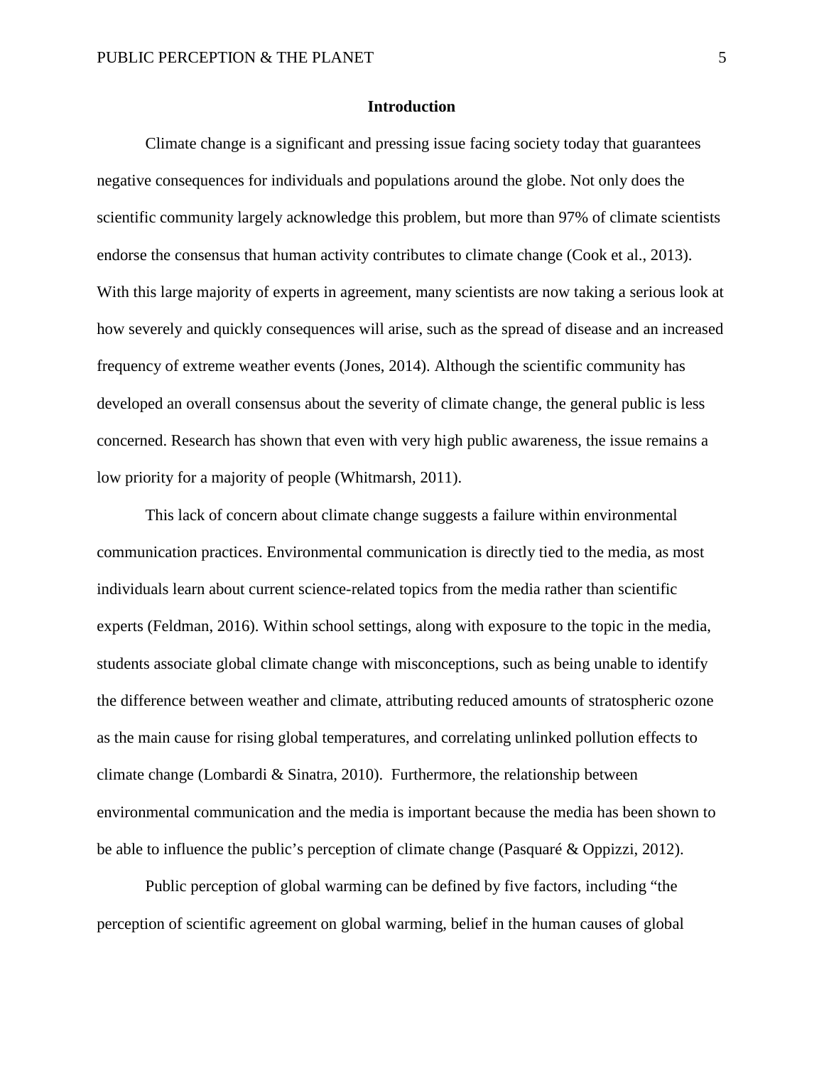## Introduction

Climate change is a significant and pressing issue facing society today that guarantees negative consequences for individuals and populations around the globe. Not only does the scientific community largely acknowledge this problem, but more than 97% of climate scientists endorse the consensus that human activity contributes to climate change (Cook et al., 2013). With this large majority of experts in agreement, many scientists are now taking a serious look at how severely and quickly consequences will arise, such as the spread of disease and an increased frequency of extreme weather events (Jones, 2014). Although the scientific community has developed an overall consensus about the severity of climate change, the general public is less concerned. Research has shown that even with very high public awareness, the issue remains a low priority for a majority of people (Whitmarsh, 2011).

This lack of concern about climate change suggests a failure within environmental communication practices. Environmental communication is directly tied to the media, as most individuals learn about current science-related topics from the media rather than scientific experts (Feldman, 2016). Within school settings, along with exposure to the topic in the media, students associate global climate change with misconceptions, such as being unable to identify the difference between weather and climate, attributing reduced amounts of stratospheric ozone as the main cause for rising global temperatures, and correlating unlinked pollution effects to climate change (Lombardi & Sinatra, 2010). Furthermore, the relationship between environmental communication and the media is important because the media has been shown to be able to influence the public's perception of climate change (Pasquaré & Oppizzi, 2012).

Public perception of global warming can be defined by five factors, including "the perception of scientific agreement on global warming, belief in the human causes of global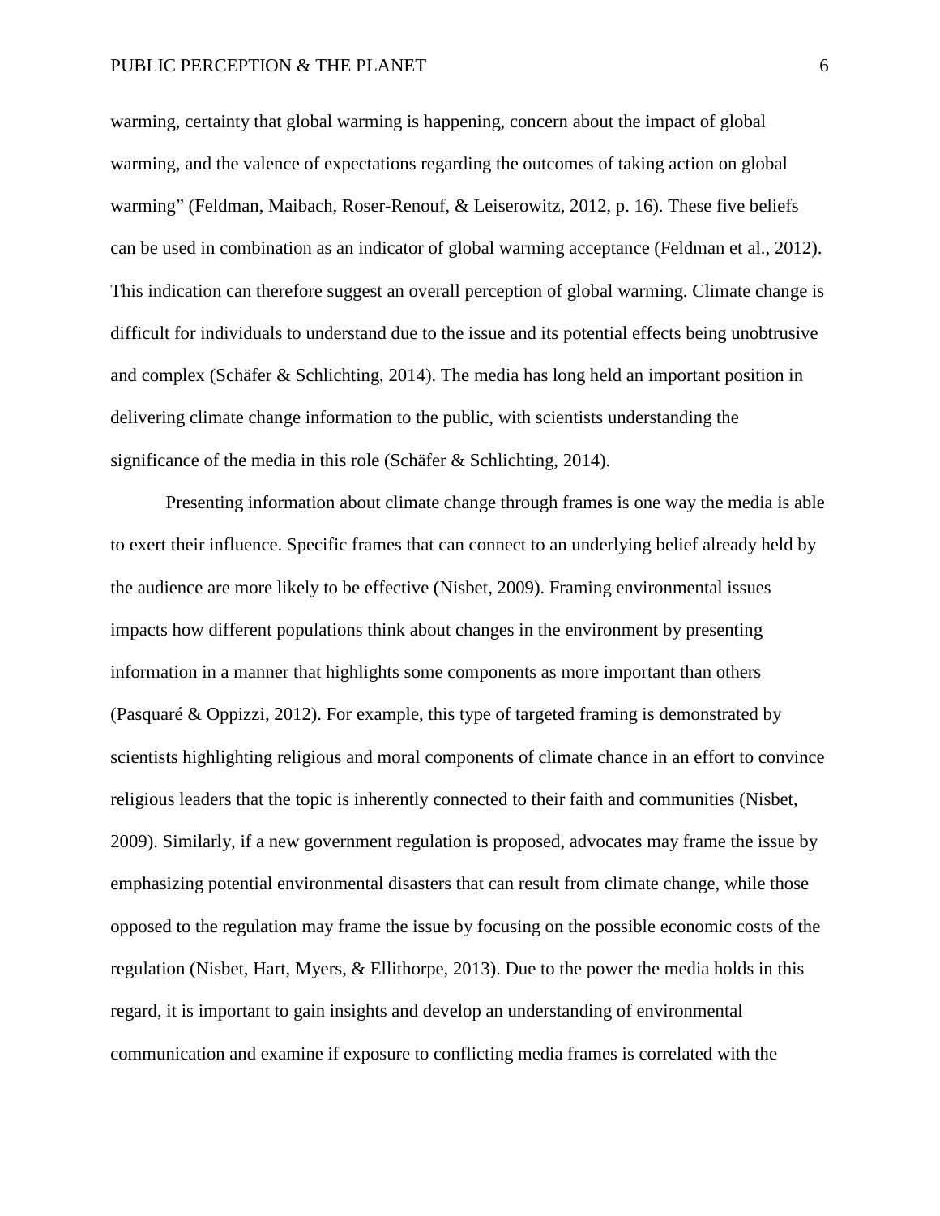warming, certainty that global warming is happening, concern about the impact of global warming, and the valence of expectations regarding the outcomes of taking action on global warming" (Feldman, Maibach, Roser-Renouf, & Leiserowitz, 2012, p. 16). These five beliefs can be used in combination as an indicator of global warming acceptance (Feldman et al., 2012). This indication can therefore suggest an overall perception of global warming. Climate change is difficult for individuals to understand due to the issue and its potential effects being unobtrusive and complex (Schäfer & Schlichting, 2014). The media has long held an important position in delivering climate change information to the public, with scientists understanding the significance of the media in this role (Schäfer & Schlichting, 2014).

Presenting information about climate change through frames is one way the media is able to exert their influence. Specific frames that can connect to an underlying belief already held by the audience are more likely to be effective (Nisbet, 2009). Framing environmental issues impacts how different populations think about changes in the environment by presenting information in a manner that highlights some components as more important than others (Pasquaré & Oppizzi, 2012). For example, this type of targeted framing is demonstrated by scientists highlighting religious and moral components of climate chance in an effort to convince religious leaders that the topic is inherently connected to their faith and communities (Nisbet, 2009). Similarly, if a new government regulation is proposed, advocates may frame the issue by emphasizing potential environmental disasters that can result from climate change, while those opposed to the regulation may frame the issue by focusing on the possible economic costs of the regulation (Nisbet, Hart, Myers, & Ellithorpe, 2013). Due to the power the media holds in this regard, it is important to gain insights and develop an understanding of environmental communication and examine if exposure to conflicting media frames is correlated with the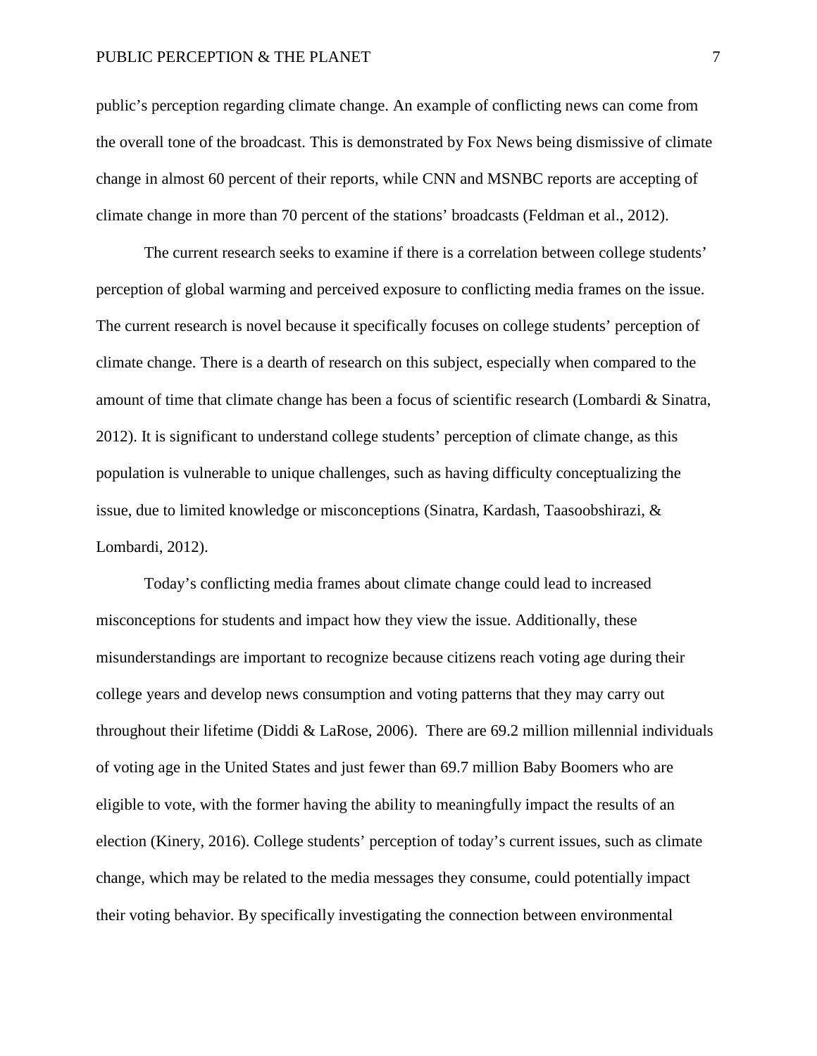public's perception regarding climate change. An example of conflicting news can come from the overall tone of the broadcast. This is demonstrated by Fox News being dismissive of climate change in almost 60 percent of their reports, while CNN and MSNBC reports are accepting of climate change in more than 70 percent of the stations' broadcasts (Feldman et al., 2012).

The current research seeks to examine if there is a correlation between college students' perception of global warming and perceived exposure to conflicting media frames on the issue. The current research is novel because it specifically focuses on college students' perception of climate change. There is a dearth of research on this subject, especially when compared to the amount of time that climate change has been a focus of scientific research (Lombardi & Sinatra, 2012). It is significant to understand college students' perception of climate change, as this population is vulnerable to unique challenges, such as having difficulty conceptualizing the issue, due to limited knowledge or misconceptions (Sinatra, Kardash, Taasoobshirazi, & Lombardi, 2012).

Today's conflicting media frames about climate change could lead to increased misconceptions for students and impact how they view the issue. Additionally, these misunderstandings are important to recognize because citizens reach voting age during their college years and develop news consumption and voting patterns that they may carry out throughout their lifetime (Diddi & LaRose, 2006). There are 69.2 million millennial individuals of voting age in the United States and just fewer than 69.7 million Baby Boomers who are eligible to vote, with the former having the ability to meaningfully impact the results of an election (Kinery, 2016). College students' perception of today's current issues, such as climate change, which may be related to the media messages they consume, could potentially impact their voting behavior. By specifically investigating the connection between environmental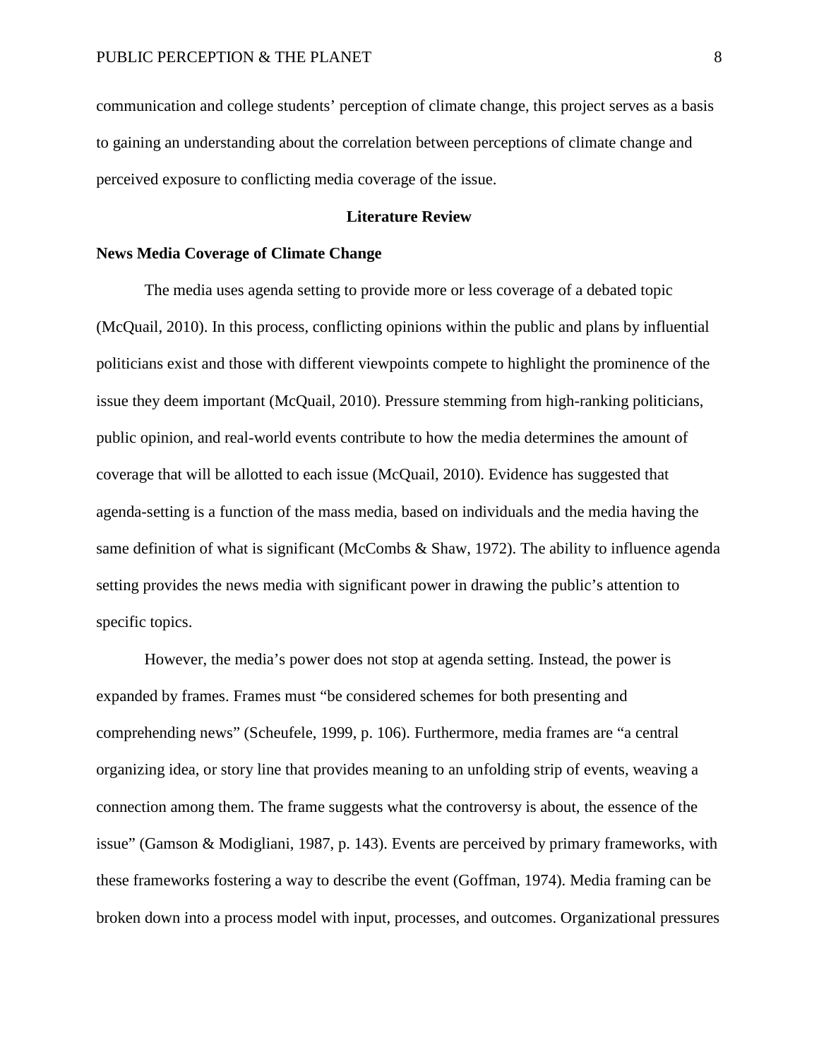communication and college students' perception of climate change, this project serves as a basis to gaining an understanding about the correlation between perceptions of climate change and perceived exposure to conflicting media coverage of the issue.

## Literature Review

### News Media Coverage of Climate Change

The media uses agenda setting to provide more or less coverage of a debated topic (McQuail, 2010). In this process, conflicting opinions within the public and plans by influential politicians exist and those with different viewpoints compete to highlight the prominence of the issue they deem important (McQuail, 2010). Pressure stemming from high-ranking politicians, public opinion, and real-world events contribute to how the media determines the amount of coverage that will be allotted to each issue (McQuail, 2010). Evidence has suggested that agenda-setting is a function of the mass media, based on individuals and the media having the same definition of what is significant (McCombs & Shaw, 1972). The ability to influence agenda setting provides the news media with significant power in drawing the public's attention to specific topics.

However, the media's power does not stop at agenda setting. Instead, the power is expanded by frames. Frames must "be considered schemes for both presenting and comprehending news" (Scheufele, 1999, p. 106). Furthermore, media frames are "a central organizing idea, or story line that provides meaning to an unfolding strip of events, weaving a connection among them. The frame suggests what the controversy is about, the essence of the issue" (Gamson & Modigliani, 1987, p. 143). Events are perceived by primary frameworks, with these frameworks fostering a way to describe the event (Goffman, 1974). Media framing can be broken down into a process model with input, processes, and outcomes. Organizational pressures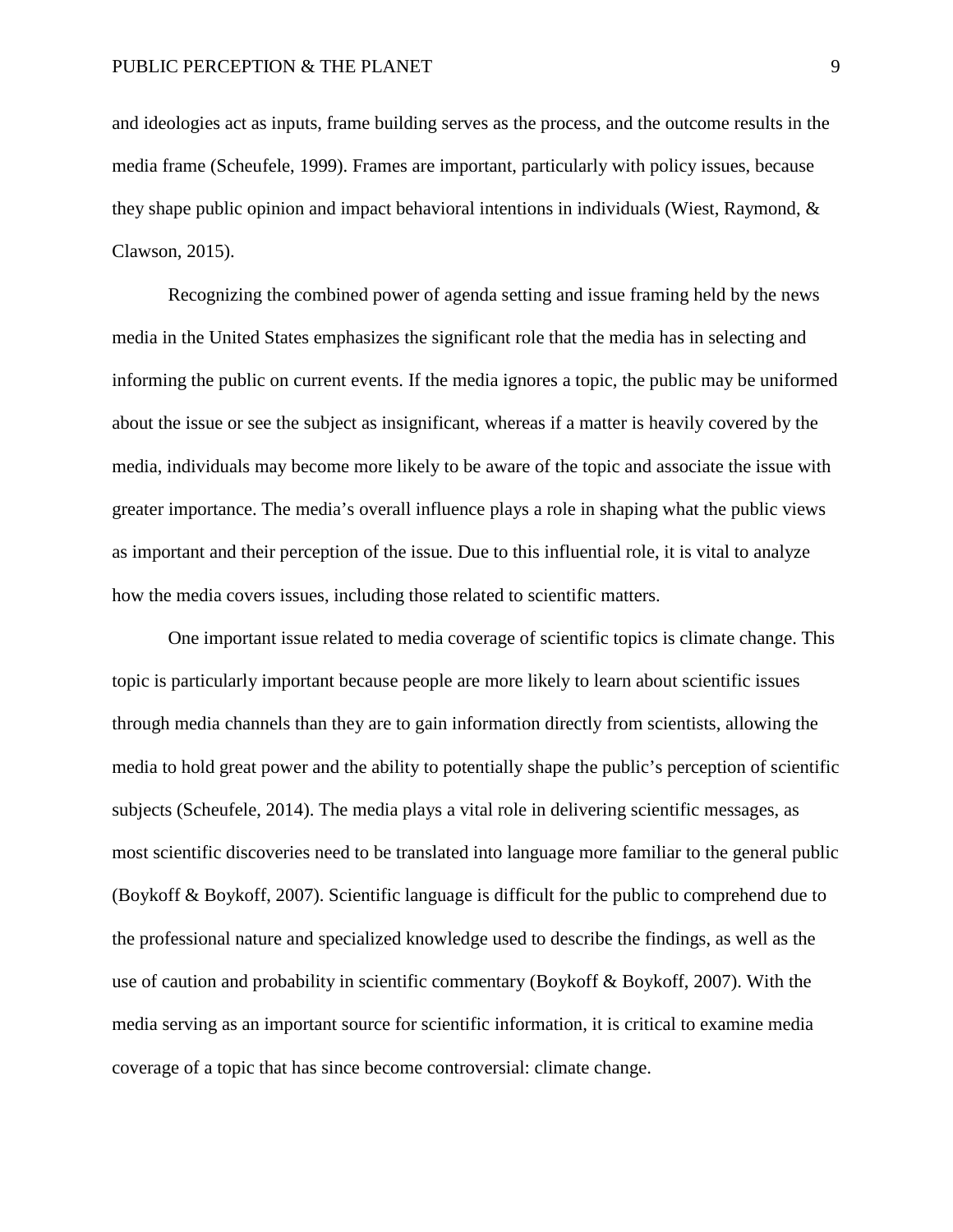and ideologies act as inputs, frame building serves as the process, and the outcome results in the media frame (Scheufele, 1999). Frames are important, particularly with policy issues, because they shape public opinion and impact behavioral intentions in individuals (Wiest, Raymond, & Clawson, 2015).

Recognizing the combined power of agenda setting and issue framing held by the news media in the United States emphasizes the significant role that the media has in selecting and informing the public on current events. If the media ignores a topic, the public may be uniformed about the issue or see the subject as insignificant, whereas if a matter is heavily covered by the media, individuals may become more likely to be aware of the topic and associate the issue with greater importance. The media's overall influence plays a role in shaping what the public views as important and their perception of the issue. Due to this influential role, it is vital to analyze how the media covers issues, including those related to scientific matters.

One important issue related to media coverage of scientific topics is climate change. This topic is particularly important because people are more likely to learn about scientific issues through media channels than they are to gain information directly from scientists, allowing the media to hold great power and the ability to potentially shape the public's perception of scientific subjects (Scheufele, 2014). The media plays a vital role in delivering scientific messages, as most scientific discoveries need to be translated into language more familiar to the general public (Boykoff & Boykoff, 2007). Scientific language is difficult for the public to comprehend due to the professional nature and specialized knowledge used to describe the findings, as well as the use of caution and probability in scientific commentary (Boykoff & Boykoff, 2007). With the media serving as an important source for scientific information, it is critical to examine media coverage of a topic that has since become controversial: climate change.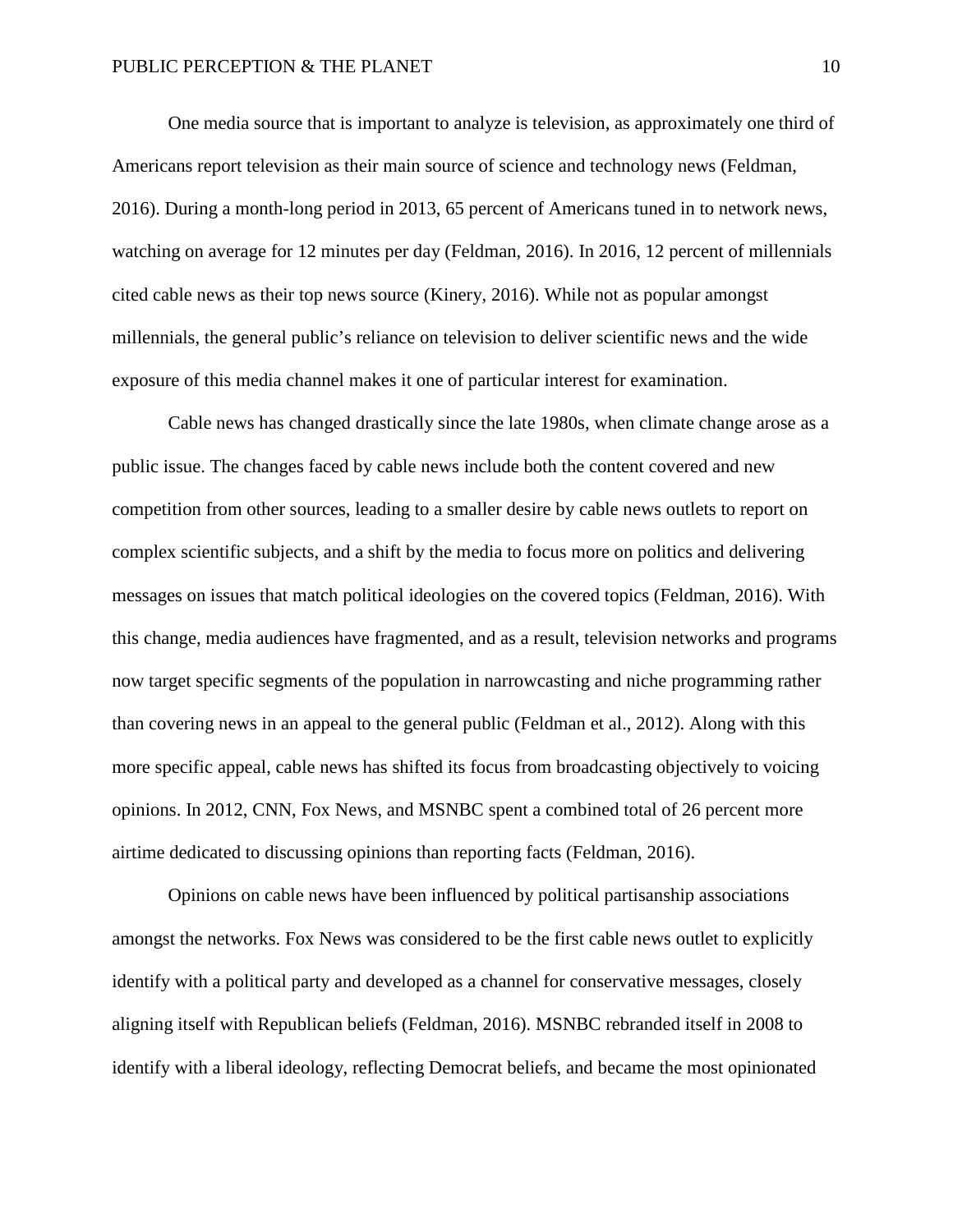One media source that is important to analyze is television, as approximately one third of Americans report television as their main source of science and technology news (Feldman, 2016). During a month-long period in 2013, 65 percent of Americans tuned in to network news, watching on average for 12 minutes per day (Feldman, 2016). In 2016, 12 percent of millennials cited cable news as their top news source (Kinery, 2016). While not as popular amongst millennials, the general public's reliance on television to deliver scientific news and the wide exposure of this media channel makes it one of particular interest for examination.

Cable news has changed drastically since the late 1980s, when climate change arose as a public issue. The changes faced by cable news include both the content covered and new competition from other sources, leading to a smaller desire by cable news outlets to report on complex scientific subjects, and a shift by the media to focus more on politics and delivering messages on issues that match political ideologies on the covered topics (Feldman, 2016). With this change, media audiences have fragmented, and as a result, television networks and programs now target specific segments of the population in narrowcasting and niche programming rather than covering news in an appeal to the general public (Feldman et al., 2012). Along with this more specific appeal, cable news has shifted its focus from broadcasting objectively to voicing opinions. In 2012, CNN, Fox News, and MSNBC spent a combined total of 26 percent more airtime dedicated to discussing opinions than reporting facts (Feldman, 2016).

Opinions on cable news have been influenced by political partisanship associations amongst the networks. Fox News was considered to be the first cable news outlet to explicitly identify with a political party and developed as a channel for conservative messages, closely aligning itself with Republican beliefs (Feldman, 2016). MSNBC rebranded itself in 2008 to identify with a liberal ideology, reflecting Democrat beliefs, and became the most opinionated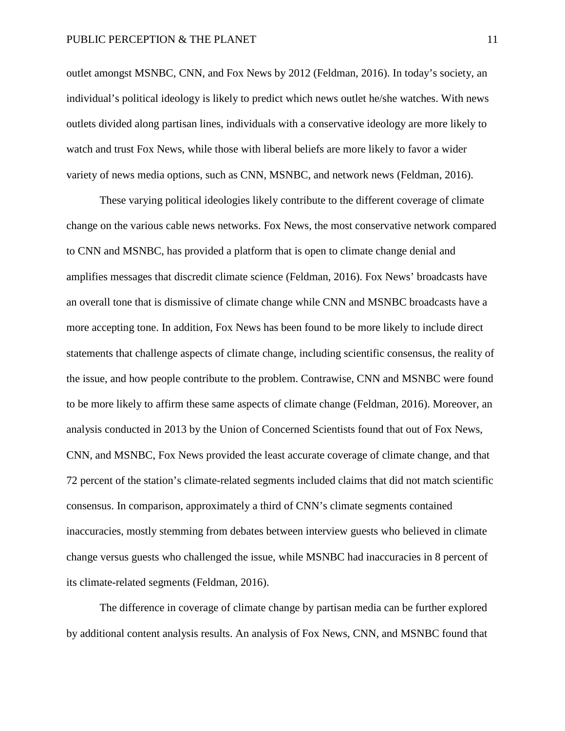outlet amongst MSNBC, CNN, and Fox News by 2012 (Feldman, 2016). In today's society, an individual's political ideology is likely to predict which news outlet he/she watches. With news outlets divided along partisan lines, individuals with a conservative ideology are more likely to watch and trust Fox News, while those with liberal beliefs are more likely to favor a wider variety of news media options, such as CNN, MSNBC, and network news (Feldman, 2016).

These varying political ideologies likely contribute to the different coverage of climate change on the various cable news networks. Fox News, the most conservative network compared to CNN and MSNBC, has provided a platform that is open to climate change denial and amplifies messages that discredit climate science (Feldman, 2016). Fox News' broadcasts have an overall tone that is dismissive of climate change while CNN and MSNBC broadcasts have a more accepting tone. In addition, Fox News has been found to be more likely to include direct statements that challenge aspects of climate change, including scientific consensus, the reality of the issue, and how people contribute to the problem. Contrawise, CNN and MSNBC were found to be more likely to affirm these same aspects of climate change (Feldman, 2016). Moreover, an analysis conducted in 2013 by the Union of Concerned Scientists found that out of Fox News, CNN, and MSNBC, Fox News provided the least accurate coverage of climate change, and that 72 percent of the station's climate-related segments included claims that did not match scientific consensus. In comparison, approximately a third of CNN's climate segments contained inaccuracies, mostly stemming from debates between interview guests who believed in climate change versus guests who challenged the issue, while MSNBC had inaccuracies in 8 percent of its climate-related segments (Feldman, 2016).

The difference in coverage of climate change by partisan media can be further explored by additional content analysis results. An analysis of Fox News, CNN, and MSNBC found that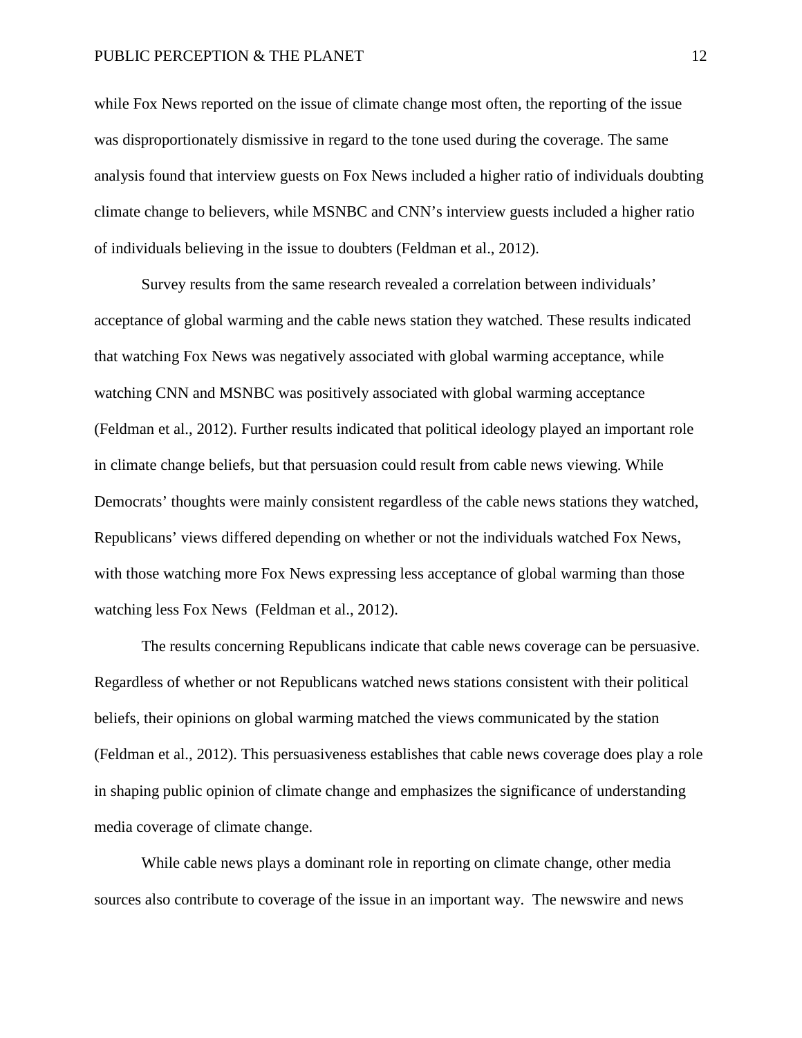while Fox News reported on the issue of climate change most often, the reporting of the issue was disproportionately dismissive in regard to the tone used during the coverage. The same analysis found that interview guests on Fox News included a higher ratio of individuals doubting climate change to believers, while MSNBC and CNN's interview guests included a higher ratio of individuals believing in the issue to doubters (Feldman et al., 2012).

Survey results from the same research revealed a correlation between individuals' acceptance of global warming and the cable news station they watched. These results indicated that watching Fox News was negatively associated with global warming acceptance, while watching CNN and MSNBC was positively associated with global warming acceptance (Feldman et al., 2012). Further results indicated that political ideology played an important role in climate change beliefs, but that persuasion could result from cable news viewing. While Democrats' thoughts were mainly consistent regardless of the cable news stations they watched, Republicans' views differed depending on whether or not the individuals watched Fox News, with those watching more Fox News expressing less acceptance of global warming than those watching less Fox News (Feldman et al., 2012).

The results concerning Republicans indicate that cable news coverage can be persuasive. Regardless of whether or not Republicans watched news stations consistent with their political beliefs, their opinions on global warming matched the views communicated by the station (Feldman et al., 2012). This persuasiveness establishes that cable news coverage does play a role in shaping public opinion of climate change and emphasizes the significance of understanding media coverage of climate change.

While cable news plays a dominant role in reporting on climate change, other media sources also contribute to coverage of the issue in an important way. The newswire and news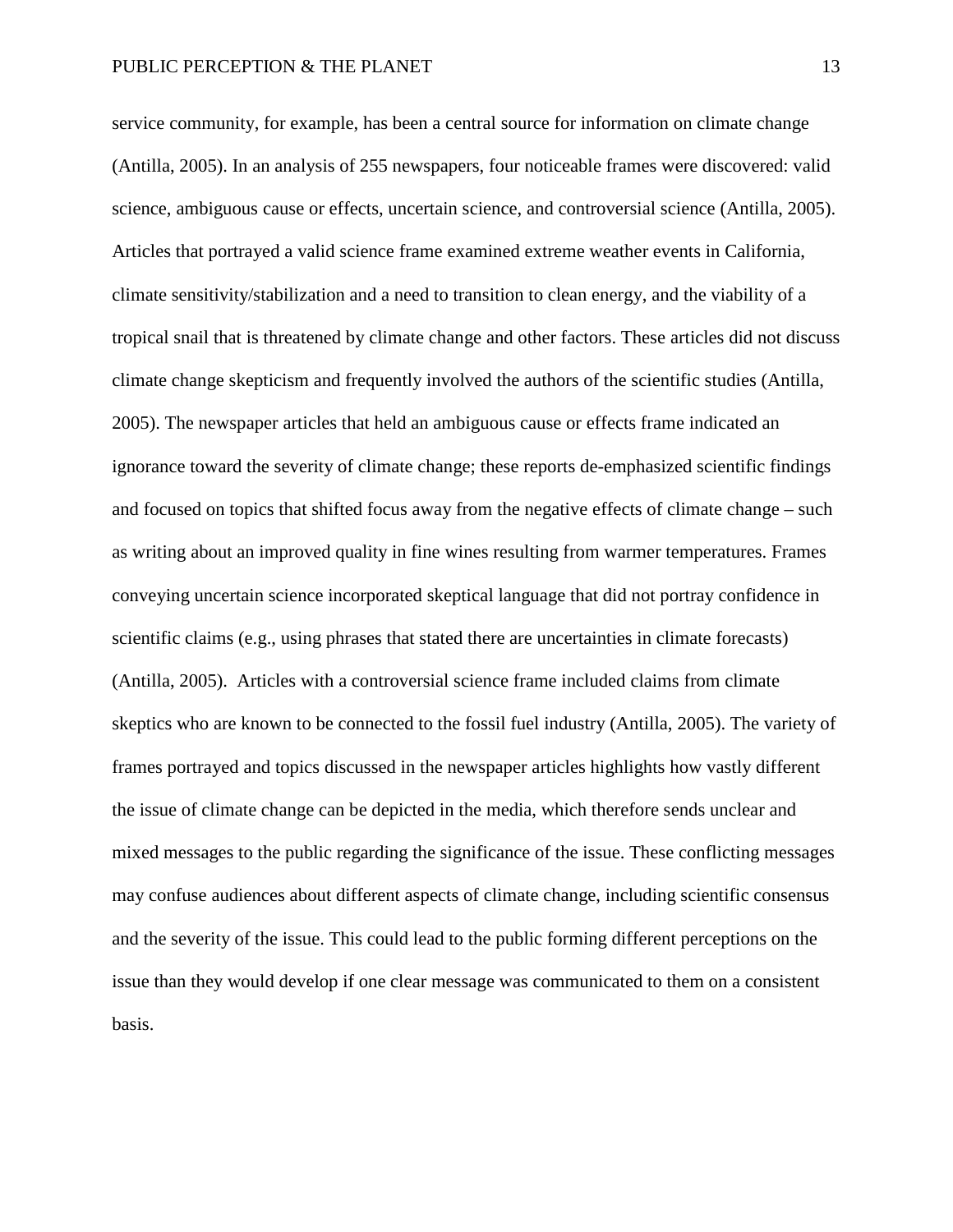service community, for example, has been a central source for information on climate change (Antilla, 2005). In an analysis of 255 newspapers, four noticeable frames were discovered: valid science, ambiguous cause or effects, uncertain science, and controversial science (Antilla, 2005). Articles that portrayed a valid science frame examined extreme weather events in California, climate sensitivity/stabilization and a need to transition to clean energy, and the viability of a tropical snail that is threatened by climate change and other factors. These articles did not discuss climate change skepticism and frequently involved the authors of the scientific studies (Antilla, 2005). The newspaper articles that held an ambiguous cause or effects frame indicated an ignorance toward the severity of climate change; these reports de-emphasized scientific findings and focused on topics that shifted focus away from the negative effects of climate change – such as writing about an improved quality in fine wines resulting from warmer temperatures. Frames conveying uncertain science incorporated skeptical language that did not portray confidence in scientific claims (e.g., using phrases that stated there are uncertainties in climate forecasts) (Antilla, 2005). Articles with a controversial science frame included claims from climate skeptics who are known to be connected to the fossil fuel industry (Antilla, 2005). The variety of frames portrayed and topics discussed in the newspaper articles highlights how vastly different the issue of climate change can be depicted in the media, which therefore sends unclear and mixed messages to the public regarding the significance of the issue. These conflicting messages may confuse audiences about different aspects of climate change, including scientific consensus and the severity of the issue. This could lead to the public forming different perceptions on the issue than they would develop if one clear message was communicated to them on a consistent basis.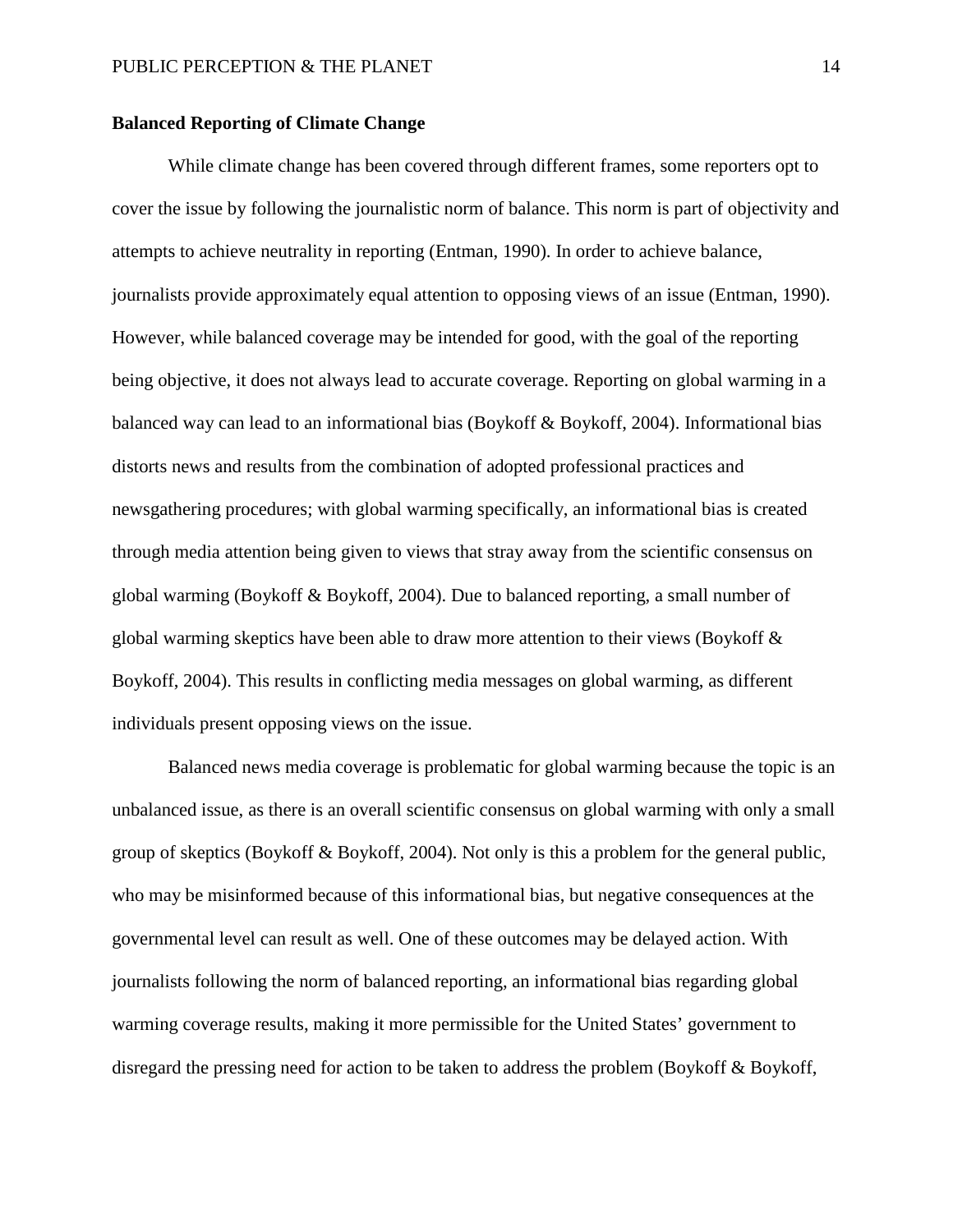**Balanced Reporting of Climate Change**

While climate change has been covered through different frames, some reporters opt to cover the issue by following the journalistic norm of balance. This norm is part of objectivity and attempts to achieve neutrality in reporting (Entman, 1990). In order to achieve balance, journalists provide approximately equal attention to opposing views of an issue (Entman, 1990). However, while balanced coverage may be intended for good, with the goal of the reporting being objective, it does not always lead to accurate coverage. Reporting on global warming in a balanced way can lead to an informational bias (Boykoff & Boykoff, 2004). Informational bias distorts news and results from the combination of adopted professional practices and newsgathering procedures; with global warming specifically, an informational bias is created through media attention being given to views that stray away from the scientific consensus on global warming (Boykoff & Boykoff, 2004). Due to balanced reporting, a small number of global warming skeptics have been able to draw more attention to their views (Boykoff & Boykoff, 2004). This results in conflicting media messages on global warming, as different individuals present opposing views on the issue.

Balanced news media coverage is problematic for global warming because the topic is an unbalanced issue, as there is an overall scientific consensus on global warming with only a small group of skeptics (Boykoff & Boykoff, 2004). Not only is this a problem for the general public, who may be misinformed because of this informational bias, but negative consequences at the governmental level can result as well. One of these outcomes may be delayed action. With journalists following the norm of balanced reporting, an informational bias regarding global warming coverage results, making it more permissible for the United States' government to disregard the pressing need for action to be taken to address the problem (Boykoff & Boykoff,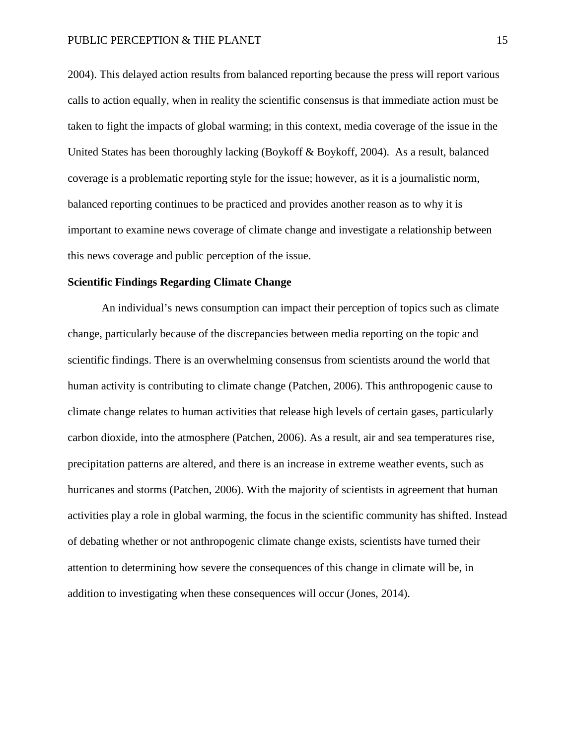2004). This delayed action results from balanced reporting because the press will report various calls to action equally, when in reality the scientific consensus is that immediate action must be taken to fight the impacts of global warming; in this context, media coverage of the issue in the United States has been thoroughly lacking (Boykoff & Boykoff, 2004). As a result, balanced coverage is a problematic reporting style for the issue; however, as it is a journalistic norm, balanced reporting continues to be practiced and provides another reason as to why it is important to examine news coverage of climate change and investigate a relationship between this news coverage and public perception of the issue.

**Scientific Findings Regarding Climate Change**

An individual's news consumption can impact their perception of topics such as climate change, particularly because of the discrepancies between media reporting on the topic and scientific findings. There is an overwhelming consensus from scientists around the world that human activity is contributing to climate change (Patchen, 2006). This anthropogenic cause to climate change relates to human activities that release high levels of certain gases, particularly carbon dioxide, into the atmosphere (Patchen, 2006). As a result, air and sea temperatures rise, precipitation patterns are altered, and there is an increase in extreme weather events, such as hurricanes and storms (Patchen, 2006). With the majority of scientists in agreement that human activities play a role in global warming, the focus in the scientific community has shifted. Instead of debating whether or not anthropogenic climate change exists, scientists have turned their attention to determining how severe the consequences of this change in climate will be, in addition to investigating when these consequences will occur (Jones, 2014).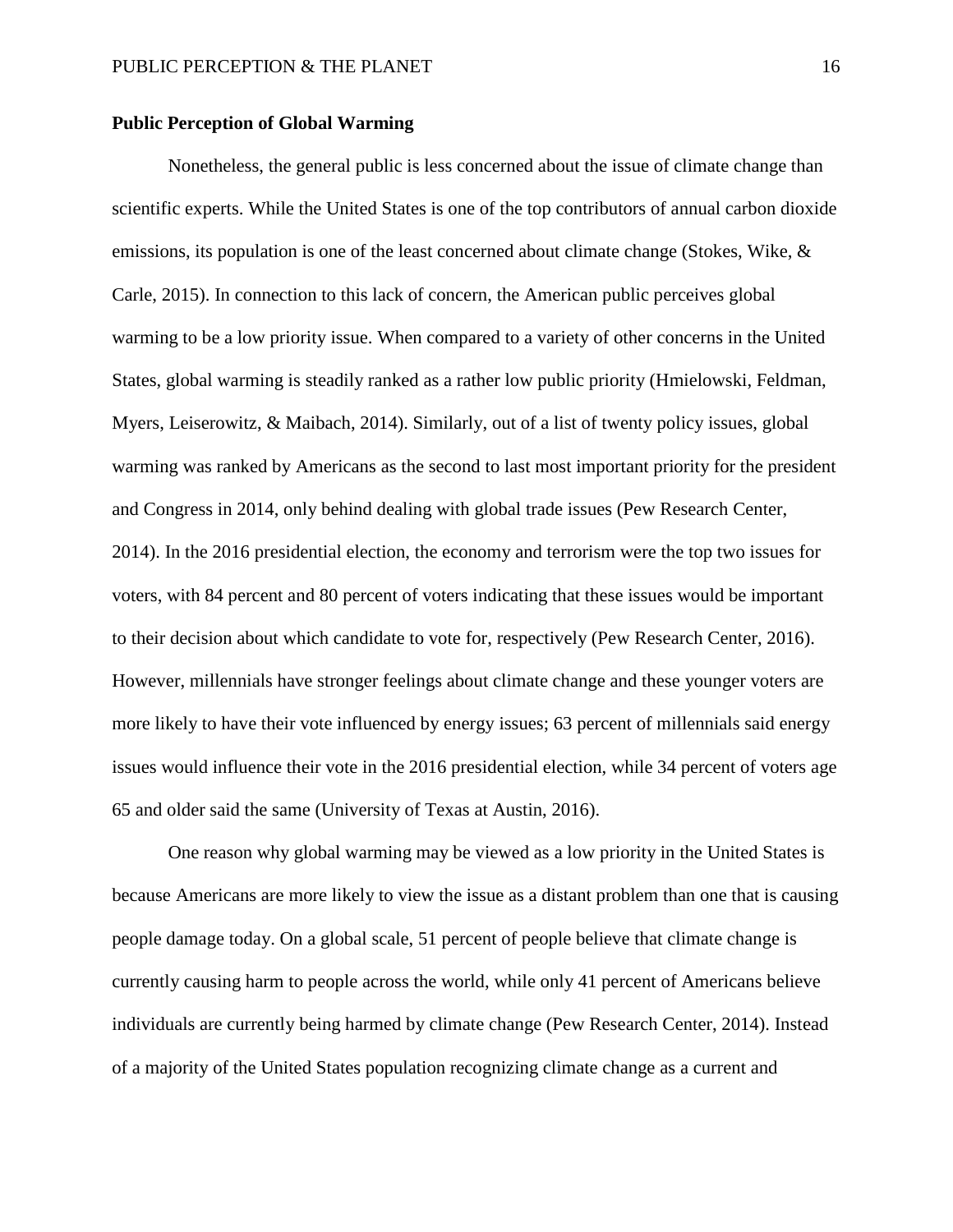**Public Perception of Global Warming**

Nonetheless, the general public is less concerned about the issue of climate change than scientific experts. While the United States is one of the top contributors of annual carbon dioxide emissions, its population is one of the least concerned about climate change (Stokes, Wike, & Carle, 2015). In connection to this lack of concern, the American public perceives global warming to be a low priority issue. When compared to a variety of other concerns in the United States, global warming is steadily ranked as a rather low public priority (Hmielowski, Feldman, Myers, Leiserowitz, & Maibach, 2014). Similarly, out of a list of twenty policy issues, global warming was ranked by Americans as the second to last most important priority for the president and Congress in 2014, only behind dealing with global trade issues (Pew Research Center, 2014). In the 2016 presidential election, the economy and terrorism were the top two issues for voters, with 84 percent and 80 percent of voters indicating that these issues would be important to their decision about which candidate to vote for, respectively (Pew Research Center, 2016). However, millennials have stronger feelings about climate change and these younger voters are more likely to have their vote influenced by energy issues; 63 percent of millennials said energy issues would influence their vote in the 2016 presidential election, while 34 percent of voters age 65 and older said the same (University of Texas at Austin, 2016).

One reason why global warming may be viewed as a low priority in the United States is because Americans are more likely to view the issue as a distant problem than one that is causing people damage today. On a global scale, 51 percent of people believe that climate change is currently causing harm to people across the world, while only 41 percent of Americans believe individuals are currently being harmed by climate change (Pew Research Center, 2014). Instead of a majority of the United States population recognizing climate change as a current and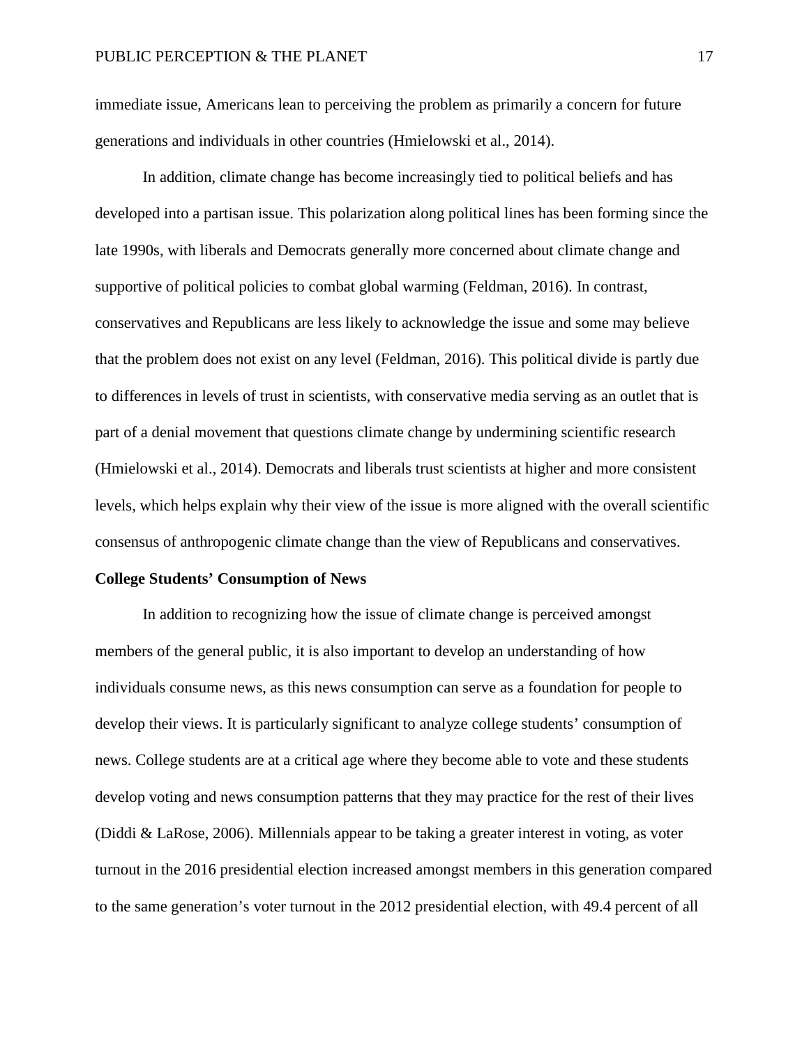immediate issue, Americans lean to perceiving the problem as primarily a concern for future generations and individuals in other countries (Hmielowski et al., 2014).

In addition, climate change has become increasingly tied to political beliefs and has developed into a partisan issue. This polarization along political lines has been forming since the late 1990s, with liberals and Democrats generally more concerned about climate change and supportive of political policies to combat global warming (Feldman, 2016). In contrast, conservatives and Republicans are less likely to acknowledge the issue and some may believe that the problem does not exist on any level (Feldman, 2016). This political divide is partly due to differences in levels of trust in scientists, with conservative media serving as an outlet that is part of a denial movement that questions climate change by undermining scientific research (Hmielowski et al., 2014). Democrats and liberals trust scientists at higher and more consistent levels, which helps explain why their view of the issue is more aligned with the overall scientific consensus of anthropogenic climate change than the view of Republicans and conservatives.

**College Students' Consumption of News**

In addition to recognizing how the issue of climate change is perceived amongst members of the general public, it is also important to develop an understanding of how individuals consume news, as this news consumption can serve as a foundation for people to develop their views. It is particularly significant to analyze college students' consumption of news. College students are at a critical age where they become able to vote and these students develop voting and news consumption patterns that they may practice for the rest of their lives (Diddi & LaRose, 2006). Millennials appear to be taking a greater interest in voting, as voter turnout in the 2016 presidential election increased amongst members in this generation compared to the same generation's voter turnout in the 2012 presidential election, with 49.4 percent of all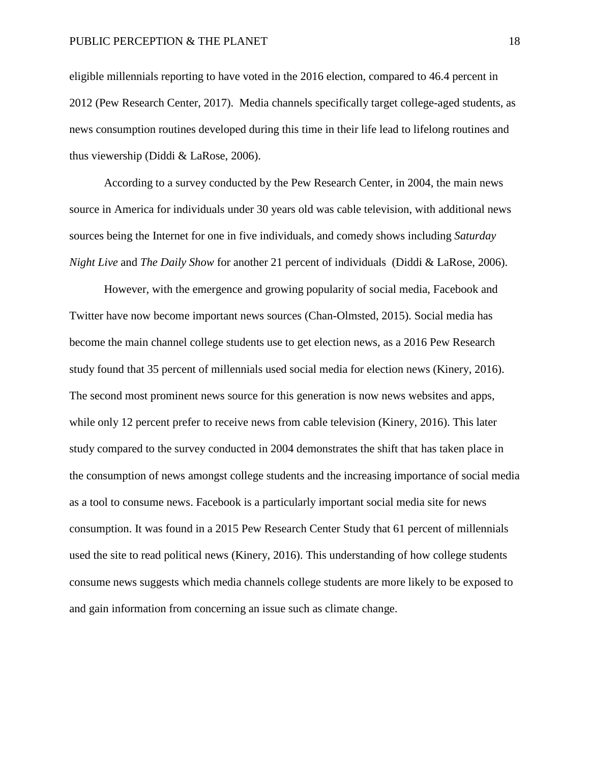eligible millennials reporting to have voted in the 2016 election, compared to 46.4 percent in 2012 (Pew Research Center, 2017). Media channels specifically target college-aged students, as news consumption routines developed during this time in their life lead to lifelong routines and thus viewership (Diddi & LaRose, 2006).

According to a survey conducted by the Pew Research Center, in 2004, the main news source in America for individuals under 30 years old was cable television, with additional news sources being the Internet for one in five individuals, and comedy shows including *Saturday Night Live* and *The Daily Show* for another 21 percent of individuals (Diddi & LaRose, 2006).

However, with the emergence and growing popularity of social media, Facebook and Twitter have now become important news sources (Chan-Olmsted, 2015). Social media has become the main channel college students use to get election news, as a 2016 Pew Research study found that 35 percent of millennials used social media for election news (Kinery, 2016). The second most prominent news source for this generation is now news websites and apps, while only 12 percent prefer to receive news from cable television (Kinery, 2016). This later study compared to the survey conducted in 2004 demonstrates the shift that has taken place in the consumption of news amongst college students and the increasing importance of social media as a tool to consume news. Facebook is a particularly important social media site for news consumption. It was found in a 2015 Pew Research Center Study that 61 percent of millennials used the site to read political news (Kinery, 2016). This understanding of how college students consume news suggests which media channels college students are more likely to be exposed to and gain information from concerning an issue such as climate change.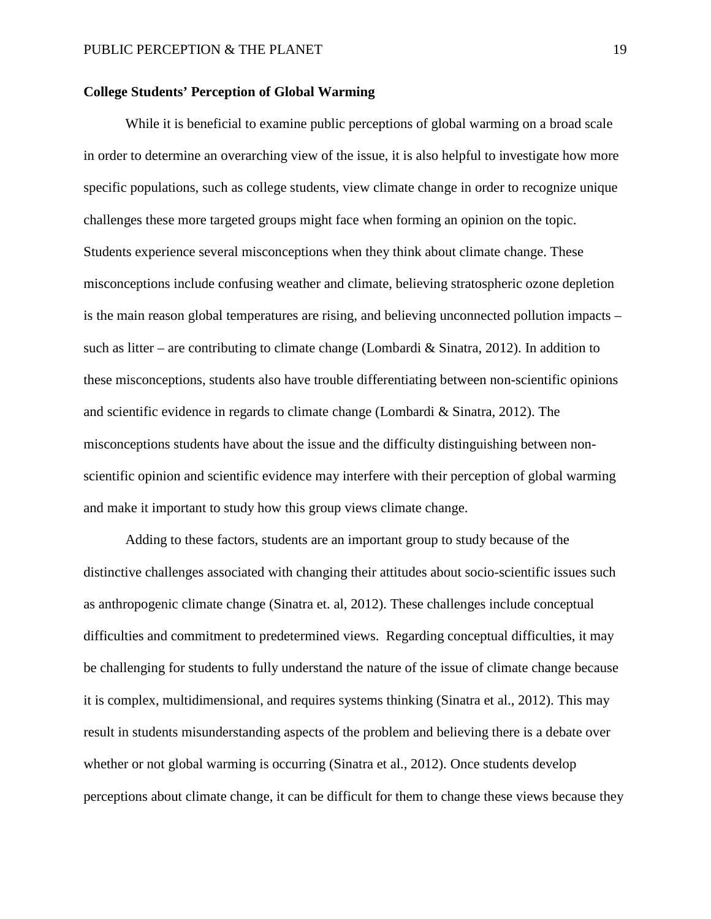**College Students' Perception of Global Warming**

While it is beneficial to examine public perceptions of global warming on a broad scale in order to determine an overarching view of the issue, it is also helpful to investigate how more specific populations, such as college students, view climate change in order to recognize unique challenges these more targeted groups might face when forming an opinion on the topic. Students experience several misconceptions when they think about climate change. These misconceptions include confusing weather and climate, believing stratospheric ozone depletion is the main reason global temperatures are rising, and believing unconnected pollution impacts – such as litter – are contributing to climate change (Lombardi & Sinatra, 2012). In addition to these misconceptions, students also have trouble differentiating between non-scientific opinions and scientific evidence in regards to climate change (Lombardi & Sinatra, 2012). The misconceptions students have about the issue and the difficulty distinguishing between non-scientific opinion and scientific evidence may interfere with their perception of global warming and make it important to study how this group views climate change.

Adding to these factors, students are an important group to study because of the distinctive challenges associated with changing their attitudes about socio-scientific issues such as anthropogenic climate change (Sinatra et. al, 2012). These challenges include conceptual difficulties and commitment to predetermined views. Regarding conceptual difficulties, it may be challenging for students to fully understand the nature of the issue of climate change because it is complex, multidimensional, and requires systems thinking (Sinatra et al., 2012). This may result in students misunderstanding aspects of the problem and believing there is a debate over whether or not global warming is occurring (Sinatra et al., 2012). Once students develop perceptions about climate change, it can be difficult for them to change these views because they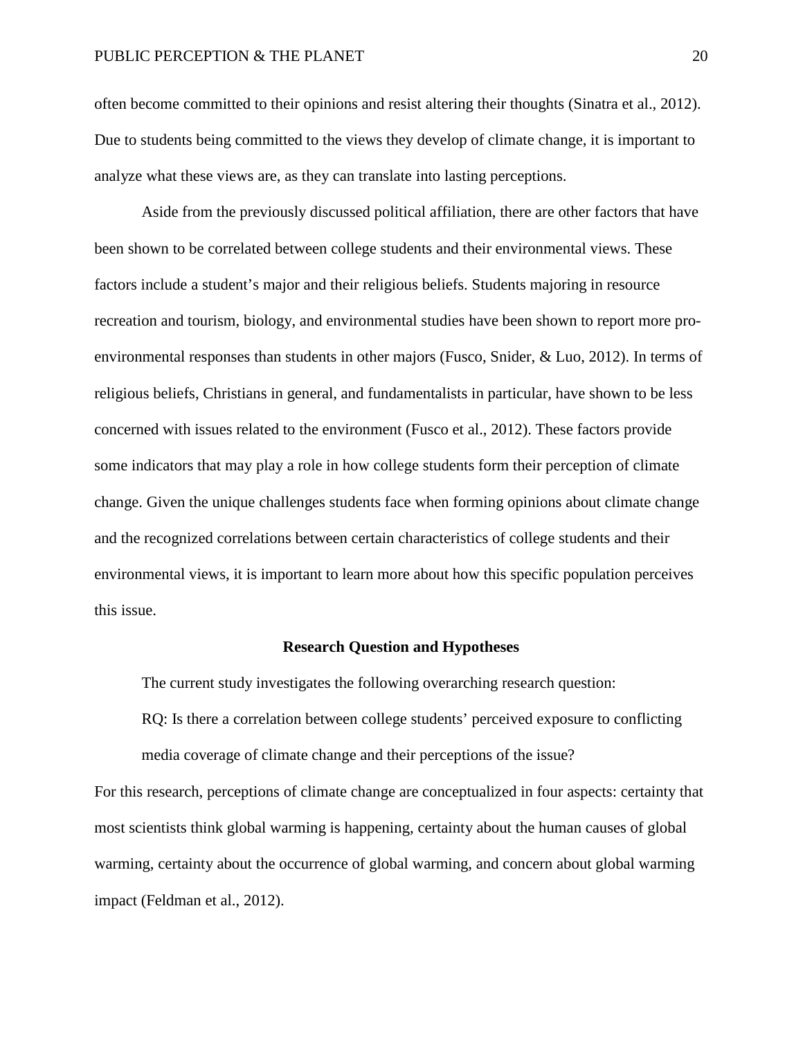often become committed to their opinions and resist altering their thoughts (Sinatra et al., 2012). Due to students being committed to the views they develop of climate change, it is important to analyze what these views are, as they can translate into lasting perceptions.

Aside from the previously discussed political affiliation, there are other factors that have been shown to be correlated between college students and their environmental views. These factors include a student's major and their religious beliefs. Students majoring in resource recreation and tourism, biology, and environmental studies have been shown to report more pro-environmental responses than students in other majors (Fusco, Snider, & Luo, 2012). In terms of religious beliefs, Christians in general, and fundamentalists in particular, have shown to be less concerned with issues related to the environment (Fusco et al., 2012). These factors provide some indicators that may play a role in how college students form their perception of climate change. Given the unique challenges students face when forming opinions about climate change and the recognized correlations between certain characteristics of college students and their environmental views, it is important to learn more about how this specific population perceives this issue.

## Research Question and Hypotheses

The current study investigates the following overarching research question:

> RQ: Is there a correlation between college students' perceived exposure to conflicting media coverage of climate change and their perceptions of the issue?

For this research, perceptions of climate change are conceptualized in four aspects: certainty that most scientists think global warming is happening, certainty about the human causes of global warming, certainty about the occurrence of global warming, and concern about global warming impact (Feldman et al., 2012).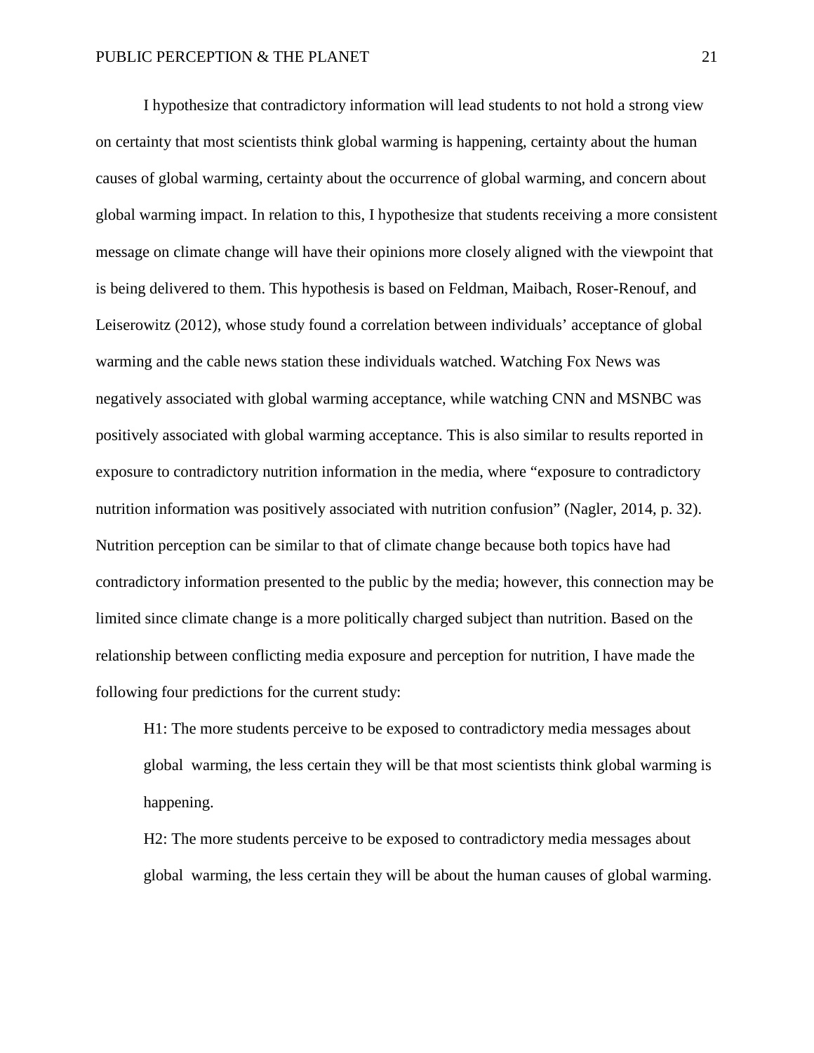I hypothesize that contradictory information will lead students to not hold a strong view on certainty that most scientists think global warming is happening, certainty about the human causes of global warming, certainty about the occurrence of global warming, and concern about global warming impact. In relation to this, I hypothesize that students receiving a more consistent message on climate change will have their opinions more closely aligned with the viewpoint that is being delivered to them. This hypothesis is based on Feldman, Maibach, Roser-Renouf, and Leiserowitz (2012), whose study found a correlation between individuals' acceptance of global warming and the cable news station these individuals watched. Watching Fox News was negatively associated with global warming acceptance, while watching CNN and MSNBC was positively associated with global warming acceptance. This is also similar to results reported in exposure to contradictory nutrition information in the media, where "exposure to contradictory nutrition information was positively associated with nutrition confusion" (Nagler, 2014, p. 32). Nutrition perception can be similar to that of climate change because both topics have had contradictory information presented to the public by the media; however, this connection may be limited since climate change is a more politically charged subject than nutrition. Based on the relationship between conflicting media exposure and perception for nutrition, I have made the following four predictions for the current study:

H1: The more students perceive to be exposed to contradictory media messages about global warming, the less certain they will be that most scientists think global warming is happening.

H2: The more students perceive to be exposed to contradictory media messages about global warming, the less certain they will be about the human causes of global warming.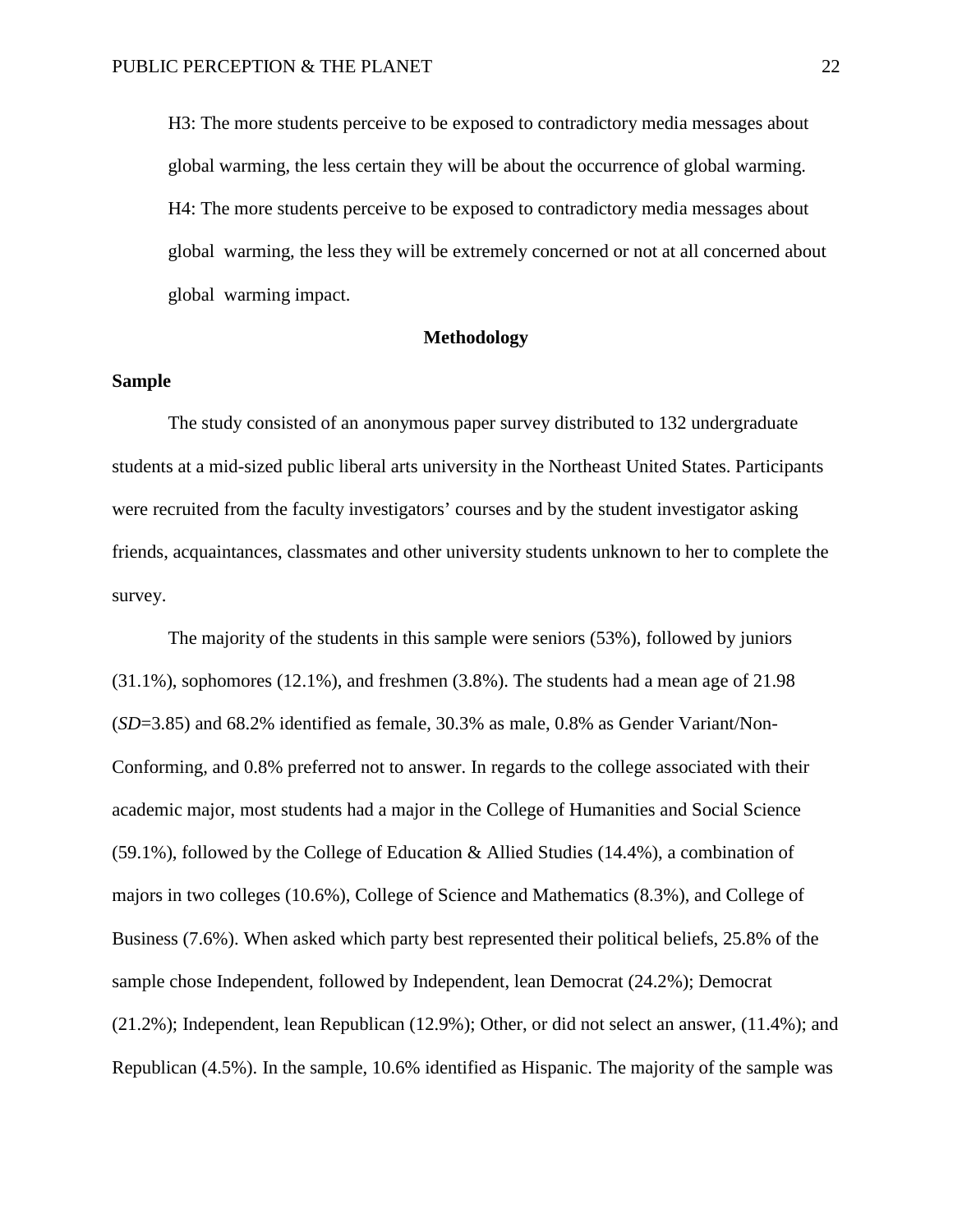H3: The more students perceive to be exposed to contradictory media messages about global warming, the less certain they will be about the occurrence of global warming.

H4: The more students perceive to be exposed to contradictory media messages about global warming, the less they will be extremely concerned or not at all concerned about global warming impact.

## Methodology

### Sample

The study consisted of an anonymous paper survey distributed to 132 undergraduate students at a mid-sized public liberal arts university in the Northeast United States. Participants were recruited from the faculty investigators' courses and by the student investigator asking friends, acquaintances, classmates and other university students unknown to her to complete the survey.

The majority of the students in this sample were seniors (53%), followed by juniors (31.1%), sophomores (12.1%), and freshmen (3.8%). The students had a mean age of 21.98 (*SD*=3.85) and 68.2% identified as female, 30.3% as male, 0.8% as Gender Variant/Non-Conforming, and 0.8% preferred not to answer. In regards to the college associated with their academic major, most students had a major in the College of Humanities and Social Science (59.1%), followed by the College of Education & Allied Studies (14.4%), a combination of majors in two colleges (10.6%), College of Science and Mathematics (8.3%), and College of Business (7.6%). When asked which party best represented their political beliefs, 25.8% of the sample chose Independent, followed by Independent, lean Democrat (24.2%); Democrat (21.2%); Independent, lean Republican (12.9%); Other, or did not select an answer, (11.4%); and Republican (4.5%). In the sample, 10.6% identified as Hispanic. The majority of the sample was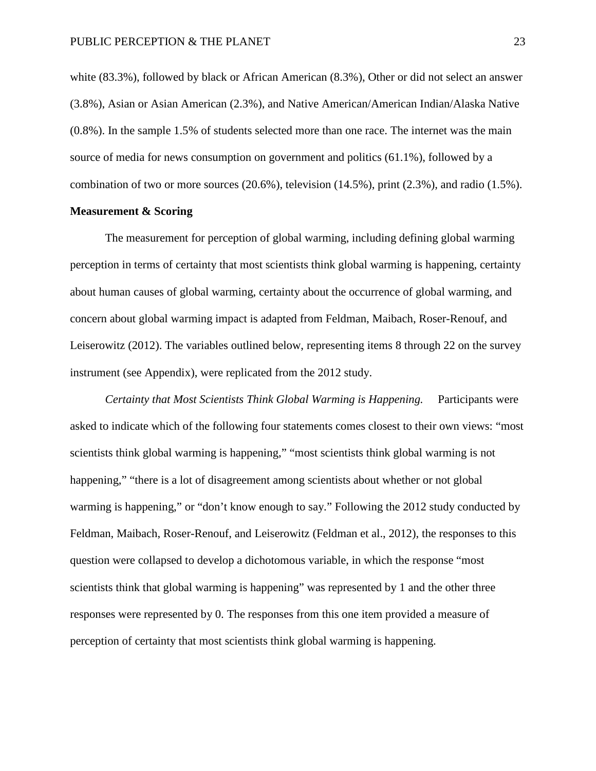white (83.3%), followed by black or African American (8.3%), Other or did not select an answer (3.8%), Asian or Asian American (2.3%), and Native American/American Indian/Alaska Native (0.8%). In the sample 1.5% of students selected more than one race. The internet was the main source of media for news consumption on government and politics (61.1%), followed by a combination of two or more sources (20.6%), television (14.5%), print (2.3%), and radio (1.5%).

**Measurement & Scoring**

The measurement for perception of global warming, including defining global warming perception in terms of certainty that most scientists think global warming is happening, certainty about human causes of global warming, certainty about the occurrence of global warming, and concern about global warming impact is adapted from Feldman, Maibach, Roser-Renouf, and Leiserowitz (2012). The variables outlined below, representing items 8 through 22 on the survey instrument (see Appendix), were replicated from the 2012 study.

*Certainty that Most Scientists Think Global Warming is Happening.* Participants were asked to indicate which of the following four statements comes closest to their own views: "most scientists think global warming is happening," "most scientists think global warming is not happening," "there is a lot of disagreement among scientists about whether or not global warming is happening," or "don't know enough to say." Following the 2012 study conducted by Feldman, Maibach, Roser-Renouf, and Leiserowitz (Feldman et al., 2012), the responses to this question were collapsed to develop a dichotomous variable, in which the response "most scientists think that global warming is happening" was represented by 1 and the other three responses were represented by 0. The responses from this one item provided a measure of perception of certainty that most scientists think global warming is happening.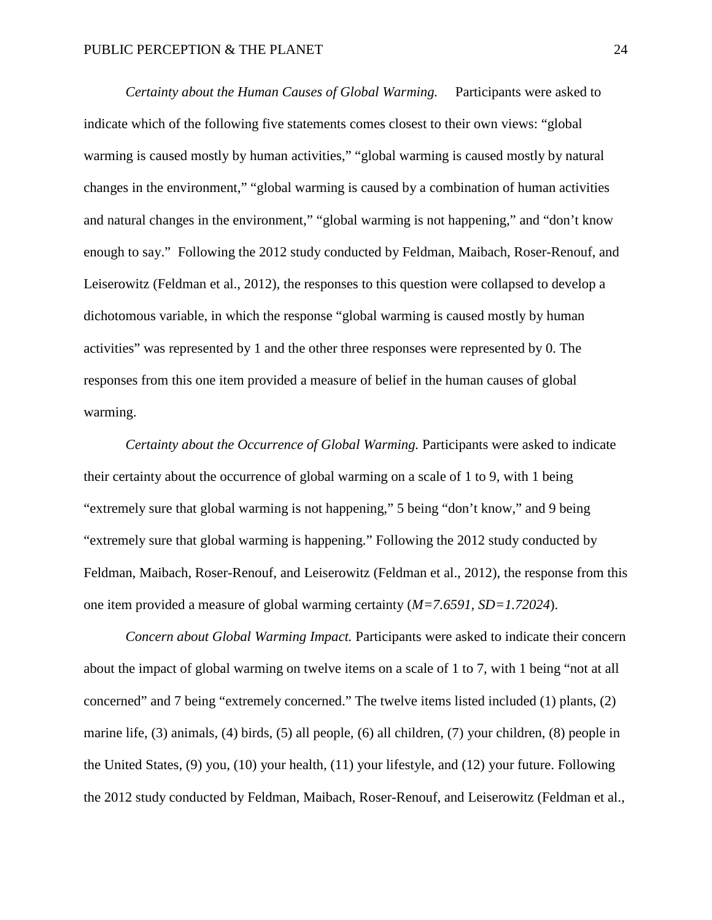*Certainty about the Human Causes of Global Warming.* Participants were asked to indicate which of the following five statements comes closest to their own views: “global warming is caused mostly by human activities,” “global warming is caused mostly by natural changes in the environment,” “global warming is caused by a combination of human activities and natural changes in the environment,” “global warming is not happening,” and “don’t know enough to say.” Following the 2012 study conducted by Feldman, Maibach, Roser-Renouf, and Leiserowitz (Feldman et al., 2012), the responses to this question were collapsed to develop a dichotomous variable, in which the response “global warming is caused mostly by human activities” was represented by 1 and the other three responses were represented by 0. The responses from this one item provided a measure of belief in the human causes of global warming.

*Certainty about the Occurrence of Global Warming.* Participants were asked to indicate their certainty about the occurrence of global warming on a scale of 1 to 9, with 1 being “extremely sure that global warming is not happening,” 5 being “don’t know,” and 9 being “extremely sure that global warming is happening.” Following the 2012 study conducted by Feldman, Maibach, Roser-Renouf, and Leiserowitz (Feldman et al., 2012), the response from this one item provided a measure of global warming certainty ($M=7.6591$, $SD=1.72024$).

*Concern about Global Warming Impact.* Participants were asked to indicate their concern about the impact of global warming on twelve items on a scale of 1 to 7, with 1 being “not at all concerned” and 7 being “extremely concerned.” The twelve items listed included (1) plants, (2) marine life, (3) animals, (4) birds, (5) all people, (6) all children, (7) your children, (8) people in the United States, (9) you, (10) your health, (11) your lifestyle, and (12) your future. Following the 2012 study conducted by Feldman, Maibach, Roser-Renouf, and Leiserowitz (Feldman et al.,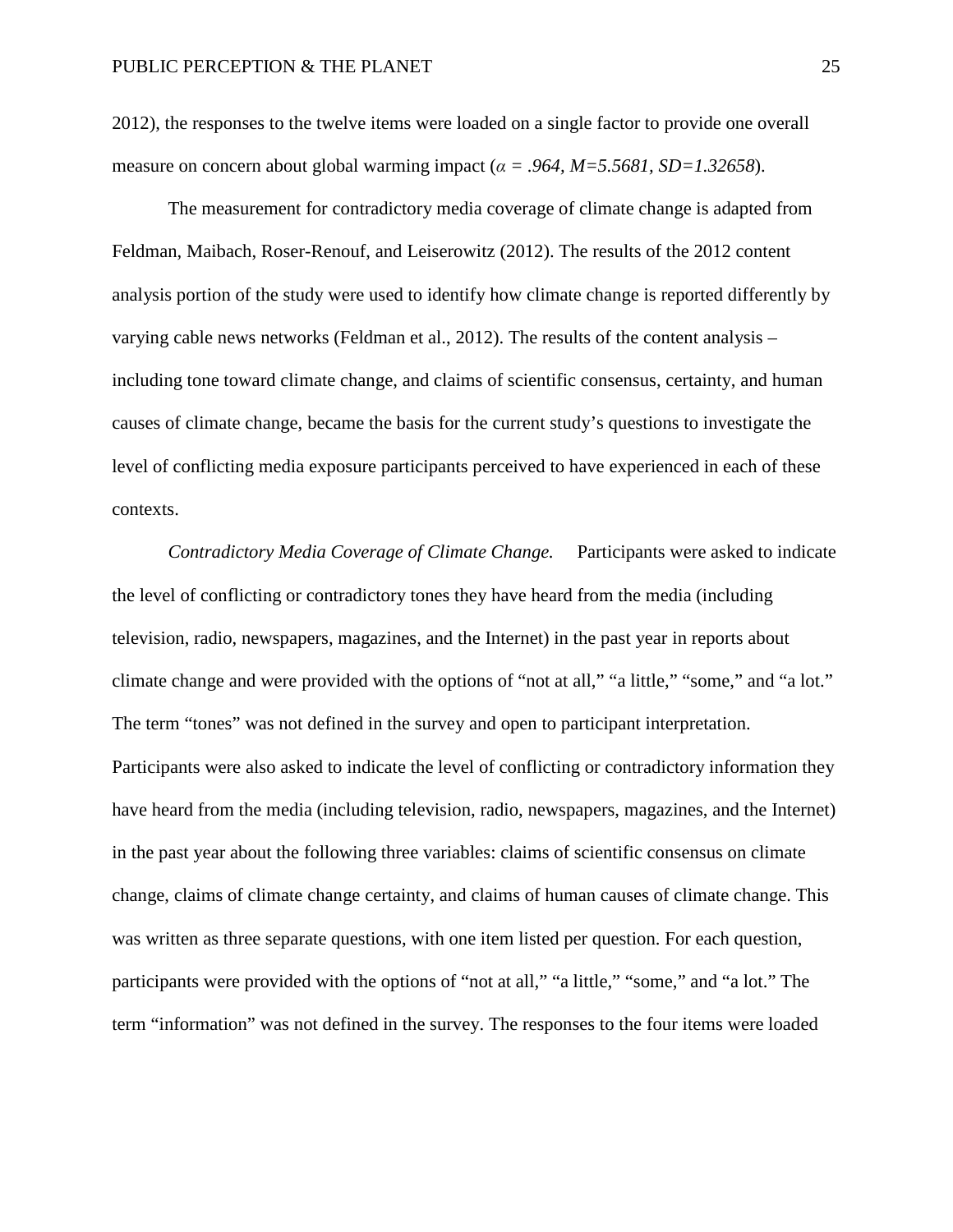2012), the responses to the twelve items were loaded on a single factor to provide one overall measure on concern about global warming impact (*α = .964, M=5.5681, SD=1.32658*).

The measurement for contradictory media coverage of climate change is adapted from Feldman, Maibach, Roser-Renouf, and Leiserowitz (2012). The results of the 2012 content analysis portion of the study were used to identify how climate change is reported differently by varying cable news networks (Feldman et al., 2012). The results of the content analysis – including tone toward climate change, and claims of scientific consensus, certainty, and human causes of climate change, became the basis for the current study's questions to investigate the level of conflicting media exposure participants perceived to have experienced in each of these contexts.

*Contradictory Media Coverage of Climate Change.* Participants were asked to indicate the level of conflicting or contradictory tones they have heard from the media (including television, radio, newspapers, magazines, and the Internet) in the past year in reports about climate change and were provided with the options of "not at all," "a little," "some," and "a lot." The term "tones" was not defined in the survey and open to participant interpretation. Participants were also asked to indicate the level of conflicting or contradictory information they have heard from the media (including television, radio, newspapers, magazines, and the Internet) in the past year about the following three variables: claims of scientific consensus on climate change, claims of climate change certainty, and claims of human causes of climate change. This was written as three separate questions, with one item listed per question. For each question, participants were provided with the options of "not at all," "a little," "some," and "a lot." The term "information" was not defined in the survey. The responses to the four items were loaded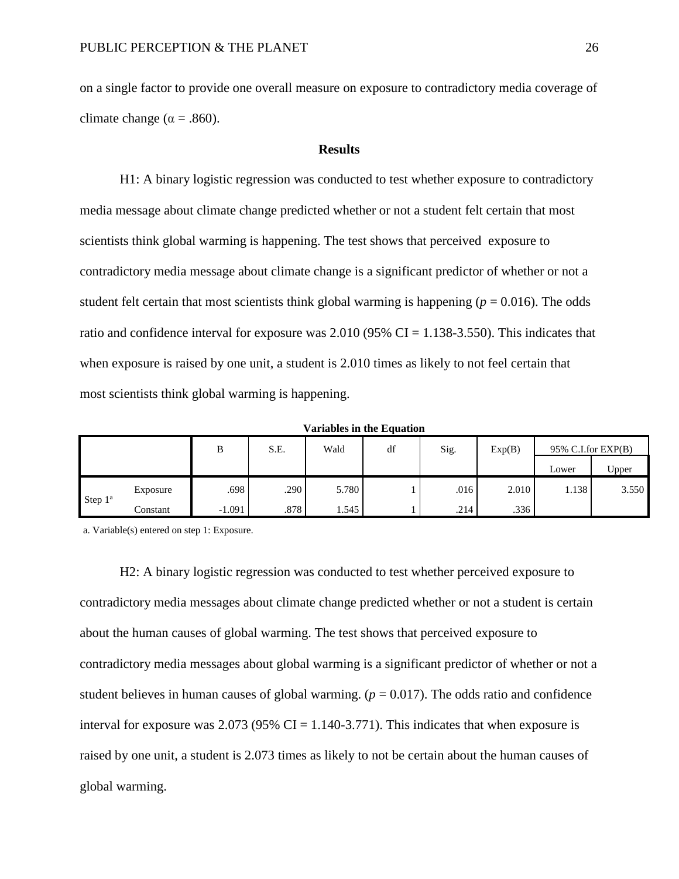on a single factor to provide one overall measure on exposure to contradictory media coverage of climate change (α = .860).

## Results

H1: A binary logistic regression was conducted to test whether exposure to contradictory media message about climate change predicted whether or not a student felt certain that most scientists think global warming is happening. The test shows that perceived exposure to contradictory media message about climate change is a significant predictor of whether or not a student felt certain that most scientists think global warming is happening ($p$ = 0.016). The odds ratio and confidence interval for exposure was 2.010 (95% CI = 1.138-3.550). This indicates that when exposure is raised by one unit, a student is 2.010 times as likely to not feel certain that most scientists think global warming is happening.

**Variables in the Equation**

| | | B | S.E. | Wald | df | Sig. | Exp(B) | 95% C.I.for EXP(B) | |
|---|---|---|---|---|---|---|---|---|---|
| | | | | | | | | Lower | Upper |
| Step 1[a] | Exposure | .698 | .290 | 5.780 | 1 | .016 | 2.010 | 1.138 | 3.550 |
| | Constant | -1.091 | .878 | 1.545 | 1 | .214 | .336 | | |

a. Variable(s) entered on step 1: Exposure.

H2: A binary logistic regression was conducted to test whether perceived exposure to contradictory media messages about climate change predicted whether or not a student is certain about the human causes of global warming. The test shows that perceived exposure to contradictory media messages about global warming is a significant predictor of whether or not a student believes in human causes of global warming. ($p$ = 0.017). The odds ratio and confidence interval for exposure was 2.073 (95% CI = 1.140-3.771). This indicates that when exposure is raised by one unit, a student is 2.073 times as likely to not be certain about the human causes of global warming.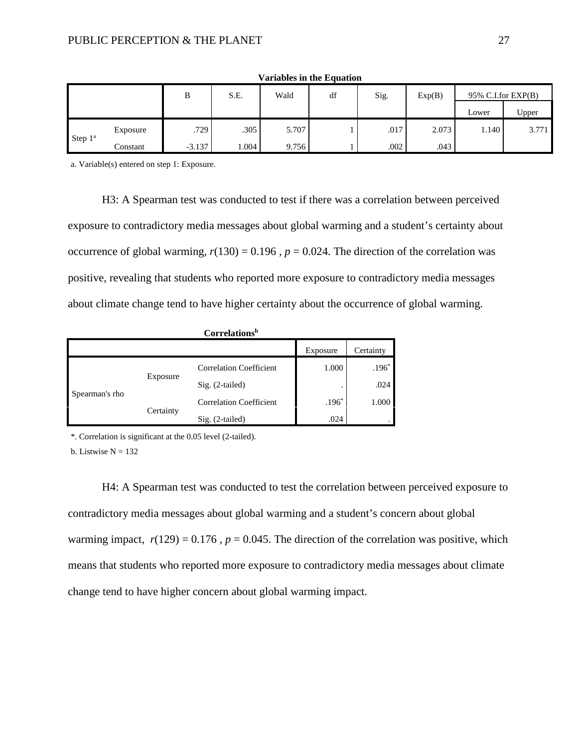**Variables in the Equation**

| | | B | S.E. | Wald | df | Sig. | Exp(B) | 95% C.I.for EXP(B) | |
|---|---|---|---|---|---|---|---|---|---|
| | | | | | | | | Lower | Upper |
| Step 1[a] | Exposure | .729 | .305 | 5.707 | 1 | .017 | 2.073 | 1.140 | 3.771 |
| | Constant | -3.137 | 1.004 | 9.756 | 1 | .002 | .043 | | |

a. Variable(s) entered on step 1: Exposure.

H3: A Spearman test was conducted to test if there was a correlation between perceived exposure to contradictory media messages about global warming and a student's certainty about occurrence of global warming, $r(130) = 0.196$ , $p = 0.024$. The direction of the correlation was positive, revealing that students who reported more exposure to contradictory media messages about climate change tend to have higher certainty about the occurrence of global warming.

**Correlations[b]**

| | | | Exposure | Certainty |
|---|---|---|---|---|
| Spearman's rho | Exposure | Correlation Coefficient | 1.000 | .196* |
| | | Sig. (2-tailed) | . | .024 |
| | Certainty | Correlation Coefficient | .196* | 1.000 |
| | | Sig. (2-tailed) | .024 | . |

*. Correlation is significant at the 0.05 level (2-tailed).

b. Listwise N = 132

H4: A Spearman test was conducted to test the correlation between perceived exposure to contradictory media messages about global warming and a student's concern about global warming impact, $r(129) = 0.176$ , $p = 0.045$. The direction of the correlation was positive, which means that students who reported more exposure to contradictory media messages about climate change tend to have higher concern about global warming impact.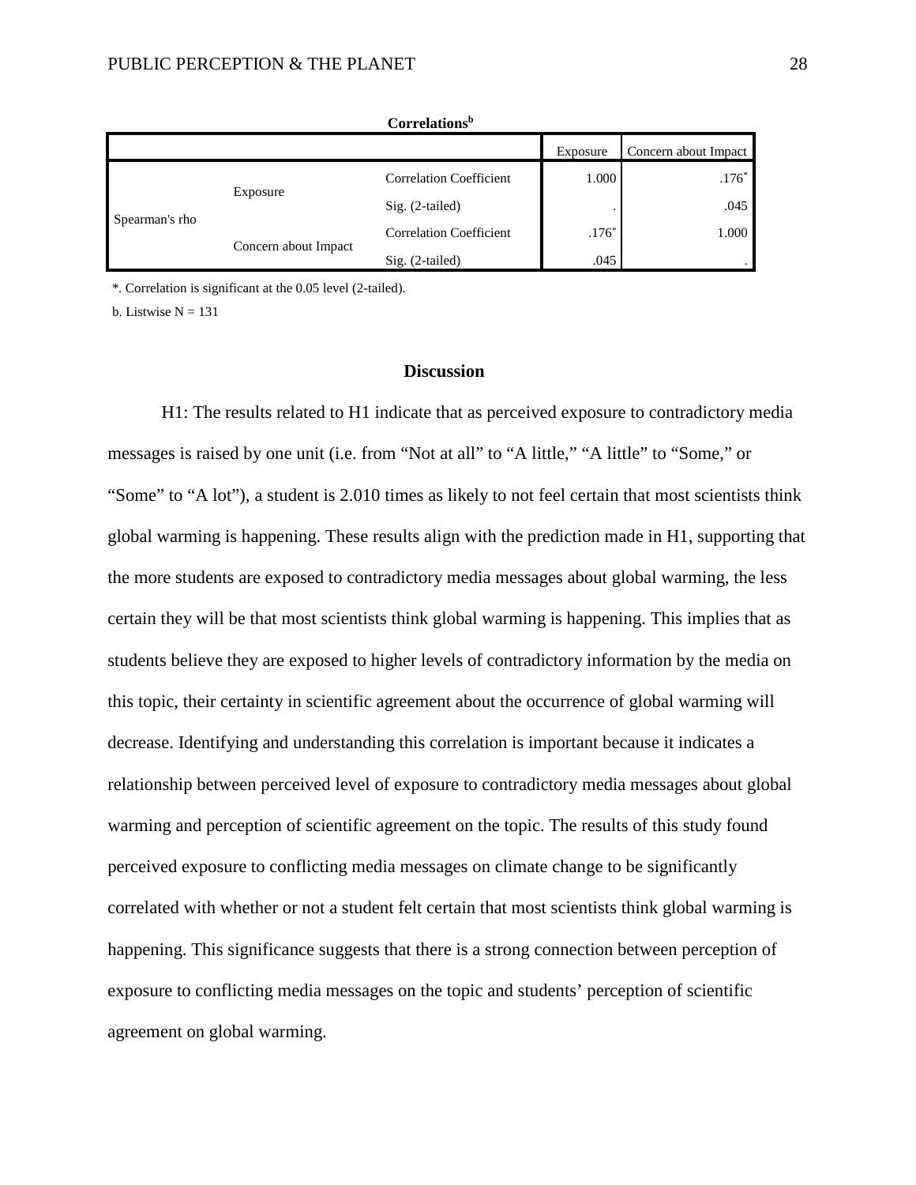**Correlations[b]**

| | | | Exposure | Concern about Impact |
|---|---|---|---|---|
| Spearman's rho | Exposure | Correlation Coefficient | 1.000 | .176* |
| | | Sig. (2-tailed) | . | .045 |
| | Concern about Impact | Correlation Coefficient | .176* | 1.000 |
| | | Sig. (2-tailed) | .045 | . |

*. Correlation is significant at the 0.05 level (2-tailed).

b. Listwise N = 131

## Discussion

H1: The results related to H1 indicate that as perceived exposure to contradictory media messages is raised by one unit (i.e. from "Not at all" to "A little," "A little" to "Some," or "Some" to "A lot"), a student is 2.010 times as likely to not feel certain that most scientists think global warming is happening. These results align with the prediction made in H1, supporting that the more students are exposed to contradictory media messages about global warming, the less certain they will be that most scientists think global warming is happening. This implies that as students believe they are exposed to higher levels of contradictory information by the media on this topic, their certainty in scientific agreement about the occurrence of global warming will decrease. Identifying and understanding this correlation is important because it indicates a relationship between perceived level of exposure to contradictory media messages about global warming and perception of scientific agreement on the topic. The results of this study found perceived exposure to conflicting media messages on climate change to be significantly correlated with whether or not a student felt certain that most scientists think global warming is happening. This significance suggests that there is a strong connection between perception of exposure to conflicting media messages on the topic and students' perception of scientific agreement on global warming.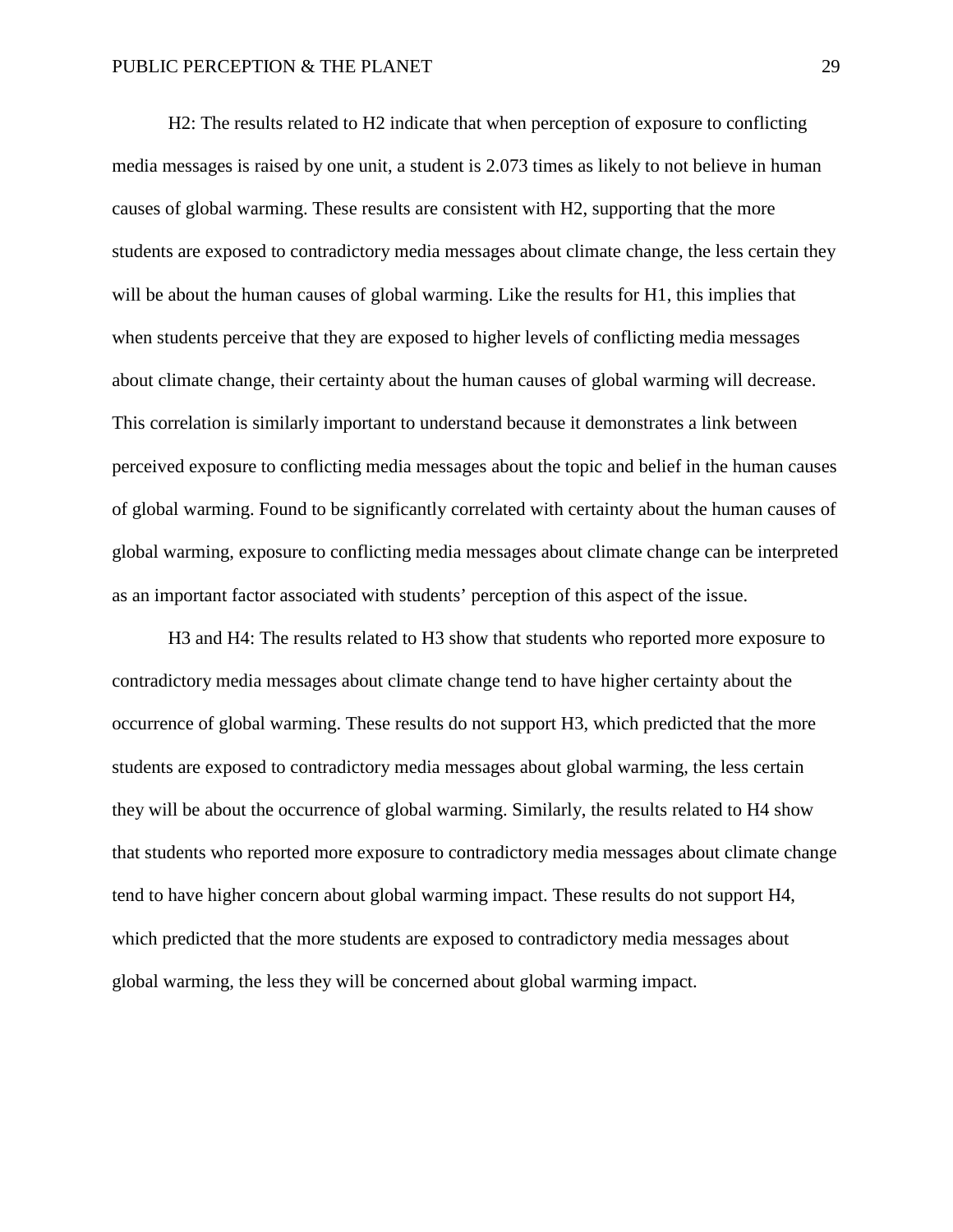H2: The results related to H2 indicate that when perception of exposure to conflicting media messages is raised by one unit, a student is 2.073 times as likely to not believe in human causes of global warming. These results are consistent with H2, supporting that the more students are exposed to contradictory media messages about climate change, the less certain they will be about the human causes of global warming. Like the results for H1, this implies that when students perceive that they are exposed to higher levels of conflicting media messages about climate change, their certainty about the human causes of global warming will decrease. This correlation is similarly important to understand because it demonstrates a link between perceived exposure to conflicting media messages about the topic and belief in the human causes of global warming. Found to be significantly correlated with certainty about the human causes of global warming, exposure to conflicting media messages about climate change can be interpreted as an important factor associated with students' perception of this aspect of the issue.

H3 and H4: The results related to H3 show that students who reported more exposure to contradictory media messages about climate change tend to have higher certainty about the occurrence of global warming. These results do not support H3, which predicted that the more students are exposed to contradictory media messages about global warming, the less certain they will be about the occurrence of global warming. Similarly, the results related to H4 show that students who reported more exposure to contradictory media messages about climate change tend to have higher concern about global warming impact. These results do not support H4, which predicted that the more students are exposed to contradictory media messages about global warming, the less they will be concerned about global warming impact.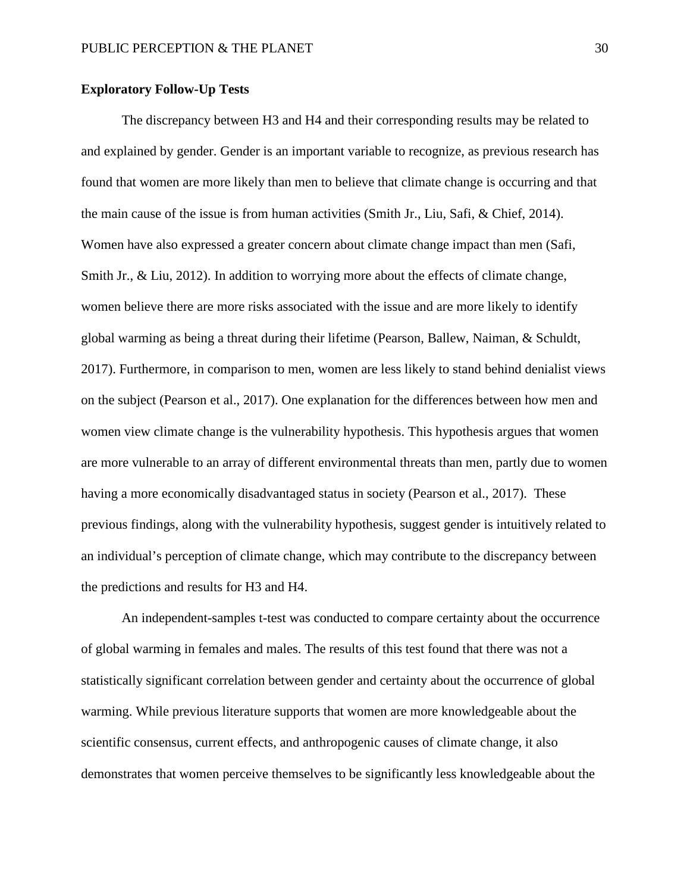**Exploratory Follow-Up Tests**

The discrepancy between H3 and H4 and their corresponding results may be related to and explained by gender. Gender is an important variable to recognize, as previous research has found that women are more likely than men to believe that climate change is occurring and that the main cause of the issue is from human activities (Smith Jr., Liu, Safi, & Chief, 2014). Women have also expressed a greater concern about climate change impact than men (Safi, Smith Jr., & Liu, 2012). In addition to worrying more about the effects of climate change, women believe there are more risks associated with the issue and are more likely to identify global warming as being a threat during their lifetime (Pearson, Ballew, Naiman, & Schuldt, 2017). Furthermore, in comparison to men, women are less likely to stand behind denialist views on the subject (Pearson et al., 2017). One explanation for the differences between how men and women view climate change is the vulnerability hypothesis. This hypothesis argues that women are more vulnerable to an array of different environmental threats than men, partly due to women having a more economically disadvantaged status in society (Pearson et al., 2017). These previous findings, along with the vulnerability hypothesis, suggest gender is intuitively related to an individual's perception of climate change, which may contribute to the discrepancy between the predictions and results for H3 and H4.

An independent-samples t-test was conducted to compare certainty about the occurrence of global warming in females and males. The results of this test found that there was not a statistically significant correlation between gender and certainty about the occurrence of global warming. While previous literature supports that women are more knowledgeable about the scientific consensus, current effects, and anthropogenic causes of climate change, it also demonstrates that women perceive themselves to be significantly less knowledgeable about the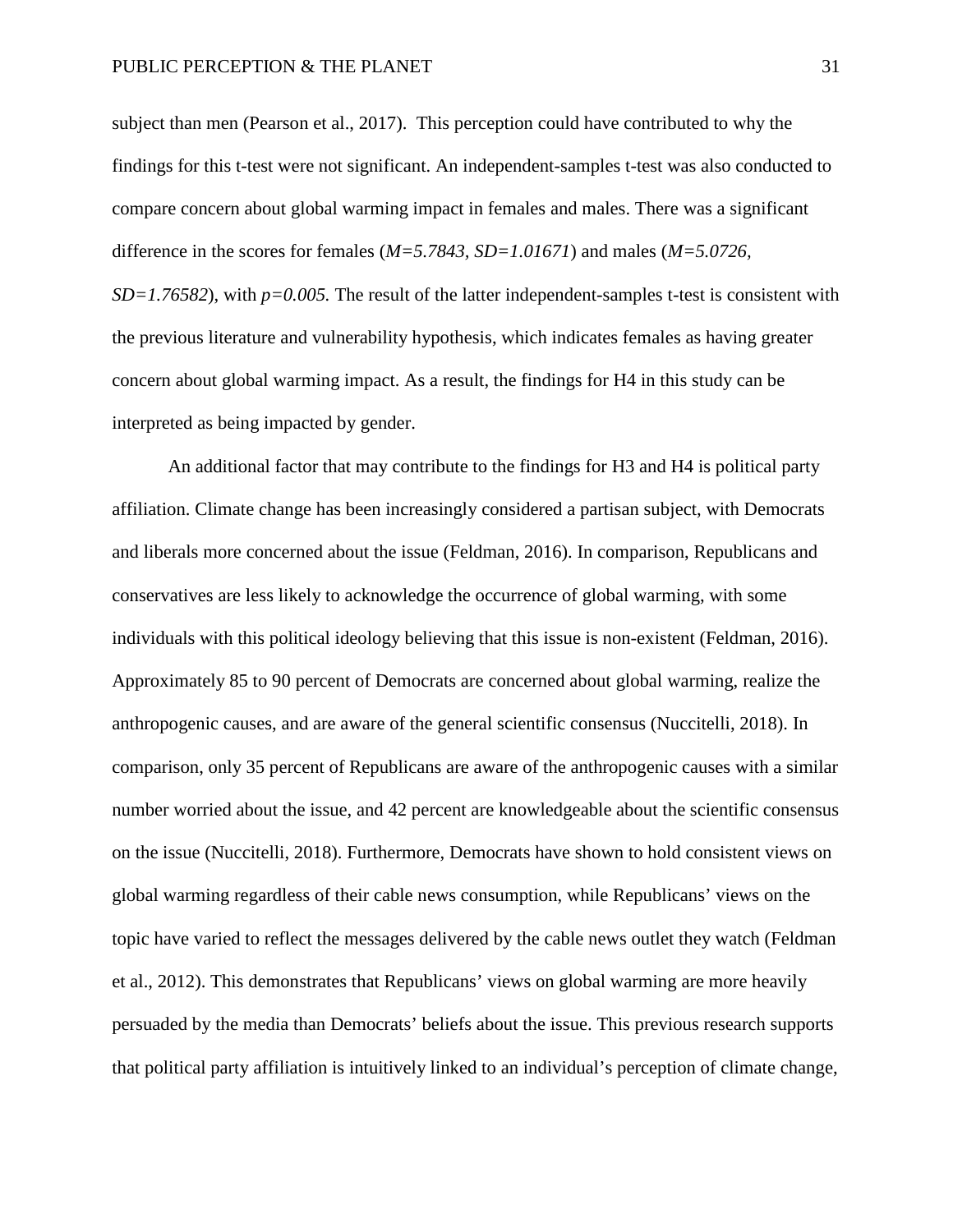subject than men (Pearson et al., 2017). This perception could have contributed to why the findings for this t-test were not significant. An independent-samples t-test was also conducted to compare concern about global warming impact in females and males. There was a significant difference in the scores for females ($M=5.7843$, $SD=1.01671$) and males ($M=5.0726$, $SD=1.76582$), with $p=0.005$. The result of the latter independent-samples t-test is consistent with the previous literature and vulnerability hypothesis, which indicates females as having greater concern about global warming impact. As a result, the findings for H4 in this study can be interpreted as being impacted by gender.

An additional factor that may contribute to the findings for H3 and H4 is political party affiliation. Climate change has been increasingly considered a partisan subject, with Democrats and liberals more concerned about the issue (Feldman, 2016). In comparison, Republicans and conservatives are less likely to acknowledge the occurrence of global warming, with some individuals with this political ideology believing that this issue is non-existent (Feldman, 2016). Approximately 85 to 90 percent of Democrats are concerned about global warming, realize the anthropogenic causes, and are aware of the general scientific consensus (Nuccitelli, 2018). In comparison, only 35 percent of Republicans are aware of the anthropogenic causes with a similar number worried about the issue, and 42 percent are knowledgeable about the scientific consensus on the issue (Nuccitelli, 2018). Furthermore, Democrats have shown to hold consistent views on global warming regardless of their cable news consumption, while Republicans' views on the topic have varied to reflect the messages delivered by the cable news outlet they watch (Feldman et al., 2012). This demonstrates that Republicans' views on global warming are more heavily persuaded by the media than Democrats' beliefs about the issue. This previous research supports that political party affiliation is intuitively linked to an individual's perception of climate change,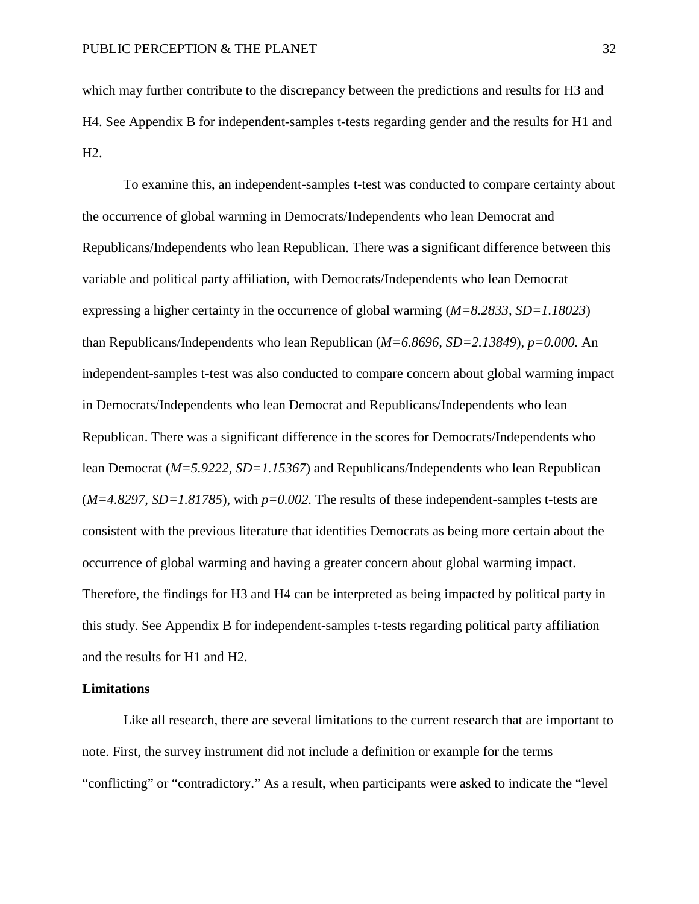which may further contribute to the discrepancy between the predictions and results for H3 and H4. See Appendix B for independent-samples t-tests regarding gender and the results for H1 and H2.

To examine this, an independent-samples t-test was conducted to compare certainty about the occurrence of global warming in Democrats/Independents who lean Democrat and Republicans/Independents who lean Republican. There was a significant difference between this variable and political party affiliation, with Democrats/Independents who lean Democrat expressing a higher certainty in the occurrence of global warming ($M=8.2833, SD=1.18023$) than Republicans/Independents who lean Republican ($M=6.8696, SD=2.13849$), $p=0.000$. An independent-samples t-test was also conducted to compare concern about global warming impact in Democrats/Independents who lean Democrat and Republicans/Independents who lean Republican. There was a significant difference in the scores for Democrats/Independents who lean Democrat ($M=5.9222, SD=1.15367$) and Republicans/Independents who lean Republican ($M=4.8297, SD=1.81785$), with $p=0.002$. The results of these independent-samples t-tests are consistent with the previous literature that identifies Democrats as being more certain about the occurrence of global warming and having a greater concern about global warming impact. Therefore, the findings for H3 and H4 can be interpreted as being impacted by political party in this study. See Appendix B for independent-samples t-tests regarding political party affiliation and the results for H1 and H2.

**Limitations**

Like all research, there are several limitations to the current research that are important to note. First, the survey instrument did not include a definition or example for the terms "conflicting" or "contradictory." As a result, when participants were asked to indicate the "level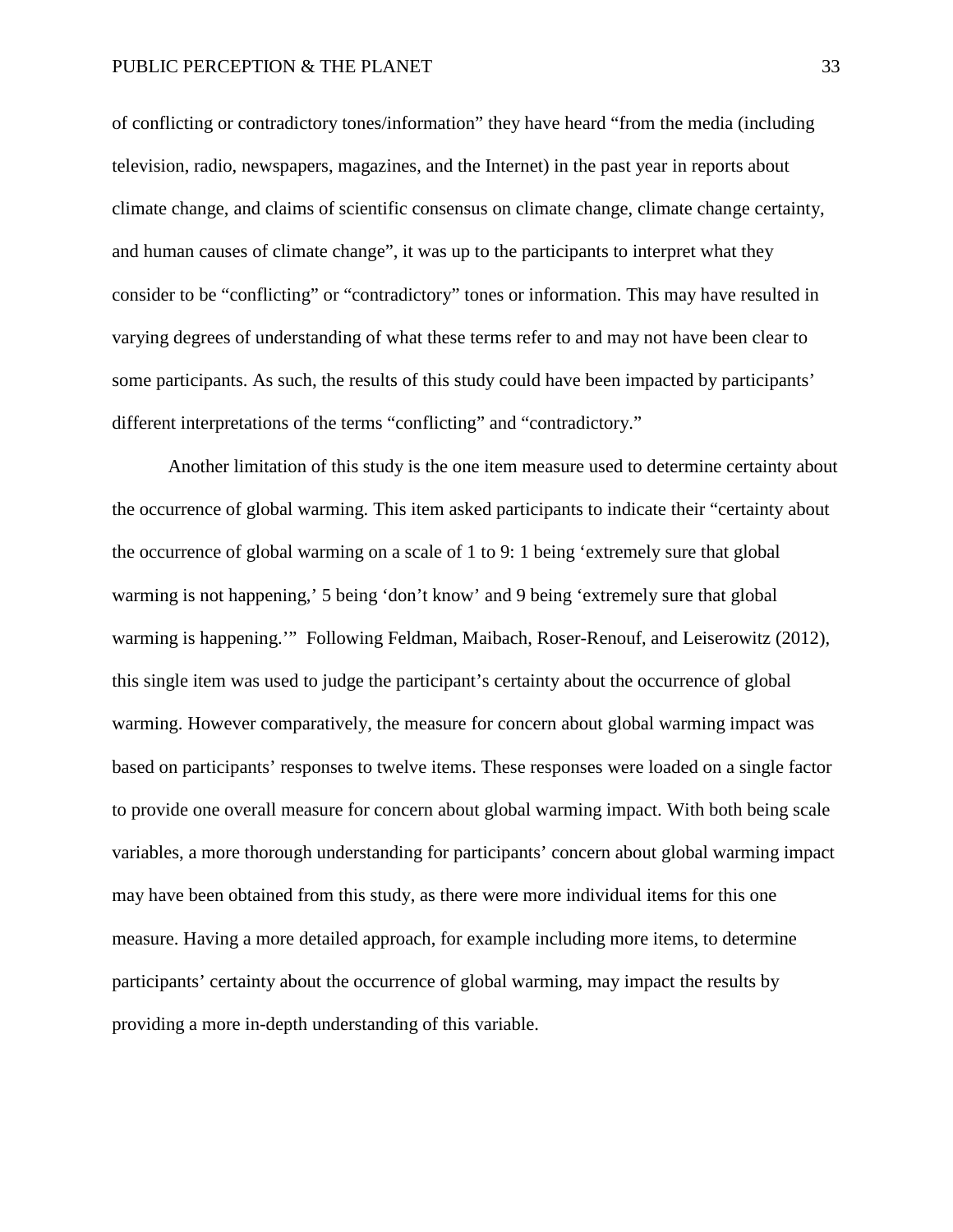of conflicting or contradictory tones/information" they have heard "from the media (including television, radio, newspapers, magazines, and the Internet) in the past year in reports about climate change, and claims of scientific consensus on climate change, climate change certainty, and human causes of climate change", it was up to the participants to interpret what they consider to be "conflicting" or "contradictory" tones or information. This may have resulted in varying degrees of understanding of what these terms refer to and may not have been clear to some participants. As such, the results of this study could have been impacted by participants' different interpretations of the terms "conflicting" and "contradictory."

Another limitation of this study is the one item measure used to determine certainty about the occurrence of global warming. This item asked participants to indicate their "certainty about the occurrence of global warming on a scale of 1 to 9: 1 being 'extremely sure that global warming is not happening,' 5 being 'don't know' and 9 being 'extremely sure that global warming is happening.'" Following Feldman, Maibach, Roser-Renouf, and Leiserowitz (2012), this single item was used to judge the participant's certainty about the occurrence of global warming. However comparatively, the measure for concern about global warming impact was based on participants' responses to twelve items. These responses were loaded on a single factor to provide one overall measure for concern about global warming impact. With both being scale variables, a more thorough understanding for participants' concern about global warming impact may have been obtained from this study, as there were more individual items for this one measure. Having a more detailed approach, for example including more items, to determine participants' certainty about the occurrence of global warming, may impact the results by providing a more in-depth understanding of this variable.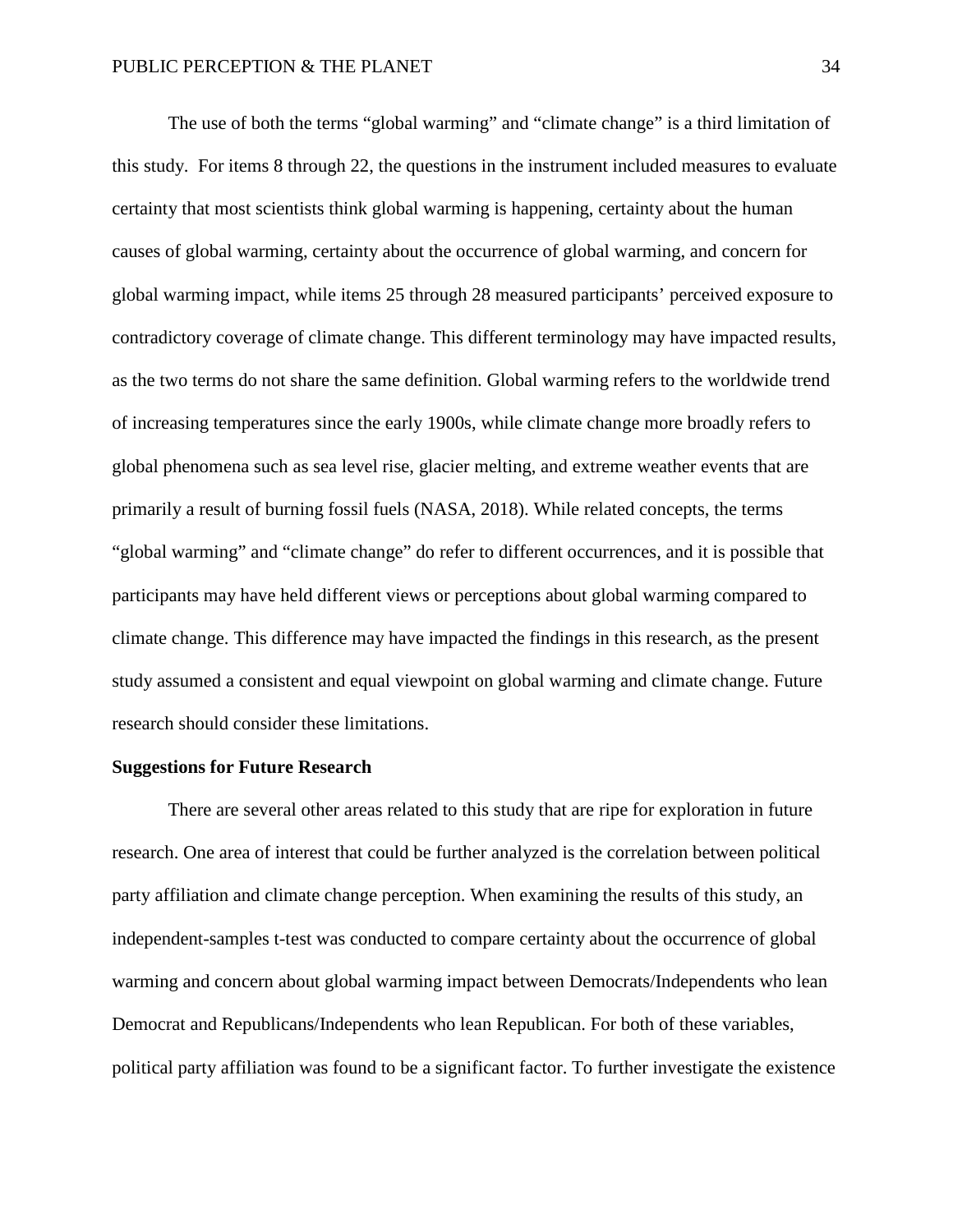The use of both the terms "global warming" and "climate change" is a third limitation of this study. For items 8 through 22, the questions in the instrument included measures to evaluate certainty that most scientists think global warming is happening, certainty about the human causes of global warming, certainty about the occurrence of global warming, and concern for global warming impact, while items 25 through 28 measured participants' perceived exposure to contradictory coverage of climate change. This different terminology may have impacted results, as the two terms do not share the same definition. Global warming refers to the worldwide trend of increasing temperatures since the early 1900s, while climate change more broadly refers to global phenomena such as sea level rise, glacier melting, and extreme weather events that are primarily a result of burning fossil fuels (NASA, 2018). While related concepts, the terms "global warming" and "climate change" do refer to different occurrences, and it is possible that participants may have held different views or perceptions about global warming compared to climate change. This difference may have impacted the findings in this research, as the present study assumed a consistent and equal viewpoint on global warming and climate change. Future research should consider these limitations.

## Suggestions for Future Research

There are several other areas related to this study that are ripe for exploration in future research. One area of interest that could be further analyzed is the correlation between political party affiliation and climate change perception. When examining the results of this study, an independent-samples t-test was conducted to compare certainty about the occurrence of global warming and concern about global warming impact between Democrats/Independents who lean Democrat and Republicans/Independents who lean Republican. For both of these variables, political party affiliation was found to be a significant factor. To further investigate the existence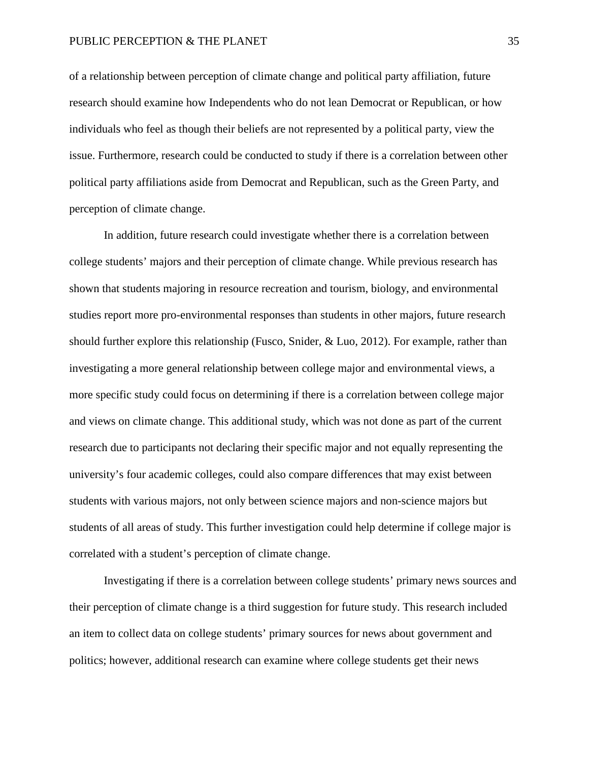of a relationship between perception of climate change and political party affiliation, future research should examine how Independents who do not lean Democrat or Republican, or how individuals who feel as though their beliefs are not represented by a political party, view the issue. Furthermore, research could be conducted to study if there is a correlation between other political party affiliations aside from Democrat and Republican, such as the Green Party, and perception of climate change.

In addition, future research could investigate whether there is a correlation between college students' majors and their perception of climate change. While previous research has shown that students majoring in resource recreation and tourism, biology, and environmental studies report more pro-environmental responses than students in other majors, future research should further explore this relationship (Fusco, Snider, & Luo, 2012). For example, rather than investigating a more general relationship between college major and environmental views, a more specific study could focus on determining if there is a correlation between college major and views on climate change. This additional study, which was not done as part of the current research due to participants not declaring their specific major and not equally representing the university's four academic colleges, could also compare differences that may exist between students with various majors, not only between science majors and non-science majors but students of all areas of study. This further investigation could help determine if college major is correlated with a student's perception of climate change.

Investigating if there is a correlation between college students' primary news sources and their perception of climate change is a third suggestion for future study. This research included an item to collect data on college students' primary sources for news about government and politics; however, additional research can examine where college students get their news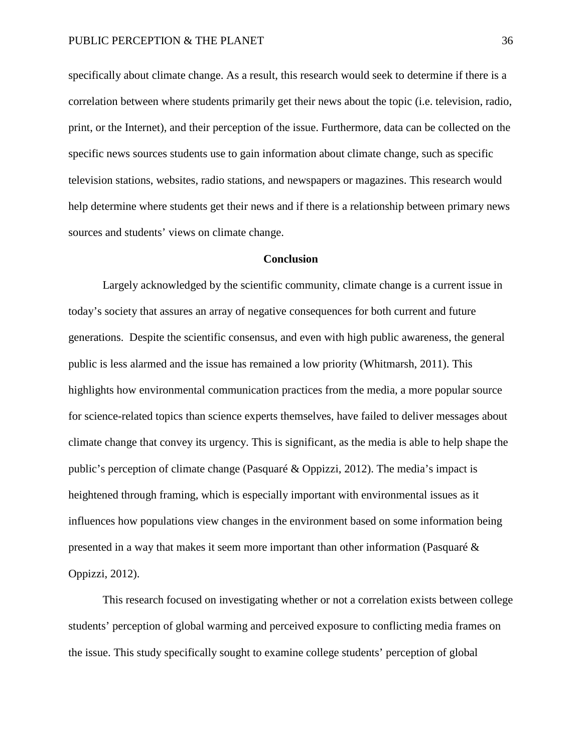specifically about climate change. As a result, this research would seek to determine if there is a correlation between where students primarily get their news about the topic (i.e. television, radio, print, or the Internet), and their perception of the issue. Furthermore, data can be collected on the specific news sources students use to gain information about climate change, such as specific television stations, websites, radio stations, and newspapers or magazines. This research would help determine where students get their news and if there is a relationship between primary news sources and students' views on climate change.

## Conclusion

Largely acknowledged by the scientific community, climate change is a current issue in today's society that assures an array of negative consequences for both current and future generations. Despite the scientific consensus, and even with high public awareness, the general public is less alarmed and the issue has remained a low priority (Whitmarsh, 2011). This highlights how environmental communication practices from the media, a more popular source for science-related topics than science experts themselves, have failed to deliver messages about climate change that convey its urgency. This is significant, as the media is able to help shape the public's perception of climate change (Pasquaré & Oppizzi, 2012). The media's impact is heightened through framing, which is especially important with environmental issues as it influences how populations view changes in the environment based on some information being presented in a way that makes it seem more important than other information (Pasquaré & Oppizzi, 2012).

This research focused on investigating whether or not a correlation exists between college students' perception of global warming and perceived exposure to conflicting media frames on the issue. This study specifically sought to examine college students' perception of global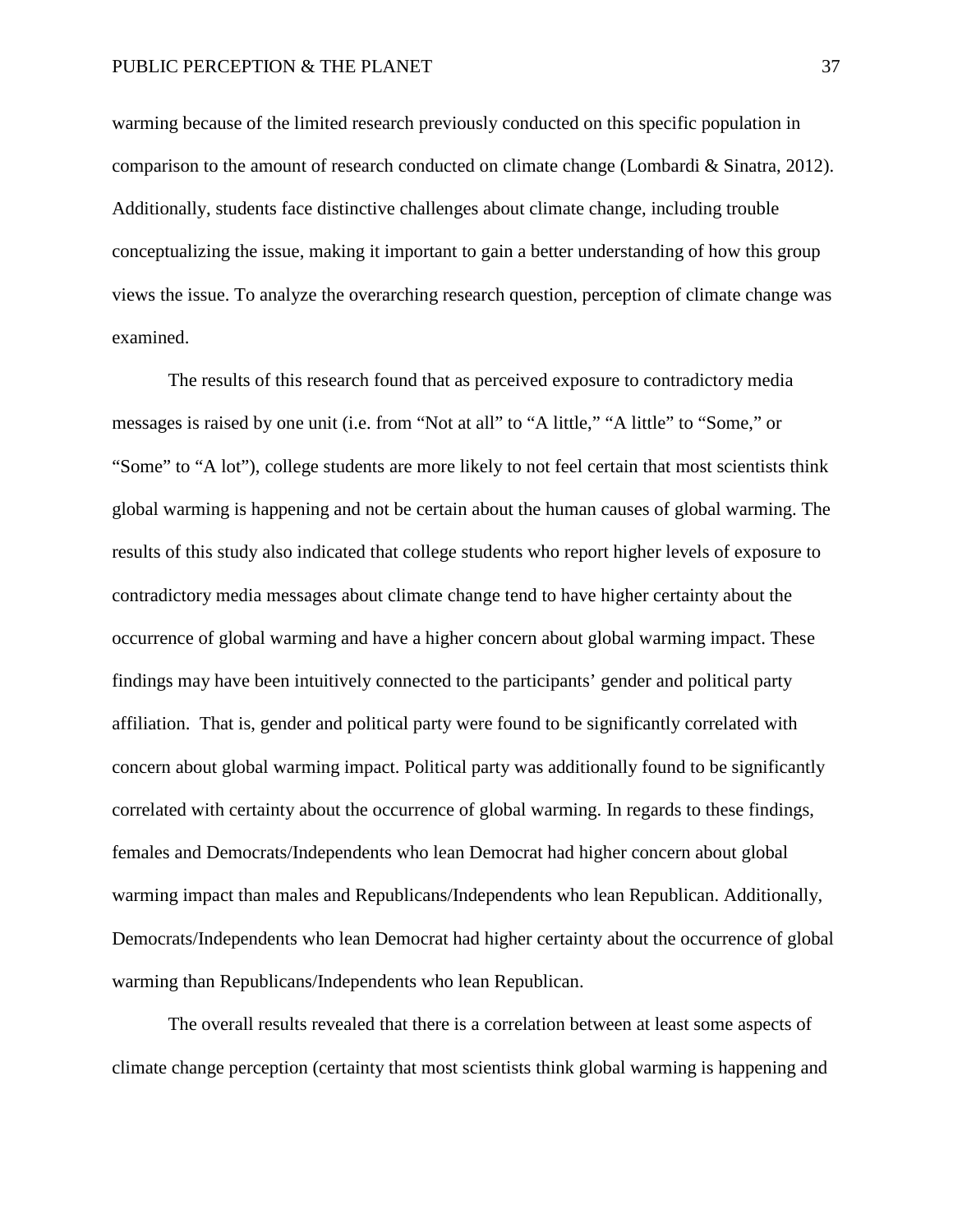warming because of the limited research previously conducted on this specific population in comparison to the amount of research conducted on climate change (Lombardi & Sinatra, 2012). Additionally, students face distinctive challenges about climate change, including trouble conceptualizing the issue, making it important to gain a better understanding of how this group views the issue. To analyze the overarching research question, perception of climate change was examined.

The results of this research found that as perceived exposure to contradictory media messages is raised by one unit (i.e. from "Not at all" to "A little," "A little" to "Some," or "Some" to "A lot"), college students are more likely to not feel certain that most scientists think global warming is happening and not be certain about the human causes of global warming. The results of this study also indicated that college students who report higher levels of exposure to contradictory media messages about climate change tend to have higher certainty about the occurrence of global warming and have a higher concern about global warming impact. These findings may have been intuitively connected to the participants' gender and political party affiliation. That is, gender and political party were found to be significantly correlated with concern about global warming impact. Political party was additionally found to be significantly correlated with certainty about the occurrence of global warming. In regards to these findings, females and Democrats/Independents who lean Democrat had higher concern about global warming impact than males and Republicans/Independents who lean Republican. Additionally, Democrats/Independents who lean Democrat had higher certainty about the occurrence of global warming than Republicans/Independents who lean Republican.

The overall results revealed that there is a correlation between at least some aspects of climate change perception (certainty that most scientists think global warming is happening and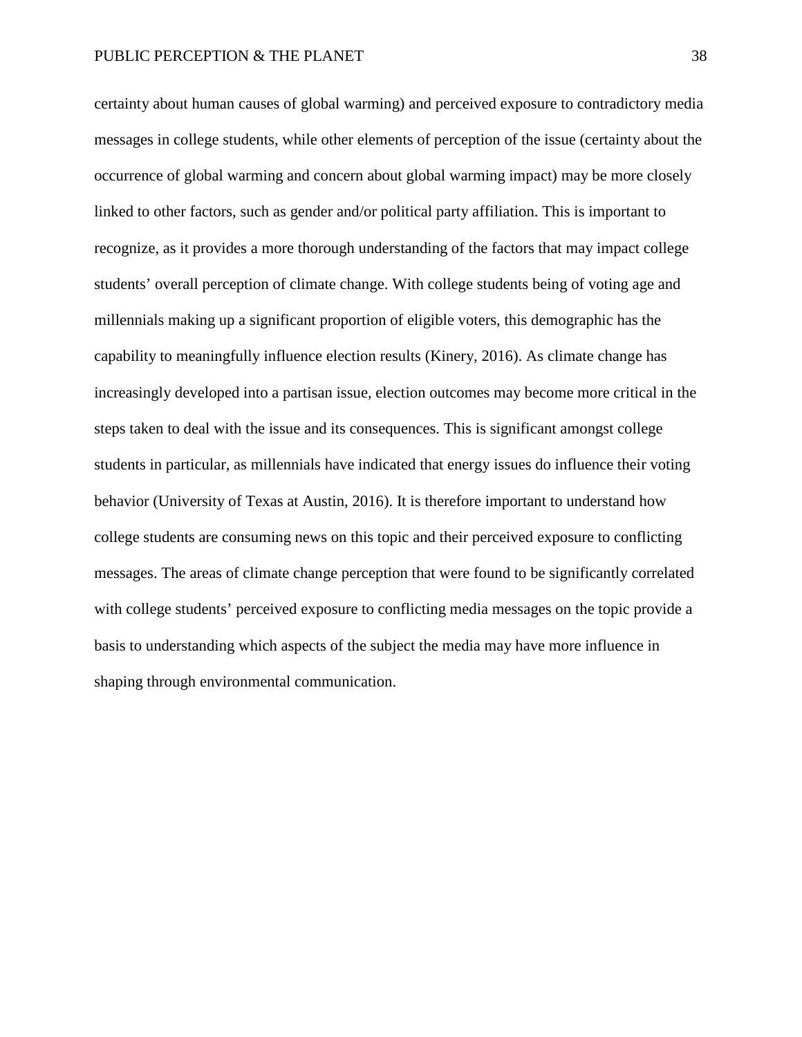certainty about human causes of global warming) and perceived exposure to contradictory media messages in college students, while other elements of perception of the issue (certainty about the occurrence of global warming and concern about global warming impact) may be more closely linked to other factors, such as gender and/or political party affiliation. This is important to recognize, as it provides a more thorough understanding of the factors that may impact college students' overall perception of climate change. With college students being of voting age and millennials making up a significant proportion of eligible voters, this demographic has the capability to meaningfully influence election results (Kinery, 2016). As climate change has increasingly developed into a partisan issue, election outcomes may become more critical in the steps taken to deal with the issue and its consequences. This is significant amongst college students in particular, as millennials have indicated that energy issues do influence their voting behavior (University of Texas at Austin, 2016). It is therefore important to understand how college students are consuming news on this topic and their perceived exposure to conflicting messages. The areas of climate change perception that were found to be significantly correlated with college students' perceived exposure to conflicting media messages on the topic provide a basis to understanding which aspects of the subject the media may have more influence in shaping through environmental communication.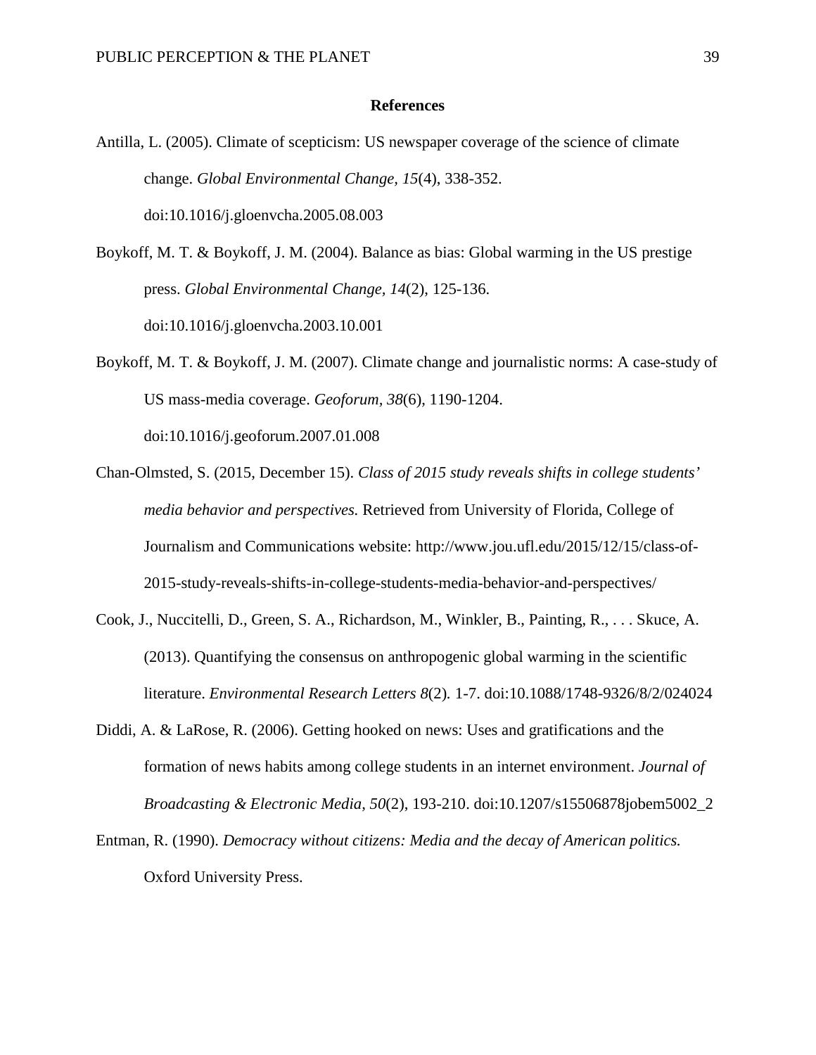# References

Antilla, L. (2005). Climate of scepticism: US newspaper coverage of the science of climate change. *Global Environmental Change, 15*(4), 338-352. doi:10.1016/j.gloenvcha.2005.08.003

Boykoff, M. T. & Boykoff, J. M. (2004). Balance as bias: Global warming in the US prestige press. *Global Environmental Change, 14*(2), 125-136. doi:10.1016/j.gloenvcha.2003.10.001

Boykoff, M. T. & Boykoff, J. M. (2007). Climate change and journalistic norms: A case-study of US mass-media coverage. *Geoforum, 38*(6), 1190-1204. doi:10.1016/j.geoforum.2007.01.008

Chan-Olmsted, S. (2015, December 15). *Class of 2015 study reveals shifts in college students' media behavior and perspectives.* Retrieved from University of Florida, College of Journalism and Communications website: http://www.jou.ufl.edu/2015/12/15/class-of-2015-study-reveals-shifts-in-college-students-media-behavior-and-perspectives/

Cook, J., Nuccitelli, D., Green, S. A., Richardson, M., Winkler, B., Painting, R., . . . Skuce, A. (2013). Quantifying the consensus on anthropogenic global warming in the scientific literature. *Environmental Research Letters 8*(2)*.* 1-7. doi:10.1088/1748-9326/8/2/024024

Diddi, A. & LaRose, R. (2006). Getting hooked on news: Uses and gratifications and the formation of news habits among college students in an internet environment. *Journal of Broadcasting & Electronic Media, 50*(2), 193-210. doi:10.1207/s15506878jobem5002_2

Entman, R. (1990). *Democracy without citizens: Media and the decay of American politics.* Oxford University Press.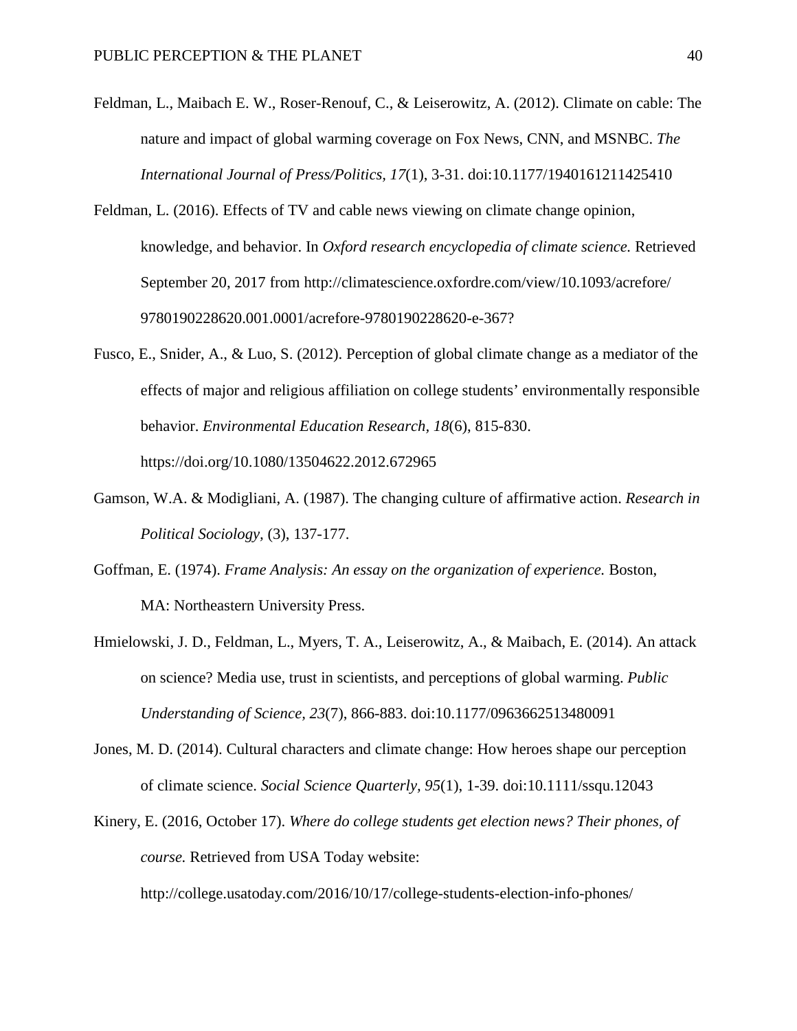Feldman, L., Maibach E. W., Roser-Renouf, C., & Leiserowitz, A. (2012). Climate on cable: The nature and impact of global warming coverage on Fox News, CNN, and MSNBC. *The International Journal of Press/Politics, 17*(1), 3-31. doi:10.1177/1940161211425410

Feldman, L. (2016). Effects of TV and cable news viewing on climate change opinion, knowledge, and behavior. In *Oxford research encyclopedia of climate science.* Retrieved September 20, 2017 from http://climatescience.oxfordre.com/view/10.1093/acrefore/9780190228620.001.0001/acrefore-9780190228620-e-367?

Fusco, E., Snider, A., & Luo, S. (2012). Perception of global climate change as a mediator of the effects of major and religious affiliation on college students' environmentally responsible behavior. *Environmental Education Research, 18*(6), 815-830. https://doi.org/10.1080/13504622.2012.672965

Gamson, W.A. & Modigliani, A. (1987). The changing culture of affirmative action. *Research in Political Sociology,* (3), 137-177.

Goffman, E. (1974). *Frame Analysis: An essay on the organization of experience.* Boston, MA: Northeastern University Press.

Hmielowski, J. D., Feldman, L., Myers, T. A., Leiserowitz, A., & Maibach, E. (2014). An attack on science? Media use, trust in scientists, and perceptions of global warming. *Public Understanding of Science, 23*(7), 866-883. doi:10.1177/0963662513480091

Jones, M. D. (2014). Cultural characters and climate change: How heroes shape our perception of climate science. *Social Science Quarterly, 95*(1), 1-39. doi:10.1111/ssqu.12043

Kinery, E. (2016, October 17). *Where do college students get election news? Their phones, of course.* Retrieved from USA Today website: http://college.usatoday.com/2016/10/17/college-students-election-info-phones/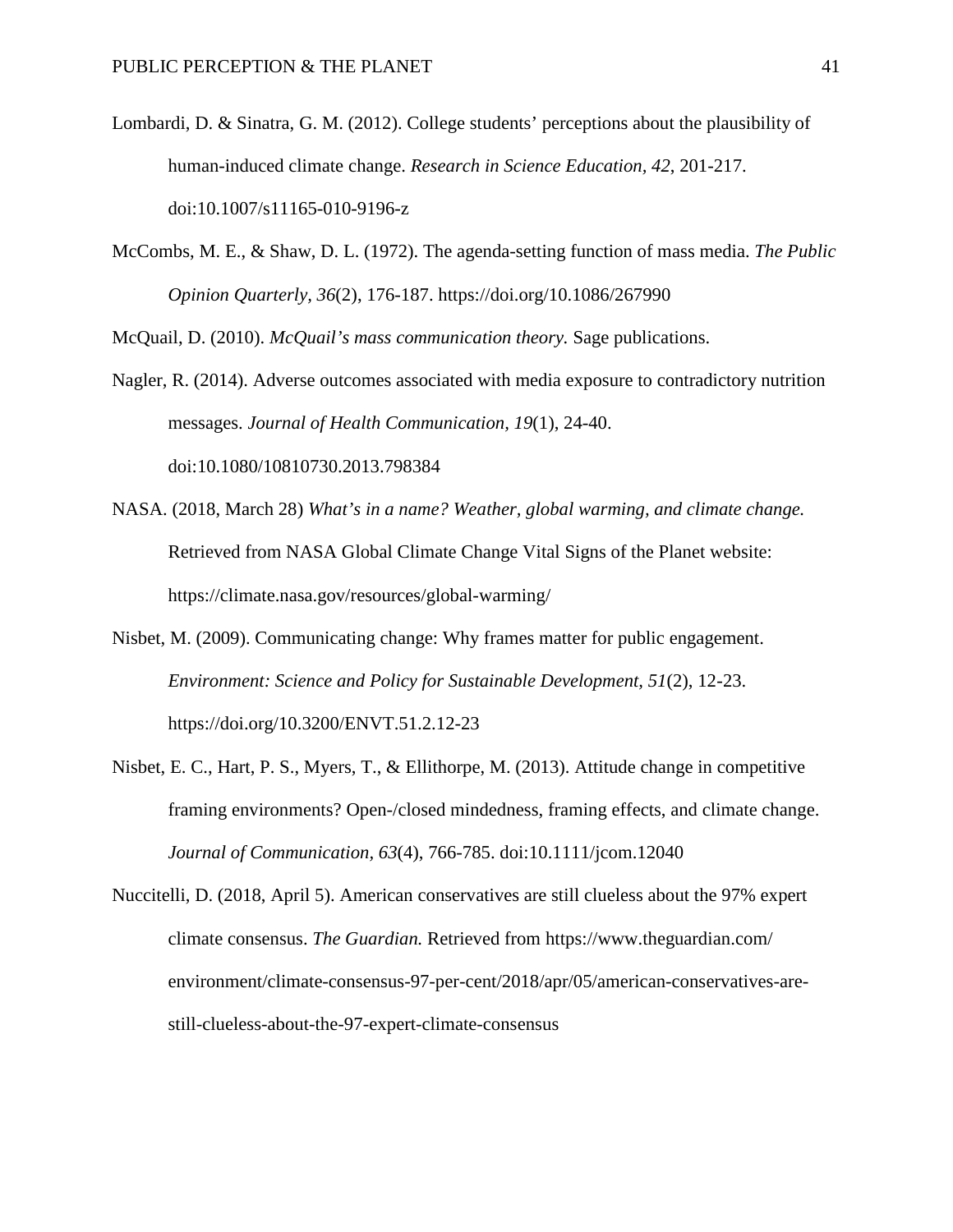Lombardi, D. & Sinatra, G. M. (2012). College students' perceptions about the plausibility of human-induced climate change. *Research in Science Education, 42*, 201-217. doi:10.1007/s11165-010-9196-z

McCombs, M. E., & Shaw, D. L. (1972). The agenda-setting function of mass media. *The Public Opinion Quarterly, 36*(2), 176-187. https://doi.org/10.1086/267990

McQuail, D. (2010). *McQuail's mass communication theory.* Sage publications.

Nagler, R. (2014). Adverse outcomes associated with media exposure to contradictory nutrition messages. *Journal of Health Communication, 19*(1), 24-40. doi:10.1080/10810730.2013.798384

NASA. (2018, March 28) *What's in a name? Weather, global warming, and climate change.* Retrieved from NASA Global Climate Change Vital Signs of the Planet website: https://climate.nasa.gov/resources/global-warming/

Nisbet, M. (2009). Communicating change: Why frames matter for public engagement. *Environment: Science and Policy for Sustainable Development, 51*(2), 12-23. https://doi.org/10.3200/ENVT.51.2.12-23

Nisbet, E. C., Hart, P. S., Myers, T., & Ellithorpe, M. (2013). Attitude change in competitive framing environments? Open-/closed mindedness, framing effects, and climate change. *Journal of Communication, 63*(4), 766-785. doi:10.1111/jcom.12040

Nuccitelli, D. (2018, April 5). American conservatives are still clueless about the 97% expert climate consensus. *The Guardian.* Retrieved from https://www.theguardian.com/environment/climate-consensus-97-per-cent/2018/apr/05/american-conservatives-are-still-clueless-about-the-97-expert-climate-consensus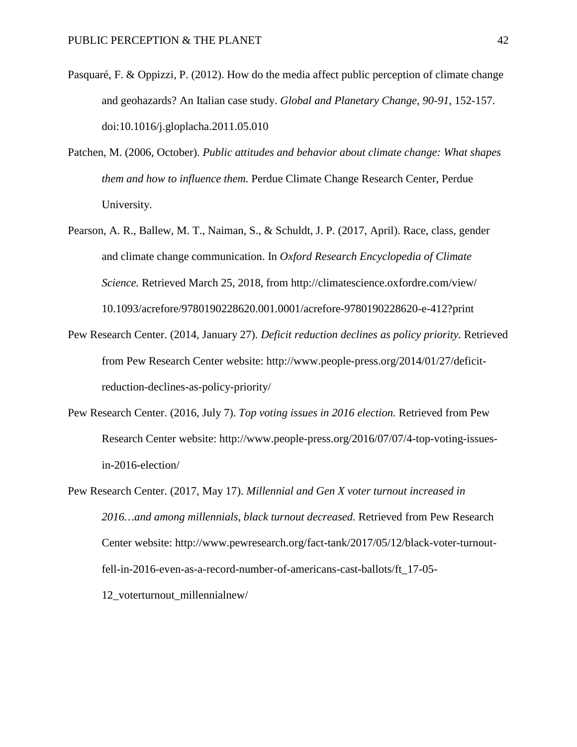Pasquaré, F. & Oppizzi, P. (2012). How do the media affect public perception of climate change and geohazards? An Italian case study. *Global and Planetary Change, 90-91*, 152-157. doi:10.1016/j.gloplacha.2011.05.010

Patchen, M. (2006, October). *Public attitudes and behavior about climate change: What shapes them and how to influence them.* Perdue Climate Change Research Center, Perdue University.

Pearson, A. R., Ballew, M. T., Naiman, S., & Schuldt, J. P. (2017, April). Race, class, gender and climate change communication. In *Oxford Research Encyclopedia of Climate Science.* Retrieved March 25, 2018, from http://climatescience.oxfordre.com/view/10.1093/acrefore/9780190228620.001.0001/acrefore-9780190228620-e-412?print

Pew Research Center. (2014, January 27). *Deficit reduction declines as policy priority.* Retrieved from Pew Research Center website: http://www.people-press.org/2014/01/27/deficit-reduction-declines-as-policy-priority/

Pew Research Center. (2016, July 7). *Top voting issues in 2016 election.* Retrieved from Pew Research Center website: http://www.people-press.org/2016/07/07/4-top-voting-issues-in-2016-election/

Pew Research Center. (2017, May 17). *Millennial and Gen X voter turnout increased in 2016…and among millennials, black turnout decreased.* Retrieved from Pew Research Center website: http://www.pewresearch.org/fact-tank/2017/05/12/black-voter-turnout-fell-in-2016-even-as-a-record-number-of-americans-cast-ballots/ft_17-05-12_voterturnout_millennialnew/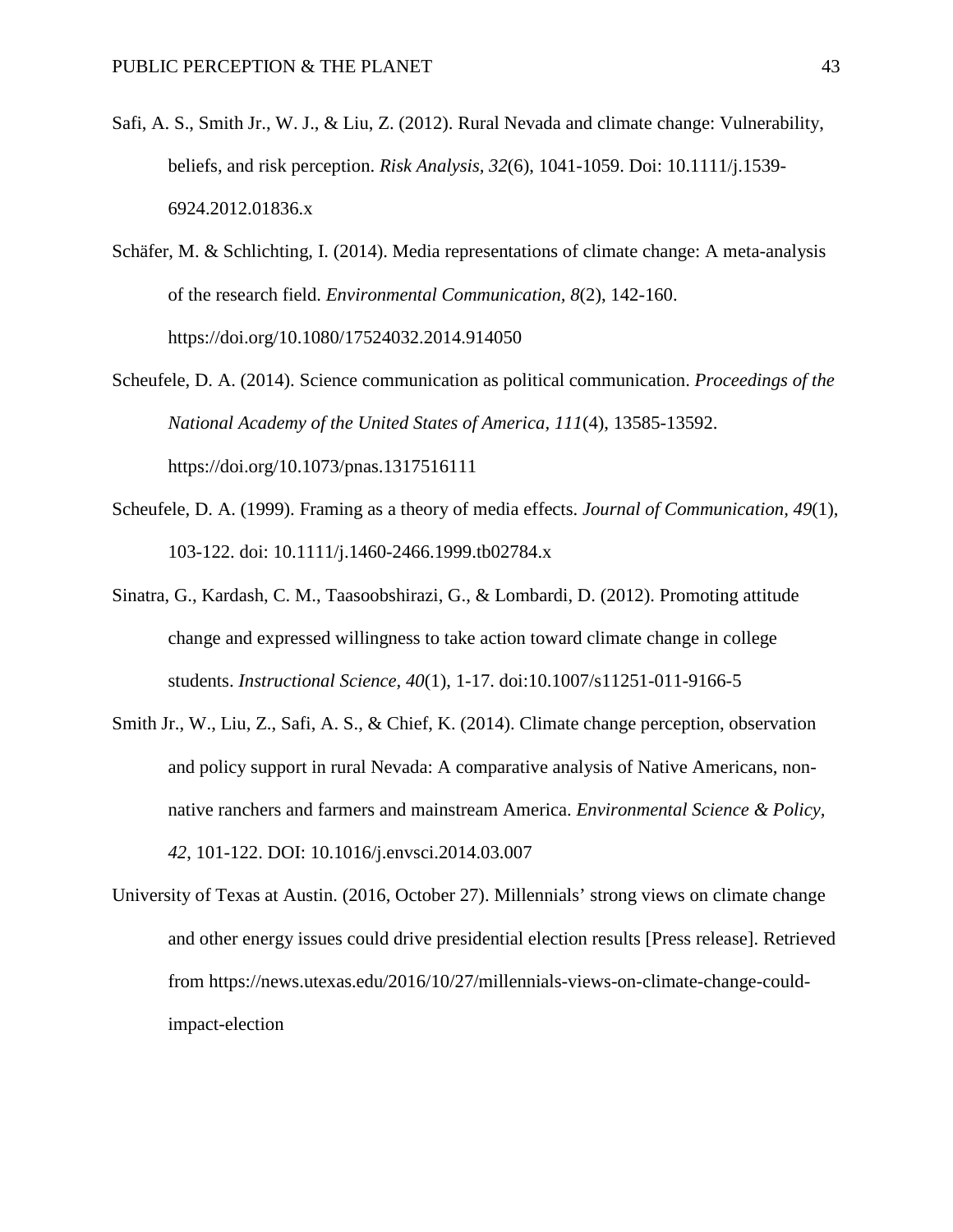Safi, A. S., Smith Jr., W. J., & Liu, Z. (2012). Rural Nevada and climate change: Vulnerability, beliefs, and risk perception. *Risk Analysis*, *32*(6), 1041-1059. Doi: 10.1111/j.1539-6924.2012.01836.x

Schäfer, M. & Schlichting, I. (2014). Media representations of climate change: A meta-analysis of the research field. *Environmental Communication, 8*(2), 142-160. https://doi.org/10.1080/17524032.2014.914050

Scheufele, D. A. (2014). Science communication as political communication. *Proceedings of the National Academy of the United States of America, 111*(4), 13585-13592. https://doi.org/10.1073/pnas.1317516111

Scheufele, D. A. (1999). Framing as a theory of media effects. *Journal of Communication*, *49*(1), 103-122. doi: 10.1111/j.1460-2466.1999.tb02784.x

Sinatra, G., Kardash, C. M., Taasoobshirazi, G., & Lombardi, D. (2012). Promoting attitude change and expressed willingness to take action toward climate change in college students. *Instructional Science, 40*(1), 1-17. doi:10.1007/s11251-011-9166-5

Smith Jr., W., Liu, Z., Safi, A. S., & Chief, K. (2014). Climate change perception, observation and policy support in rural Nevada: A comparative analysis of Native Americans, non-native ranchers and farmers and mainstream America. *Environmental Science & Policy, 42*, 101-122. DOI: 10.1016/j.envsci.2014.03.007

University of Texas at Austin. (2016, October 27). Millennials' strong views on climate change and other energy issues could drive presidential election results [Press release]. Retrieved from https://news.utexas.edu/2016/10/27/millennials-views-on-climate-change-could-impact-election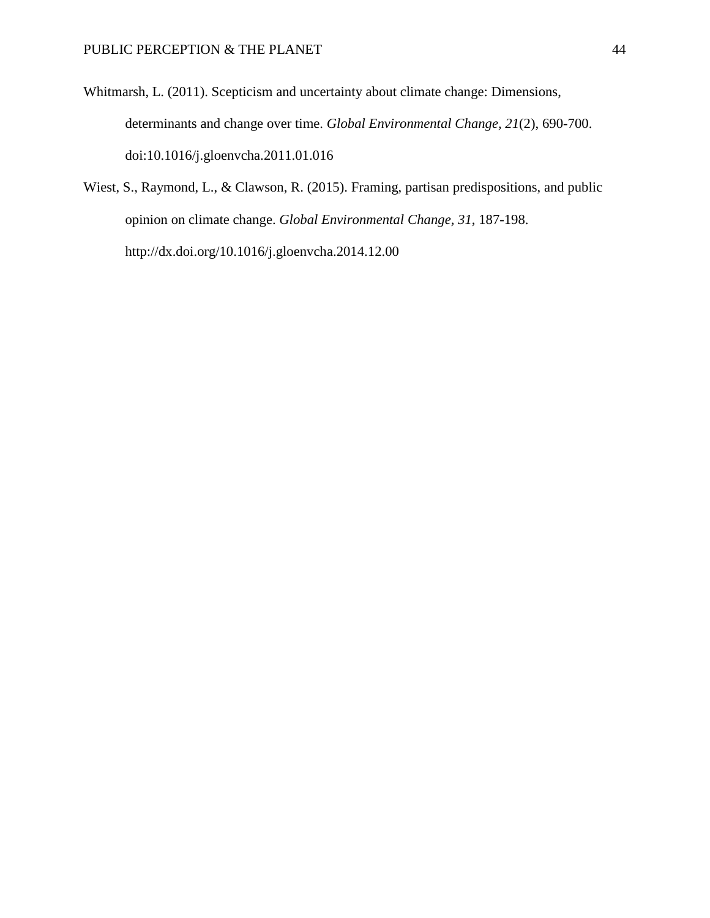Whitmarsh, L. (2011). Scepticism and uncertainty about climate change: Dimensions, determinants and change over time. *Global Environmental Change, 21*(2), 690-700. doi:10.1016/j.gloenvcha.2011.01.016

Wiest, S., Raymond, L., & Clawson, R. (2015). Framing, partisan predispositions, and public opinion on climate change. *Global Environmental Change, 31*, 187-198. http://dx.doi.org/10.1016/j.gloenvcha.2014.12.00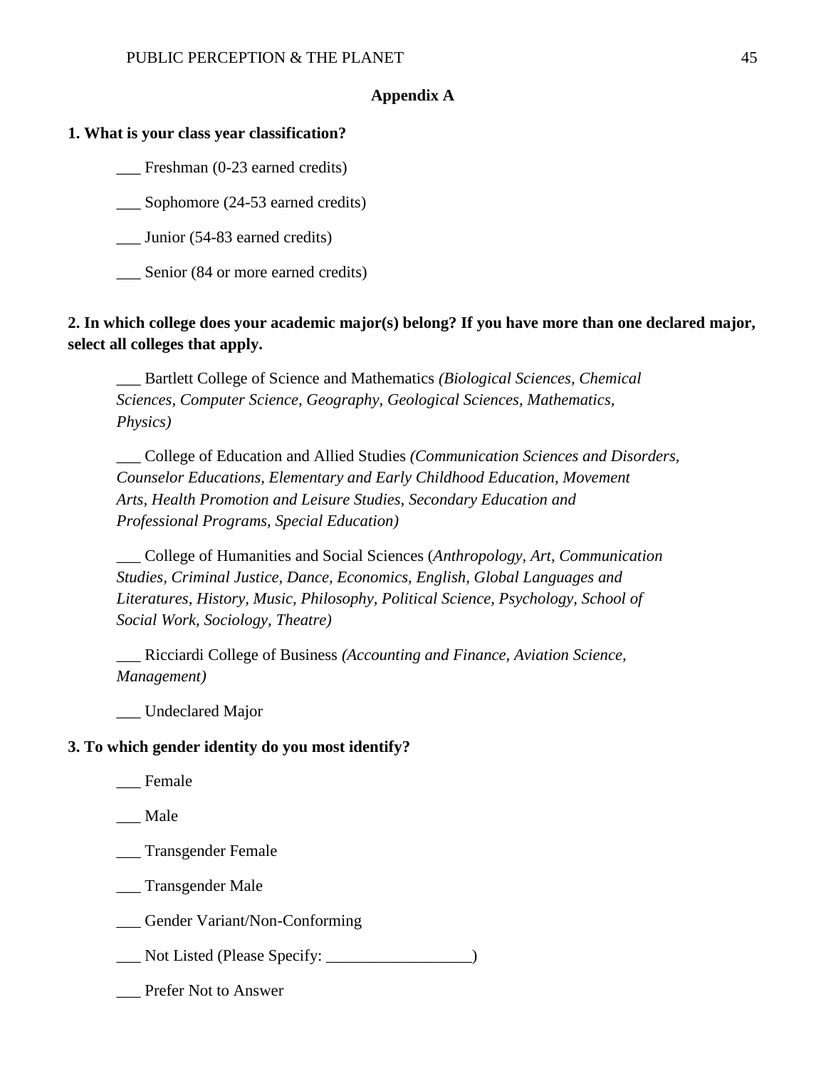## Appendix A

**1. What is your class year classification?**

___ Freshman (0-23 earned credits)

___ Sophomore (24-53 earned credits)

___ Junior (54-83 earned credits)

___ Senior (84 or more earned credits)

**2. In which college does your academic major(s) belong? If you have more than one declared major, select all colleges that apply.**

___ Bartlett College of Science and Mathematics *(Biological Sciences, Chemical Sciences, Computer Science, Geography, Geological Sciences, Mathematics, Physics)*

___ College of Education and Allied Studies *(Communication Sciences and Disorders, Counselor Educations, Elementary and Early Childhood Education, Movement Arts, Health Promotion and Leisure Studies, Secondary Education and Professional Programs, Special Education)*

___ College of Humanities and Social Sciences (*Anthropology, Art, Communication Studies, Criminal Justice, Dance, Economics, English, Global Languages and Literatures, History, Music, Philosophy, Political Science, Psychology, School of Social Work, Sociology, Theatre)*

___ Ricciardi College of Business *(Accounting and Finance, Aviation Science, Management)*

___ Undeclared Major

**3. To which gender identity do you most identify?**

___ Female

___ Male

___ Transgender Female

___ Transgender Male

___ Gender Variant/Non-Conforming

___ Not Listed (Please Specify: __________________)

___ Prefer Not to Answer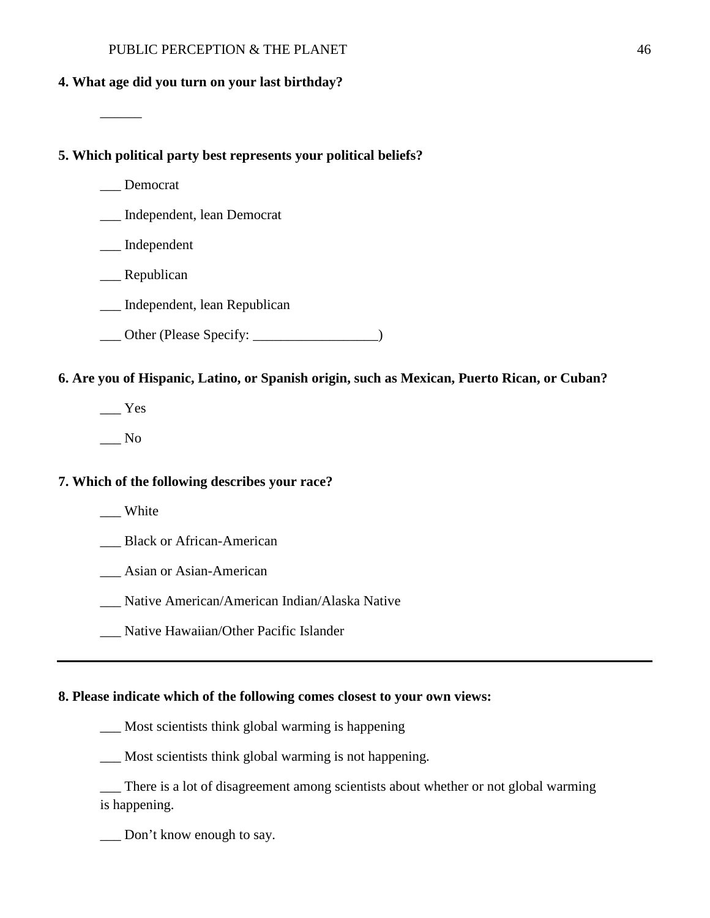**4. What age did you turn on your last birthday?**

______

**5. Which political party best represents your political beliefs?**

___ Democrat

___ Independent, lean Democrat

___ Independent

___ Republican

___ Independent, lean Republican

___ Other (Please Specify: __________________)

**6. Are you of Hispanic, Latino, or Spanish origin, such as Mexican, Puerto Rican, or Cuban?**

___ Yes

___ No

**7. Which of the following describes your race?**

___ White

___ Black or African-American

___ Asian or Asian-American

___ Native American/American Indian/Alaska Native

___ Native Hawaiian/Other Pacific Islander

---

**8. Please indicate which of the following comes closest to your own views:**

___ Most scientists think global warming is happening

___ Most scientists think global warming is not happening.

___ There is a lot of disagreement among scientists about whether or not global warming is happening.

___ Don't know enough to say.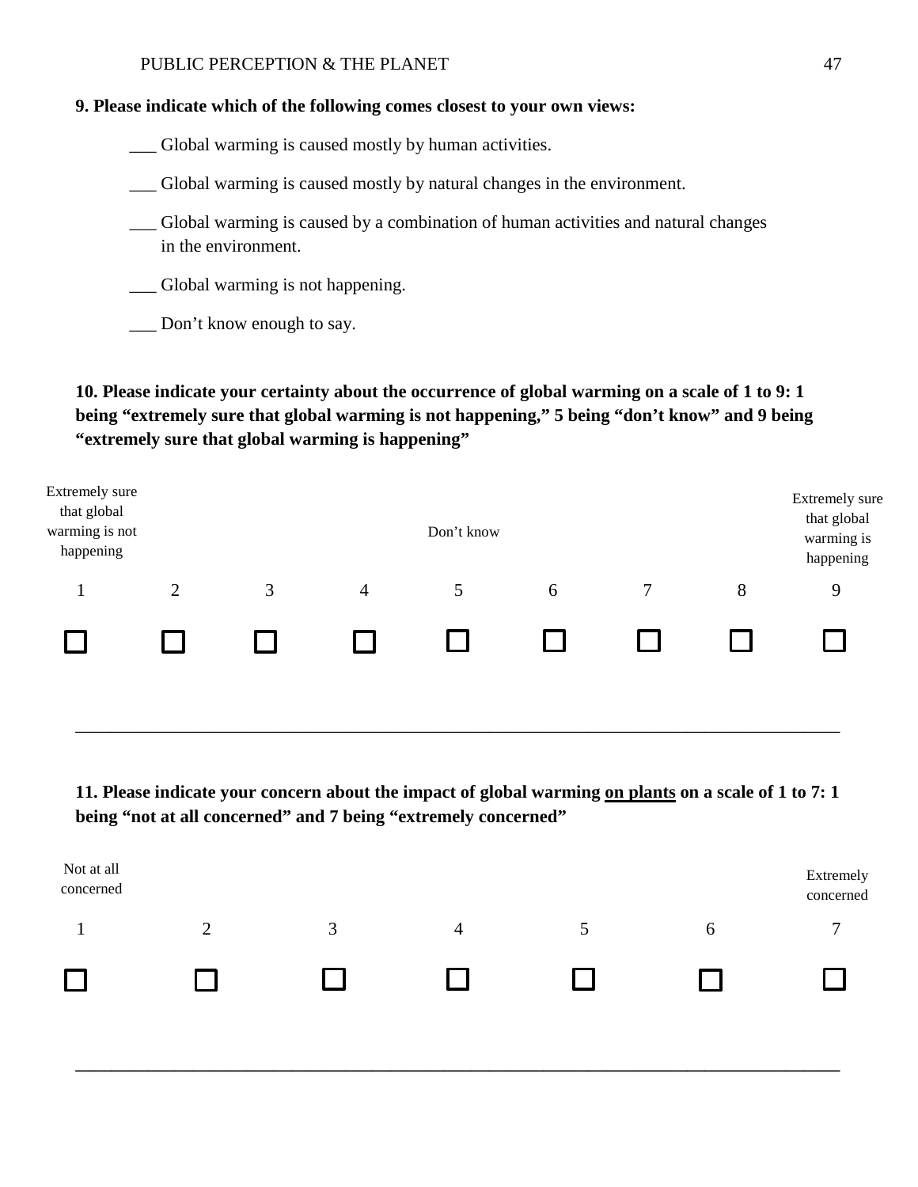**9. Please indicate which of the following comes closest to your own views:**

___ Global warming is caused mostly by human activities.

___ Global warming is caused mostly by natural changes in the environment.

___ Global warming is caused by a combination of human activities and natural changes in the environment.

___ Global warming is not happening.

___ Don't know enough to say.

**10. Please indicate your certainty about the occurrence of global warming on a scale of 1 to 9: 1 being "extremely sure that global warming is not happening," 5 being "don't know" and 9 being "extremely sure that global warming is happening"**

| Extremely sure that global warming is not happening | | | | Don't know | | | | Extremely sure that global warming is happening |
|---|---|---|---|---|---|---|---|---|
| 1 | 2 | 3 | 4 | 5 | 6 | 7 | 8 | 9 |
| ☐ | ☐ | ☐ | ☐ | ☐ | ☐ | ☐ | ☐ | ☐ |

---

**11. Please indicate your concern about the impact of global warming <u>on plants</u> on a scale of 1 to 7: 1 being "not at all concerned" and 7 being "extremely concerned"**

| Not at all concerned | | | | | | Extremely concerned |
|---|---|---|---|---|---|---|
| 1 | 2 | 3 | 4 | 5 | 6 | 7 |
| ☐ | ☐ | ☐ | ☐ | ☐ | ☐ | ☐ |

---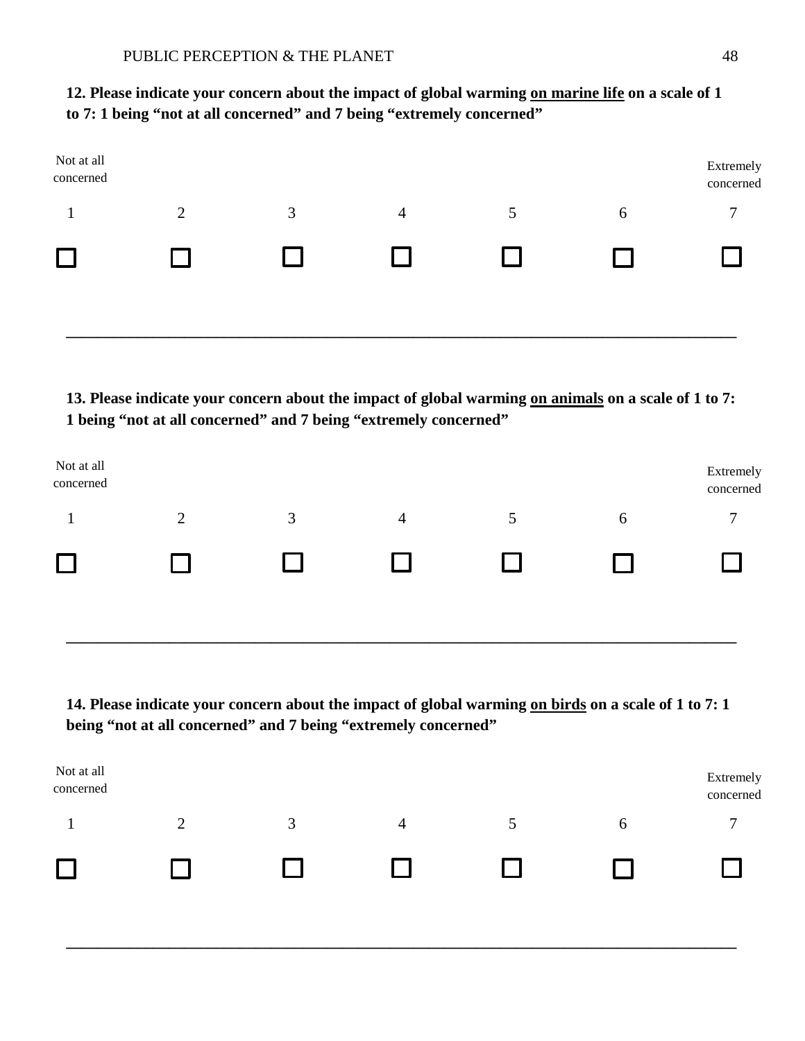**12. Please indicate your concern about the impact of global warming <u>on marine life</u> on a scale of 1 to 7: 1 being "not at all concerned" and 7 being "extremely concerned"**

| Not at all concerned | | | | | | Extremely concerned |
| --- | --- | --- | --- | --- | --- | --- |
| 1 | 2 | 3 | 4 | 5 | 6 | 7 |
| ☐ | ☐ | ☐ | ☐ | ☐ | ☐ | ☐ |

---

**13. Please indicate your concern about the impact of global warming <u>on animals</u> on a scale of 1 to 7: 1 being "not at all concerned" and 7 being "extremely concerned"**

| Not at all concerned | | | | | | Extremely concerned |
| --- | --- | --- | --- | --- | --- | --- |
| 1 | 2 | 3 | 4 | 5 | 6 | 7 |
| ☐ | ☐ | ☐ | ☐ | ☐ | ☐ | ☐ |

---

**14. Please indicate your concern about the impact of global warming <u>on birds</u> on a scale of 1 to 7: 1 being "not at all concerned" and 7 being "extremely concerned"**

| Not at all concerned | | | | | | Extremely concerned |
| --- | --- | --- | --- | --- | --- | --- |
| 1 | 2 | 3 | 4 | 5 | 6 | 7 |
| ☐ | ☐ | ☐ | ☐ | ☐ | ☐ | ☐ |

---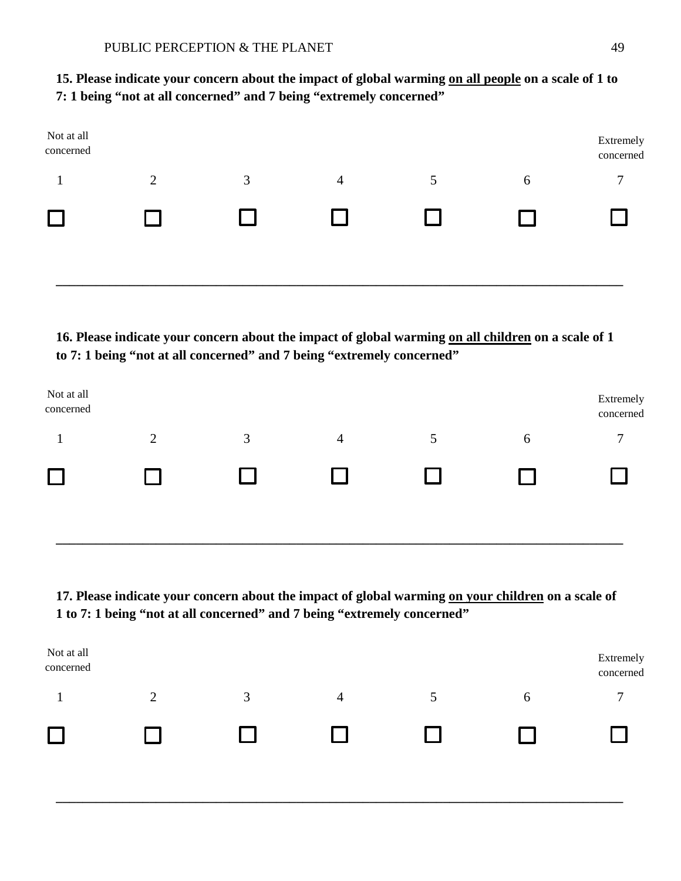**15. Please indicate your concern about the impact of global warming <u>on all people</u> on a scale of 1 to 7: 1 being "not at all concerned" and 7 being "extremely concerned"**

| Not at all concerned | | | | | | Extremely concerned |
|---|---|---|---|---|---|---|
| 1 | 2 | 3 | 4 | 5 | 6 | 7 |
| ☐ | ☐ | ☐ | ☐ | ☐ | ☐ | ☐ |

---

**16. Please indicate your concern about the impact of global warming <u>on all children</u> on a scale of 1 to 7: 1 being "not at all concerned" and 7 being "extremely concerned"**

| Not at all concerned | | | | | | Extremely concerned |
|---|---|---|---|---|---|---|
| 1 | 2 | 3 | 4 | 5 | 6 | 7 |
| ☐ | ☐ | ☐ | ☐ | ☐ | ☐ | ☐ |

---

**17. Please indicate your concern about the impact of global warming <u>on your children</u> on a scale of 1 to 7: 1 being "not at all concerned" and 7 being "extremely concerned"**

| Not at all concerned | | | | | | Extremely concerned |
|---|---|---|---|---|---|---|
| 1 | 2 | 3 | 4 | 5 | 6 | 7 |
| ☐ | ☐ | ☐ | ☐ | ☐ | ☐ | ☐ |

---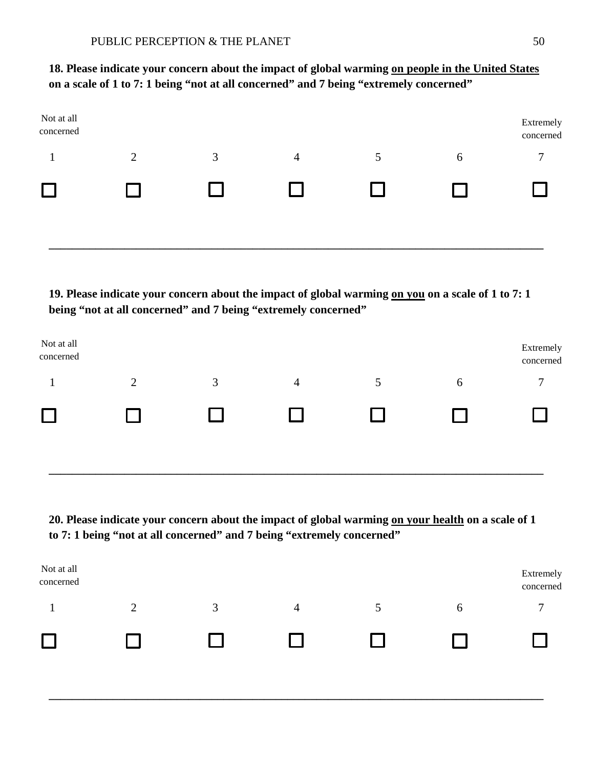**18. Please indicate your concern about the impact of global warming <u>on people in the United States</u> on a scale of 1 to 7: 1 being "not at all concerned" and 7 being "extremely concerned"**

| Not at all concerned | | | | | | Extremely concerned |
|---|---|---|---|---|---|---|
| 1 | 2 | 3 | 4 | 5 | 6 | 7 |
| ☐ | ☐ | ☐ | ☐ | ☐ | ☐ | ☐ |

---

**19. Please indicate your concern about the impact of global warming <u>on you</u> on a scale of 1 to 7: 1 being "not at all concerned" and 7 being "extremely concerned"**

| Not at all concerned | | | | | | Extremely concerned |
|---|---|---|---|---|---|---|
| 1 | 2 | 3 | 4 | 5 | 6 | 7 |
| ☐ | ☐ | ☐ | ☐ | ☐ | ☐ | ☐ |

---

**20. Please indicate your concern about the impact of global warming <u>on your health</u> on a scale of 1 to 7: 1 being "not at all concerned" and 7 being "extremely concerned"**

| Not at all concerned | | | | | | Extremely concerned |
|---|---|---|---|---|---|---|
| 1 | 2 | 3 | 4 | 5 | 6 | 7 |
| ☐ | ☐ | ☐ | ☐ | ☐ | ☐ | ☐ |

---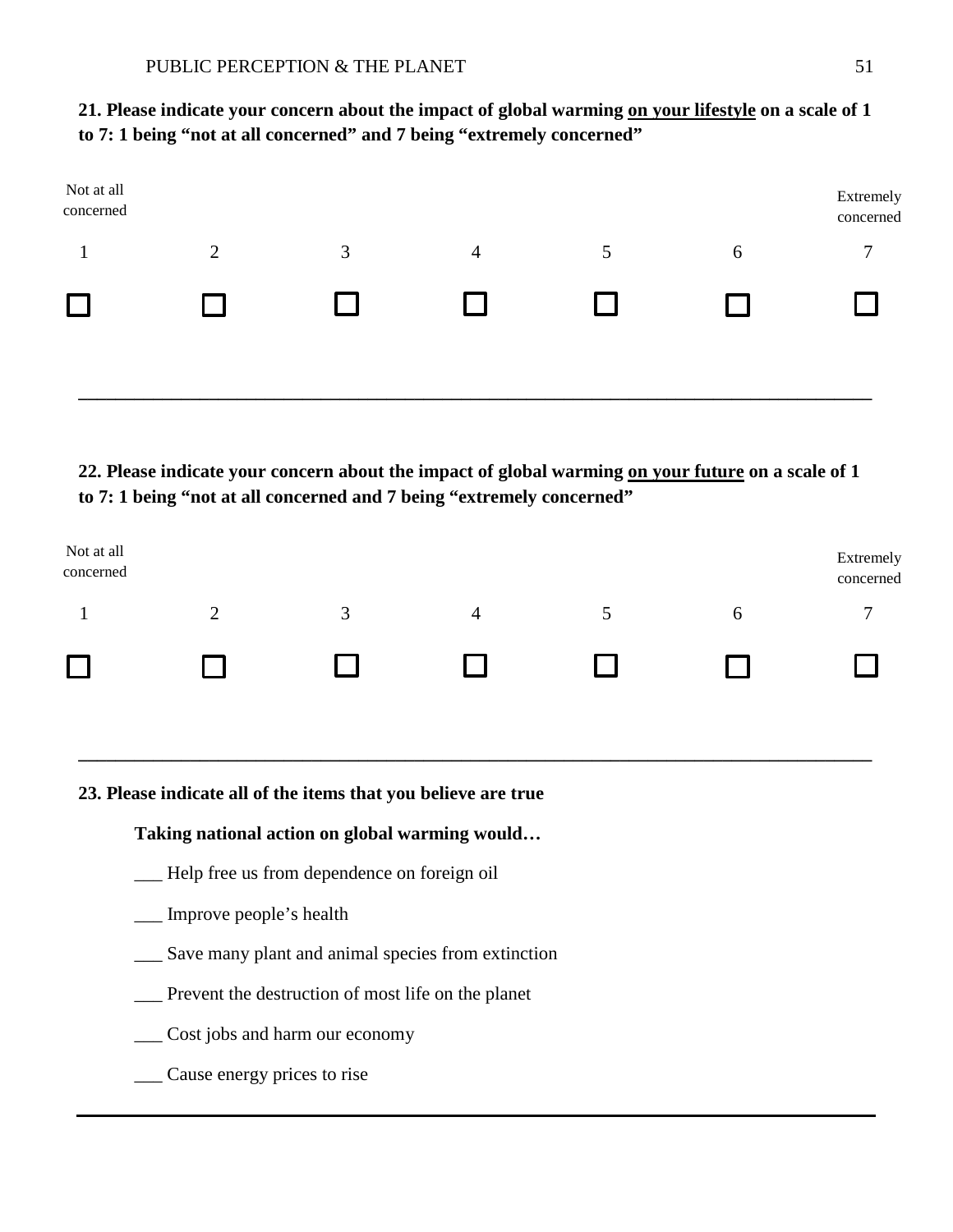**21. Please indicate your concern about the impact of global warming <u>on your lifestyle</u> on a scale of 1 to 7: 1 being "not at all concerned" and 7 being "extremely concerned"**

| Not at all concerned | | | | | | Extremely concerned |
|---|---|---|---|---|---|---|
| 1 | 2 | 3 | 4 | 5 | 6 | 7 |
| ☐ | ☐ | ☐ | ☐ | ☐ | ☐ | ☐ |

---

**22. Please indicate your concern about the impact of global warming <u>on your future</u> on a scale of 1 to 7: 1 being "not at all concerned and 7 being "extremely concerned"**

| Not at all concerned | | | | | | Extremely concerned |
|---|---|---|---|---|---|---|
| 1 | 2 | 3 | 4 | 5 | 6 | 7 |
| ☐ | ☐ | ☐ | ☐ | ☐ | ☐ | ☐ |

---

**23. Please indicate all of the items that you believe are true**

**Taking national action on global warming would…**

___ Help free us from dependence on foreign oil

___ Improve people's health

___ Save many plant and animal species from extinction

___ Prevent the destruction of most life on the planet

___ Cost jobs and harm our economy

___ Cause energy prices to rise

---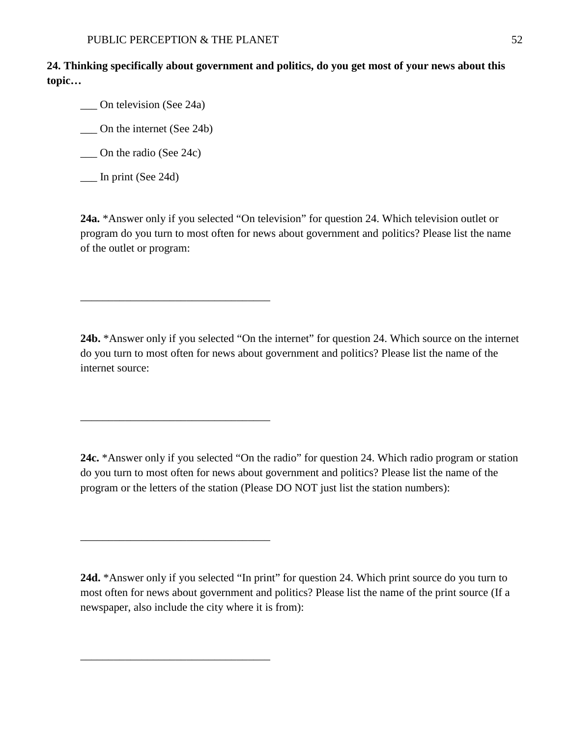**24. Thinking specifically about government and politics, do you get most of your news about this topic…**

___ On television (See 24a)

___ On the internet (See 24b)

___ On the radio (See 24c)

___ In print (See 24d)

**24a.** *Answer only if you selected "On television" for question 24. Which television outlet or program do you turn to most often for news about government and politics? Please list the name of the outlet or program:

__________________________________

**24b.** *Answer only if you selected "On the internet" for question 24. Which source on the internet do you turn to most often for news about government and politics? Please list the name of the internet source:

__________________________________

**24c.** *Answer only if you selected "On the radio" for question 24. Which radio program or station do you turn to most often for news about government and politics? Please list the name of the program or the letters of the station (Please DO NOT just list the station numbers):

__________________________________

**24d.** *Answer only if you selected "In print" for question 24. Which print source do you turn to most often for news about government and politics? Please list the name of the print source (If a newspaper, also include the city where it is from):

__________________________________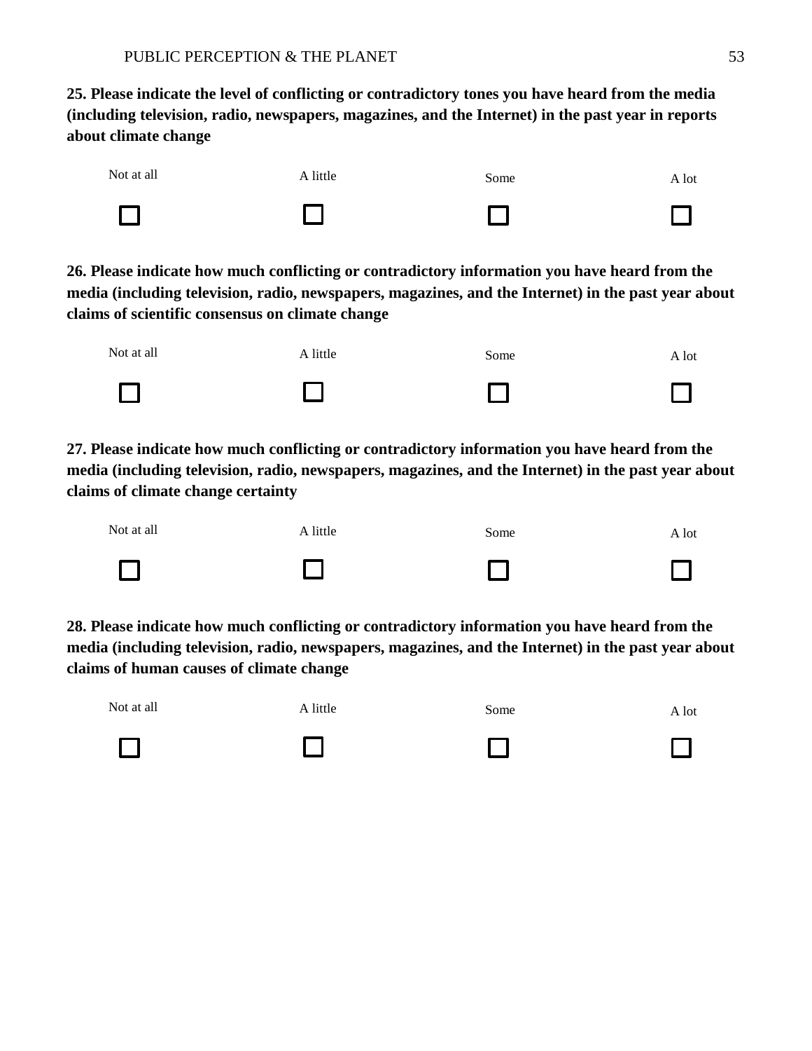**25. Please indicate the level of conflicting or contradictory tones you have heard from the media (including television, radio, newspapers, magazines, and the Internet) in the past year in reports about climate change**

| Not at all | A little | Some | A lot |
|---|---|---|---|
| ☐ | ☐ | ☐ | ☐ |

**26. Please indicate how much conflicting or contradictory information you have heard from the media (including television, radio, newspapers, magazines, and the Internet) in the past year about claims of scientific consensus on climate change**

| Not at all | A little | Some | A lot |
|---|---|---|---|
| ☐ | ☐ | ☐ | ☐ |

**27. Please indicate how much conflicting or contradictory information you have heard from the media (including television, radio, newspapers, magazines, and the Internet) in the past year about claims of climate change certainty**

| Not at all | A little | Some | A lot |
|---|---|---|---|
| ☐ | ☐ | ☐ | ☐ |

**28. Please indicate how much conflicting or contradictory information you have heard from the media (including television, radio, newspapers, magazines, and the Internet) in the past year about claims of human causes of climate change**

| Not at all | A little | Some | A lot |
|---|---|---|---|
| ☐ | ☐ | ☐ | ☐ |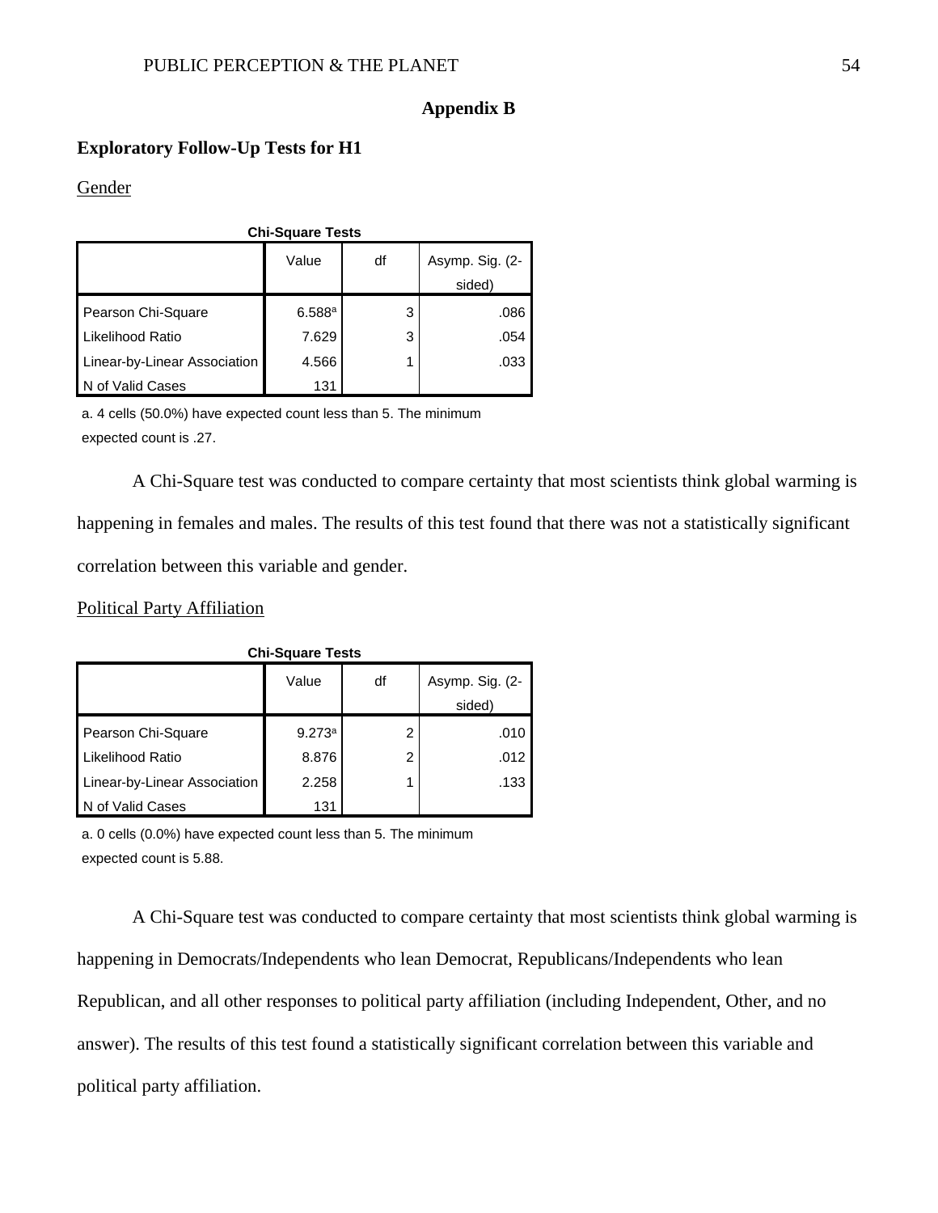## Appendix B

### Exploratory Follow-Up Tests for H1

Gender

**Chi-Square Tests**

| | Value | df | Asymp. Sig. (2-sided) |
|---|---|---|---|
| Pearson Chi-Square | 6.588[a] | 3 | .086 |
| Likelihood Ratio | 7.629 | 3 | .054 |
| Linear-by-Linear Association | 4.566 | 1 | .033 |
| N of Valid Cases | 131 | | |

a. 4 cells (50.0%) have expected count less than 5. The minimum expected count is .27.

A Chi-Square test was conducted to compare certainty that most scientists think global warming is happening in females and males. The results of this test found that there was not a statistically significant correlation between this variable and gender.

Political Party Affiliation

**Chi-Square Tests**

| | Value | df | Asymp. Sig. (2-sided) |
|---|---|---|---|
| Pearson Chi-Square | 9.273[a] | 2 | .010 |
| Likelihood Ratio | 8.876 | 2 | .012 |
| Linear-by-Linear Association | 2.258 | 1 | .133 |
| N of Valid Cases | 131 | | |

a. 0 cells (0.0%) have expected count less than 5. The minimum expected count is 5.88.

A Chi-Square test was conducted to compare certainty that most scientists think global warming is happening in Democrats/Independents who lean Democrat, Republicans/Independents who lean Republican, and all other responses to political party affiliation (including Independent, Other, and no answer). The results of this test found a statistically significant correlation between this variable and political party affiliation.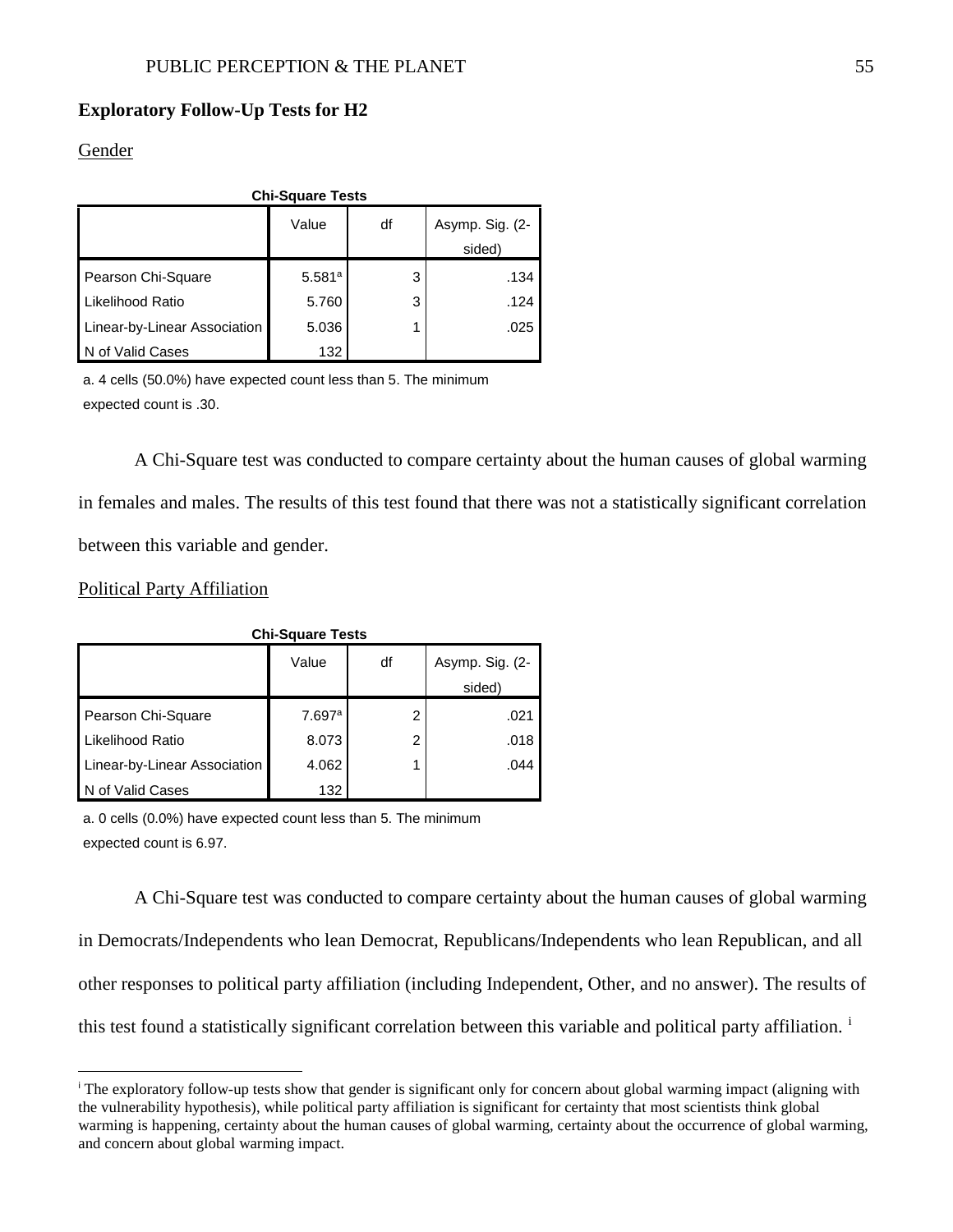**Exploratory Follow-Up Tests for H2**

Gender

**Chi-Square Tests**

| | Value | df | Asymp. Sig. (2-sided) |
|---|---|---|---|
| Pearson Chi-Square | 5.581[a] | 3 | .134 |
| Likelihood Ratio | 5.760 | 3 | .124 |
| Linear-by-Linear Association | 5.036 | 1 | .025 |
| N of Valid Cases | 132 | | |

a. 4 cells (50.0%) have expected count less than 5. The minimum expected count is .30.

A Chi-Square test was conducted to compare certainty about the human causes of global warming in females and males. The results of this test found that there was not a statistically significant correlation between this variable and gender.

Political Party Affiliation

**Chi-Square Tests**

| | Value | df | Asymp. Sig. (2-sided) |
|---|---|---|---|
| Pearson Chi-Square | 7.697[a] | 2 | .021 |
| Likelihood Ratio | 8.073 | 2 | .018 |
| Linear-by-Linear Association | 4.062 | 1 | .044 |
| N of Valid Cases | 132 | | |

a. 0 cells (0.0%) have expected count less than 5. The minimum expected count is 6.97.

A Chi-Square test was conducted to compare certainty about the human causes of global warming in Democrats/Independents who lean Democrat, Republicans/Independents who lean Republican, and all other responses to political party affiliation (including Independent, Other, and no answer). The results of this test found a statistically significant correlation between this variable and political party affiliation. [i]

[i] The exploratory follow-up tests show that gender is significant only for concern about global warming impact (aligning with the vulnerability hypothesis), while political party affiliation is significant for certainty that most scientists think global warming is happening, certainty about the human causes of global warming, certainty about the occurrence of global warming, and concern about global warming impact.